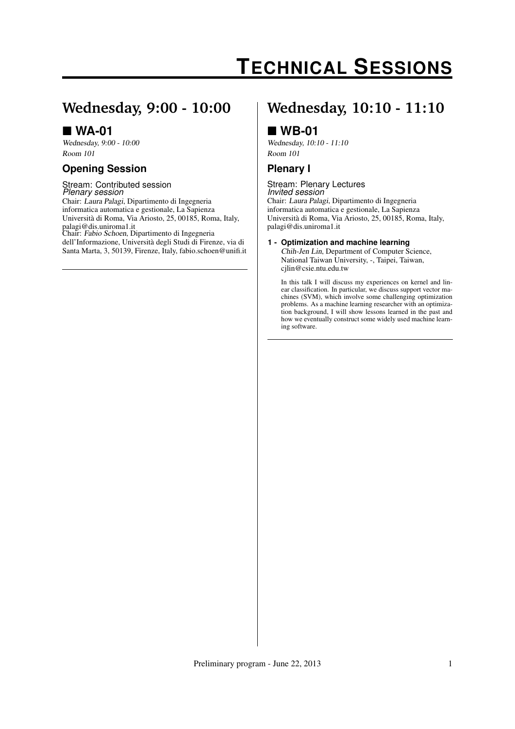# TECHNICAL SESSIONS

## Wednesday, 9:00 - 10:00

### ■ WA-01

*Wednesday, 9:00 - 10:00*
*Room 101*

#### Opening Session

Stream: Contributed session
*Plenary session*
Chair: *Laura Palagi*, Dipartimento di Ingegneria informatica automatica e gestionale, La Sapienza Università di Roma, Via Ariosto, 25, 00185, Roma, Italy, palagi@dis.uniroma1.it
Chair: *Fabio Schoen*, Dipartimento di Ingegneria dell'Informazione, Università degli Studi di Firenze, via di Santa Marta, 3, 50139, Firenze, Italy, fabio.schoen@unifi.it

## Wednesday, 10:10 - 11:10

### ■ WB-01

*Wednesday, 10:10 - 11:10*
*Room 101*

#### Plenary I

Stream: Plenary Lectures
*Invited session*
Chair: *Laura Palagi*, Dipartimento di Ingegneria informatica automatica e gestionale, La Sapienza Università di Roma, Via Ariosto, 25, 00185, Roma, Italy, palagi@dis.uniroma1.it

**1 - Optimization and machine learning**
*Chih-Jen Lin*, Department of Computer Science, National Taiwan University, -, Taipei, Taiwan, cjlin@csie.ntu.edu.tw

In this talk I will discuss my experiences on kernel and linear classification. In particular, we discuss support vector machines (SVM), which involve some challenging optimization problems. As a machine learning researcher with an optimization background, I will show lessons learned in the past and how we eventually construct some widely used machine learning software.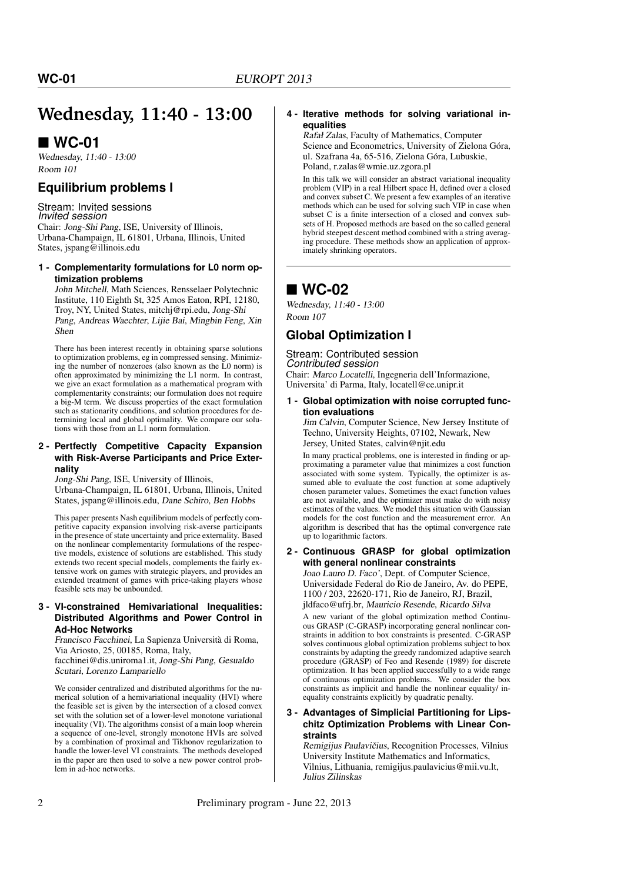# Wednesday, 11:40 - 13:00

## ■ WC-01

*Wednesday, 11:40 - 13:00*
*Room 101*

### Equilibrium problems I

Stream: Invited sessions
*Invited session*

Chair: *Jong-Shi Pang*, ISE, University of Illinois, Urbana-Champaign, IL 61801, Urbana, Illinois, United States, jspang@illinois.edu

**1 - Complementarity formulations for L0 norm optimization problems**

*John Mitchell*, Math Sciences, Rensselaer Polytechnic Institute, 110 Eighth St, 325 Amos Eaton, RPI, 12180, Troy, NY, United States, mitchj@rpi.edu, *Jong-Shi Pang*, *Andreas Waechter*, *Lijie Bai*, *Mingbin Feng*, *Xin Shen*

There has been interest recently in obtaining sparse solutions to optimization problems, eg in compressed sensing. Minimizing the number of nonzeroes (also known as the L0 norm) is often approximated by minimizing the L1 norm. In contrast, we give an exact formulation as a mathematical program with complementarity constraints; our formulation does not require a big-M term. We discuss properties of the exact formulation such as stationarity conditions, and solution procedures for determining local and global optimality. We compare our solutions with those from an L1 norm formulation.

**2 - Pertfectly Competitive Capacity Expansion with Risk-Averse Participants and Price Externality**

*Jong-Shi Pang*, ISE, University of Illinois, Urbana-Champaign, IL 61801, Urbana, Illinois, United States, jspang@illinois.edu, *Dane Schiro*, *Ben Hobbs*

This paper presents Nash equilibrium models of perfectly competitive capacity expansion involving risk-averse participants in the presence of state uncertainty and price externality. Based on the nonlinear complementarity formulations of the respective models, existence of solutions are established. This study extends two recent special models, complements the fairly extensive work on games with strategic players, and provides an extended treatment of games with price-taking players whose feasible sets may be unbounded.

**3 - VI-constrained Hemivariational Inequalities: Distributed Algorithms and Power Control in Ad-Hoc Networks**

*Francisco Facchinei*, La Sapienza Università di Roma, Via Ariosto, 25, 00185, Roma, Italy, facchinei@dis.uniroma1.it, *Jong-Shi Pang*, *Gesualdo Scutari*, *Lorenzo Lampariello*

We consider centralized and distributed algorithms for the numerical solution of a hemivariational inequality (HVI) where the feasible set is given by the intersection of a closed convex set with the solution set of a lower-level monotone variational inequality (VI). The algorithms consist of a main loop wherein a sequence of one-level, strongly monotone HVIs are solved by a combination of proximal and Tikhonov regularization to handle the lower-level VI constraints. The methods developed in the paper are then used to solve a new power control problem in ad-hoc networks.

**4 - Iterative methods for solving variational inequalities**

*Rafał Zalas*, Faculty of Mathematics, Computer Science and Econometrics, University of Zielona Góra, ul. Szafrana 4a, 65-516, Zielona Góra, Lubuskie, Poland, r.zalas@wmie.uz.zgora.pl

In this talk we will consider an abstract variational inequality problem (VIP) in a real Hilbert space H, defined over a closed and convex subset C. We present a few examples of an iterative methods which can be used for solving such VIP in case when subset C is a finite intersection of a closed and convex subsets of H. Proposed methods are based on the so called general hybrid steepest descent method combined with a string averaging procedure. These methods show an application of approximately shrinking operators.

## ■ WC-02

*Wednesday, 11:40 - 13:00*
*Room 107*

### Global Optimization I

Stream: Contributed session
*Contributed session*

Chair: *Marco Locatelli*, Ingegneria dell'Informazione, Universita' di Parma, Italy, locatell@ce.unipr.it

**1 - Global optimization with noise corrupted function evaluations**

*Jim Calvin*, Computer Science, New Jersey Institute of Techno, University Heights, 07102, Newark, New Jersey, United States, calvin@njit.edu

In many practical problems, one is interested in finding or approximating a parameter value that minimizes a cost function associated with some system. Typically, the optimizer is assumed able to evaluate the cost function at some adaptively chosen parameter values. Sometimes the exact function values are not available, and the optimizer must make do with noisy estimates of the values. We model this situation with Gaussian models for the cost function and the measurement error. An algorithm is described that has the optimal convergence rate up to logarithmic factors.

**2 - Continuous GRASP for global optimization with general nonlinear constraints**

*Joao Lauro D. Faco'*, Dept. of Computer Science, Universidade Federal do Rio de Janeiro, Av. do PEPE, 1100 / 203, 22620-171, Rio de Janeiro, RJ, Brazil, jldfaco@ufrj.br, *Mauricio Resende*, *Ricardo Silva*

A new variant of the global optimization method Continuous GRASP (C-GRASP) incorporating general nonlinear constraints in addition to box constraints is presented. C-GRASP solves continuous global optimization problems subject to box constraints by adapting the greedy randomized adaptive search procedure (GRASP) of Feo and Resende (1989) for discrete optimization. It has been applied successfully to a wide range of continuous optimization problems. We consider the box constraints as implicit and handle the nonlinear equality/ inequality constraints explicitly by quadratic penalty.

**3 - Advantages of Simplicial Partitioning for Lipschitz Optimization Problems with Linear Constraints**

*Remigijus Paulavičius*, Recognition Processes, Vilnius University Institute Mathematics and Informatics, Vilnius, Lithuania, remigijus.paulavicius@mii.vu.lt, *Julius Zilinskas*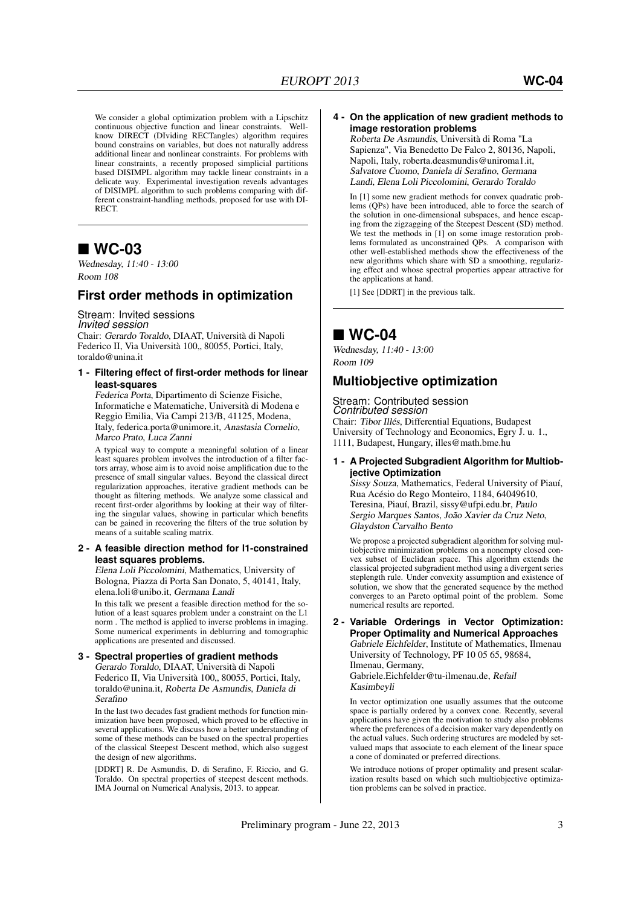We consider a global optimization problem with a Lipschitz continuous objective function and linear constraints. Well-know DIRECT (DIviding RECTangles) algorithm requires bound constrains on variables, but does not naturally address additional linear and nonlinear constraints. For problems with linear constraints, a recently proposed simplicial partitions based DISIMPL algorithm may tackle linear constraints in a delicate way. Experimental investigation reveals advantages of DISIMPL algorithm to such problems comparing with different constraint-handling methods, proposed for use with DIRECT.

## ■ WC-03

*Wednesday, 11:40 - 13:00*
*Room 108*

### First order methods in optimization

Stream: Invited sessions
*Invited session*
Chair: *Gerardo Toraldo*, DIAAT, Università di Napoli Federico II, Via Università 100,, 80055, Portici, Italy, toraldo@unina.it

**1 - Filtering effect of first-order methods for linear least-squares**

*Federica Porta*, Dipartimento di Scienze Fisiche, Informatiche e Matematiche, Università di Modena e Reggio Emilia, Via Campi 213/B, 41125, Modena, Italy, federica.porta@unimore.it, *Anastasia Cornelio*, *Marco Prato*, *Luca Zanni*

A typical way to compute a meaningful solution of a linear least squares problem involves the introduction of a filter factors array, whose aim is to avoid noise amplification due to the presence of small singular values. Beyond the classical direct regularization approaches, iterative gradient methods can be thought as filtering methods. We analyze some classical and recent first-order algorithms by looking at their way of filtering the singular values, showing in particular which benefits can be gained in recovering the filters of the true solution by means of a suitable scaling matrix.

**2 - A feasible direction method for l1-constrained least squares problems.**

*Elena Loli Piccolomini*, Mathematics, University of Bologna, Piazza di Porta San Donato, 5, 40141, Italy, elena.loli@unibo.it, *Germana Landi*

In this talk we present a feasible direction method for the solution of a least squares problem under a constraint on the L1 norm . The method is applied to inverse problems in imaging. Some numerical experiments in deblurring and tomographic applications are presented and discussed.

**3 - Spectral properties of gradient methods**

*Gerardo Toraldo*, DIAAT, Università di Napoli Federico II, Via Università 100,, 80055, Portici, Italy, toraldo@unina.it, *Roberta De Asmundis*, *Daniela di Serafino*

In the last two decades fast gradient methods for function minimization have been proposed, which proved to be effective in several applications. We discuss how a better understanding of some of these methods can be based on the spectral properties of the classical Steepest Descent method, which also suggest the design of new algorithms.

[DDRT] R. De Asmundis, D. di Serafino, F. Riccio, and G. Toraldo. On spectral properties of steepest descent methods. IMA Journal on Numerical Analysis, 2013. to appear.

**4 - On the application of new gradient methods to image restoration problems**

*Roberta De Asmundis*, Università di Roma "La Sapienza", Via Benedetto De Falco 2, 80136, Napoli, Napoli, Italy, roberta.deasmundis@uniroma1.it, *Salvatore Cuomo*, *Daniela di Serafino*, *Germana Landi*, *Elena Loli Piccolomini*, *Gerardo Toraldo*

In [1] some new gradient methods for convex quadratic problems (QPs) have been introduced, able to force the search of the solution in one-dimensional subspaces, and hence escaping from the zigzagging of the Steepest Descent (SD) method. We test the methods in [1] on some image restoration problems formulated as unconstrained QPs. A comparison with other well-established methods show the effectiveness of the new algorithms which share with SD a smoothing, regularizing effect and whose spectral properties appear attractive for the applications at hand.

[1] See [DDRT] in the previous talk.

## ■ WC-04

*Wednesday, 11:40 - 13:00*
*Room 109*

### Multiobjective optimization

Stream: Contributed session
*Contributed session*
Chair: *Tibor Illés*, Differential Equations, Budapest University of Technology and Economics, Egry J. u. 1., 1111, Budapest, Hungary, illes@math.bme.hu

**1 - A Projected Subgradient Algorithm for Multiobjective Optimization**

*Sissy Souza*, Mathematics, Federal University of Piauí, Rua Acésio do Rego Monteiro, 1184, 64049610, Teresina, Piauí, Brazil, sissy@ufpi.edu.br, *Paulo Sergio Marques Santos*, *João Xavier da Cruz Neto*, *Glaydston Carvalho Bento*

We propose a projected subgradient algorithm for solving multiobjective minimization problems on a nonempty closed convex subset of Euclidean space. This algorithm extends the classical projected subgradient method using a divergent series steplength rule. Under convexity assumption and existence of solution, we show that the generated sequence by the method converges to an Pareto optimal point of the problem. Some numerical results are reported.

**2 - Variable Orderings in Vector Optimization: Proper Optimality and Numerical Approaches**

*Gabriele Eichfelder*, Institute of Mathematics, Ilmenau University of Technology, PF 10 05 65, 98684, Ilmenau, Germany, Gabriele.Eichfelder@tu-ilmenau.de, *Refail Kasimbeyli*

In vector optimization one usually assumes that the outcome space is partially ordered by a convex cone. Recently, several applications have given the motivation to study also problems where the preferences of a decision maker vary dependently on the actual values. Such ordering structures are modeled by set-valued maps that associate to each element of the linear space a cone of dominated or preferred directions.

We introduce notions of proper optimality and present scalarization results based on which such multiobjective optimization problems can be solved in practice.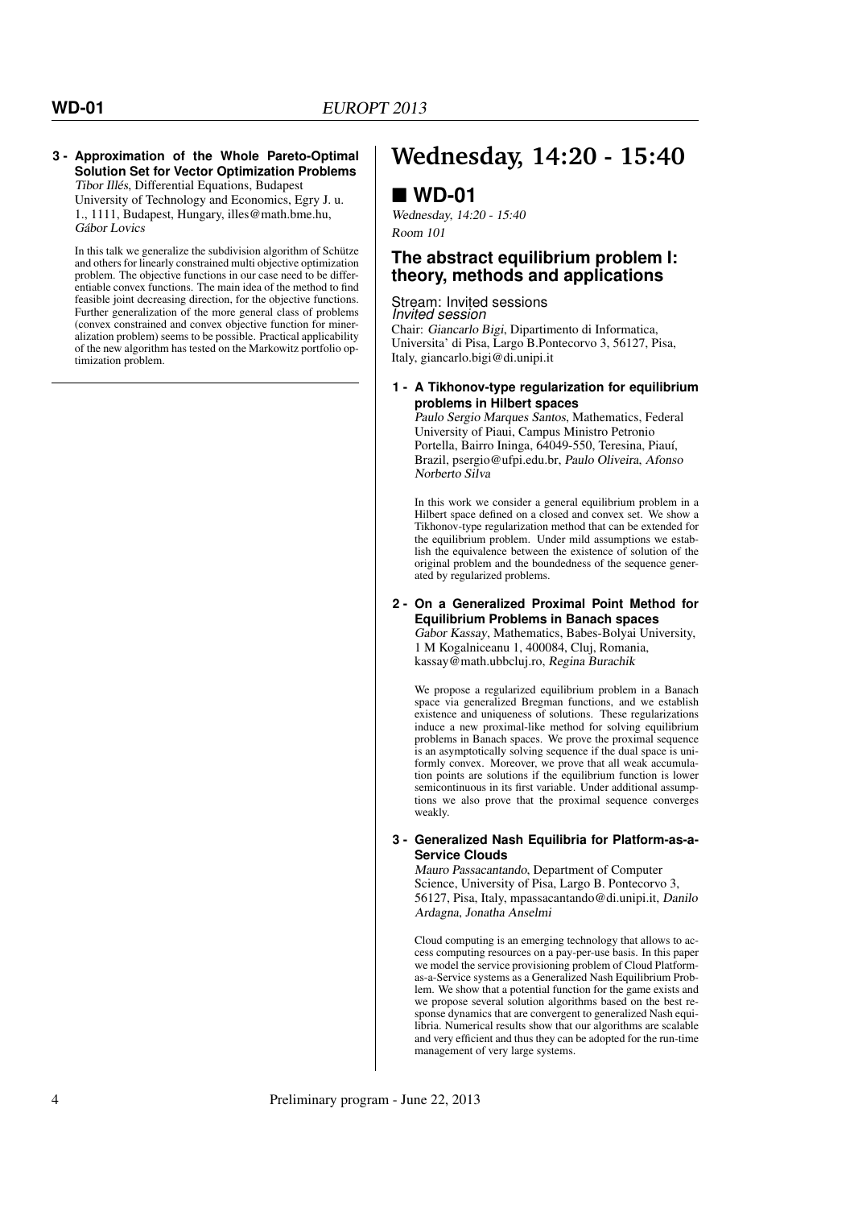**3 - Approximation of the Whole Pareto-Optimal Solution Set for Vector Optimization Problems**
*Tibor Illés*, Differential Equations, Budapest University of Technology and Economics, Egry J. u. 1., 1111, Budapest, Hungary, illes@math.bme.hu, *Gábor Lovics*

In this talk we generalize the subdivision algorithm of Schütze and others for linearly constrained multi objective optimization problem. The objective functions in our case need to be differentiable convex functions. The main idea of the method to find feasible joint decreasing direction, for the objective functions. Further generalization of the more general class of problems (convex constrained and convex objective function for mineralization problem) seems to be possible. Practical applicability of the new algorithm has tested on the Markowitz portfolio optimization problem.

# Wednesday, 14:20 - 15:40

## ■ WD-01

*Wednesday, 14:20 - 15:40*
*Room 101*

### The abstract equilibrium problem I: theory, methods and applications

Stream: Invited sessions
*Invited session*
Chair: *Giancarlo Bigi*, Dipartimento di Informatica, Universita' di Pisa, Largo B.Pontecorvo 3, 56127, Pisa, Italy, giancarlo.bigi@di.unipi.it

**1 - A Tikhonov-type regularization for equilibrium problems in Hilbert spaces**
*Paulo Sergio Marques Santos*, Mathematics, Federal University of Piaui, Campus Ministro Petronio Portella, Bairro Ininga, 64049-550, Teresina, Piauí, Brazil, psergio@ufpi.edu.br, *Paulo Oliveira*, *Afonso Norberto Silva*

In this work we consider a general equilibrium problem in a Hilbert space defined on a closed and convex set. We show a Tikhonov-type regularization method that can be extended for the equilibrium problem. Under mild assumptions we establish the equivalence between the existence of solution of the original problem and the boundedness of the sequence generated by regularized problems.

**2 - On a Generalized Proximal Point Method for Equilibrium Problems in Banach spaces**
*Gabor Kassay*, Mathematics, Babes-Bolyai University, 1 M Kogalniceanu 1, 400084, Cluj, Romania, kassay@math.ubbcluj.ro, *Regina Burachik*

We propose a regularized equilibrium problem in a Banach space via generalized Bregman functions, and we establish existence and uniqueness of solutions. These regularizations induce a new proximal-like method for solving equilibrium problems in Banach spaces. We prove the proximal sequence is an asymptotically solving sequence if the dual space is uniformly convex. Moreover, we prove that all weak accumulation points are solutions if the equilibrium function is lower semicontinuous in its first variable. Under additional assumptions we also prove that the proximal sequence converges weakly.

**3 - Generalized Nash Equilibria for Platform-as-a-Service Clouds**
*Mauro Passacantando*, Department of Computer Science, University of Pisa, Largo B. Pontecorvo 3, 56127, Pisa, Italy, mpassacantando@di.unipi.it, *Danilo Ardagna*, *Jonatha Anselmi*

Cloud computing is an emerging technology that allows to access computing resources on a pay-per-use basis. In this paper we model the service provisioning problem of Cloud Platform-as-a-Service systems as a Generalized Nash Equilibrium Problem. We show that a potential function for the game exists and we propose several solution algorithms based on the best response dynamics that are convergent to generalized Nash equilibria. Numerical results show that our algorithms are scalable and very efficient and thus they can be adopted for the run-time management of very large systems.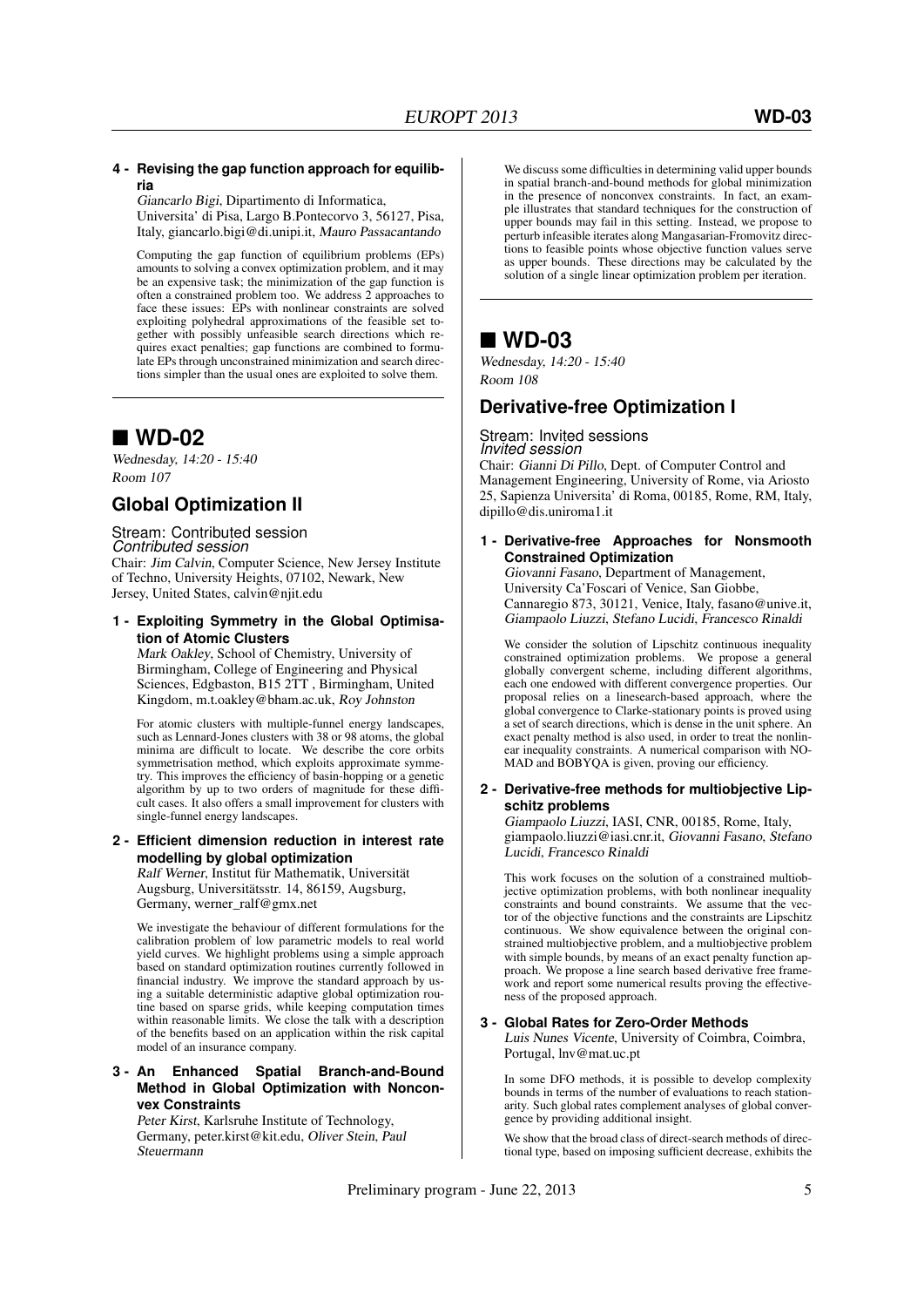**4 - Revising the gap function approach for equilibria**

*Giancarlo Bigi*, Dipartimento di Informatica, Universita' di Pisa, Largo B.Pontecorvo 3, 56127, Pisa, Italy, giancarlo.bigi@di.unipi.it, *Mauro Passacantando*

Computing the gap function of equilibrium problems (EPs) amounts to solving a convex optimization problem, and it may be an expensive task; the minimization of the gap function is often a constrained problem too. We address 2 approaches to face these issues: EPs with nonlinear constraints are solved exploiting polyhedral approximations of the feasible set together with possibly unfeasible search directions which requires exact penalties; gap functions are combined to formulate EPs through unconstrained minimization and search directions simpler than the usual ones are exploited to solve them.

## ■ WD-02

*Wednesday, 14:20 - 15:40*
*Room 107*

### Global Optimization II

Stream: Contributed session
*Contributed session*
Chair: *Jim Calvin*, Computer Science, New Jersey Institute of Techno, University Heights, 07102, Newark, New Jersey, United States, calvin@njit.edu

**1 - Exploiting Symmetry in the Global Optimisation of Atomic Clusters**

*Mark Oakley*, School of Chemistry, University of Birmingham, College of Engineering and Physical Sciences, Edgbaston, B15 2TT , Birmingham, United Kingdom, m.t.oakley@bham.ac.uk, *Roy Johnston*

For atomic clusters with multiple-funnel energy landscapes, such as Lennard-Jones clusters with 38 or 98 atoms, the global minima are difficult to locate. We describe the core orbits symmetrisation method, which exploits approximate symmetry. This improves the efficiency of basin-hopping or a genetic algorithm by up to two orders of magnitude for these difficult cases. It also offers a small improvement for clusters with single-funnel energy landscapes.

**2 - Efficient dimension reduction in interest rate modelling by global optimization**

*Ralf Werner*, Institut für Mathematik, Universität Augsburg, Universitätsstr. 14, 86159, Augsburg, Germany, werner_ralf@gmx.net

We investigate the behaviour of different formulations for the calibration problem of low parametric models to real world yield curves. We highlight problems using a simple approach based on standard optimization routines currently followed in financial industry. We improve the standard approach by using a suitable deterministic adaptive global optimization routine based on sparse grids, while keeping computation times within reasonable limits. We close the talk with a description of the benefits based on an application within the risk capital model of an insurance company.

**3 - An Enhanced Spatial Branch-and-Bound Method in Global Optimization with Nonconvex Constraints**

*Peter Kirst*, Karlsruhe Institute of Technology, Germany, peter.kirst@kit.edu, *Oliver Stein*, *Paul Steuermann*

We discuss some difficulties in determining valid upper bounds in spatial branch-and-bound methods for global minimization in the presence of nonconvex constraints. In fact, an example illustrates that standard techniques for the construction of upper bounds may fail in this setting. Instead, we propose to perturb infeasible iterates along Mangasarian-Fromovitz directions to feasible points whose objective function values serve as upper bounds. These directions may be calculated by the solution of a single linear optimization problem per iteration.

## ■ WD-03

*Wednesday, 14:20 - 15:40*
*Room 108*

### Derivative-free Optimization I

Stream: Invited sessions
*Invited session*
Chair: *Gianni Di Pillo*, Dept. of Computer Control and Management Engineering, University of Rome, via Ariosto 25, Sapienza Universita' di Roma, 00185, Rome, RM, Italy, dipillo@dis.uniroma1.it

**1 - Derivative-free Approaches for Nonsmooth Constrained Optimization**

*Giovanni Fasano*, Department of Management, University Ca'Foscari of Venice, San Giobbe, Cannaregio 873, 30121, Venice, Italy, fasano@unive.it, *Giampaolo Liuzzi*, *Stefano Lucidi*, *Francesco Rinaldi*

We consider the solution of Lipschitz continuous inequality constrained optimization problems. We propose a general globally convergent scheme, including different algorithms, each one endowed with different convergence properties. Our proposal relies on a linesearch-based approach, where the global convergence to Clarke-stationary points is proved using a set of search directions, which is dense in the unit sphere. An exact penalty method is also used, in order to treat the nonlinear inequality constraints. A numerical comparison with NOMAD and BOBYQA is given, proving our efficiency.

**2 - Derivative-free methods for multiobjective Lipschitz problems**

*Giampaolo Liuzzi*, IASI, CNR, 00185, Rome, Italy, giampaolo.liuzzi@iasi.cnr.it, *Giovanni Fasano*, *Stefano Lucidi*, *Francesco Rinaldi*

This work focuses on the solution of a constrained multiobjective optimization problems, with both nonlinear inequality constraints and bound constraints. We assume that the vector of the objective functions and the constraints are Lipschitz continuous. We show equivalence between the original constrained multiobjective problem, and a multiobjective problem with simple bounds, by means of an exact penalty function approach. We propose a line search based derivative free framework and report some numerical results proving the effectiveness of the proposed approach.

**3 - Global Rates for Zero-Order Methods**

*Luis Nunes Vicente*, University of Coimbra, Coimbra, Portugal, lnv@mat.uc.pt

In some DFO methods, it is possible to develop complexity bounds in terms of the number of evaluations to reach stationarity. Such global rates complement analyses of global convergence by providing additional insight.

We show that the broad class of direct-search methods of directional type, based on imposing sufficient decrease, exhibits the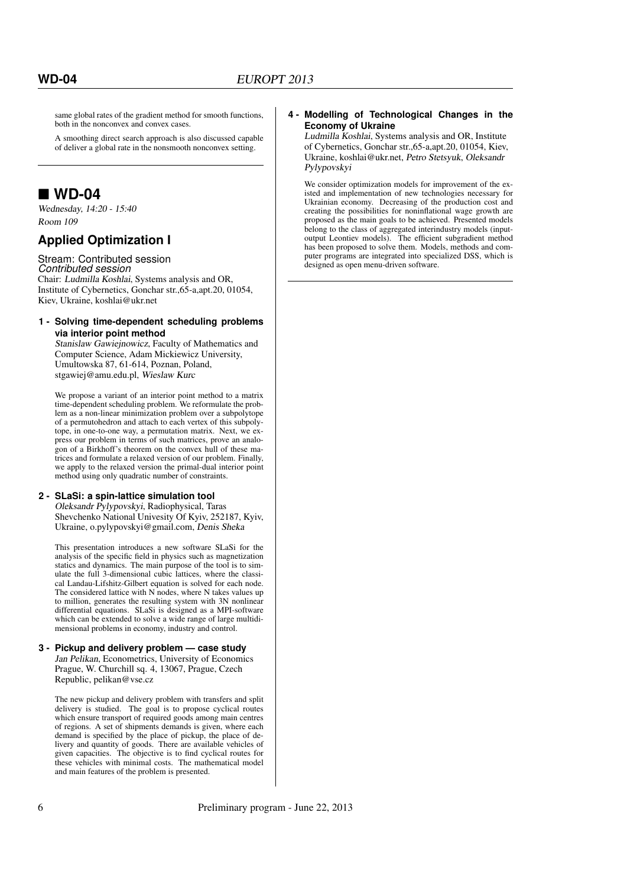same global rates of the gradient method for smooth functions, both in the nonconvex and convex cases.

A smoothing direct search approach is also discussed capable of deliver a global rate in the nonsmooth nonconvex setting.

## ■ WD-04

*Wednesday, 14:20 - 15:40*
*Room 109*

### Applied Optimization I

Stream: Contributed session
*Contributed session*
Chair: *Ludmilla Koshlai*, Systems analysis and OR, Institute of Cybernetics, Gonchar str.,65-a,apt.20, 01054, Kiev, Ukraine, koshlai@ukr.net

**1 - Solving time-dependent scheduling problems via interior point method**

*Stanislaw Gawiejnowicz*, Faculty of Mathematics and Computer Science, Adam Mickiewicz University, Umultowska 87, 61-614, Poznan, Poland, stgawiej@amu.edu.pl, *Wieslaw Kurc*

We propose a variant of an interior point method to a matrix time-dependent scheduling problem. We reformulate the problem as a non-linear minimization problem over a subpolytope of a permutohedron and attach to each vertex of this subpolytope, in one-to-one way, a permutation matrix. Next, we express our problem in terms of such matrices, prove an analogon of a Birkhoff's theorem on the convex hull of these matrices and formulate a relaxed version of our problem. Finally, we apply to the relaxed version the primal-dual interior point method using only quadratic number of constraints.

**2 - SLaSi: a spin-lattice simulation tool**

*Oleksandr Pylypovskyi*, Radiophysical, Taras Shevchenko National Univesity Of Kyiv, 252187, Kyiv, Ukraine, o.pylypovskyi@gmail.com, *Denis Sheka*

This presentation introduces a new software SLaSi for the analysis of the specific field in physics such as magnetization statics and dynamics. The main purpose of the tool is to simulate the full 3-dimensional cubic lattices, where the classical Landau-Lifshitz-Gilbert equation is solved for each node. The considered lattice with N nodes, where N takes values up to million, generates the resulting system with 3N nonlinear differential equations. SLaSi is designed as a MPI-software which can be extended to solve a wide range of large multidimensional problems in economy, industry and control.

**3 - Pickup and delivery problem — case study**

*Jan Pelikan*, Econometrics, University of Economics Prague, W. Churchill sq. 4, 13067, Prague, Czech Republic, pelikan@vse.cz

The new pickup and delivery problem with transfers and split delivery is studied. The goal is to propose cyclical routes which ensure transport of required goods among main centres of regions. A set of shipments demands is given, where each demand is specified by the place of pickup, the place of delivery and quantity of goods. There are available vehicles of given capacities. The objective is to find cyclical routes for these vehicles with minimal costs. The mathematical model and main features of the problem is presented.

**4 - Modelling of Technological Changes in the Economy of Ukraine**

*Ludmilla Koshlai*, Systems analysis and OR, Institute of Cybernetics, Gonchar str.,65-a,apt.20, 01054, Kiev, Ukraine, koshlai@ukr.net, *Petro Stetsyuk*, *Oleksandr Pylypovskyi*

We consider optimization models for improvement of the existed and implementation of new technologies necessary for Ukrainian economy. Decreasing of the production cost and creating the possibilities for noninflational wage growth are proposed as the main goals to be achieved. Presented models belong to the class of aggregated interindustry models (input-output Leontiev models). The efficient subgradient method has been proposed to solve them. Models, methods and computer programs are integrated into specialized DSS, which is designed as open menu-driven software.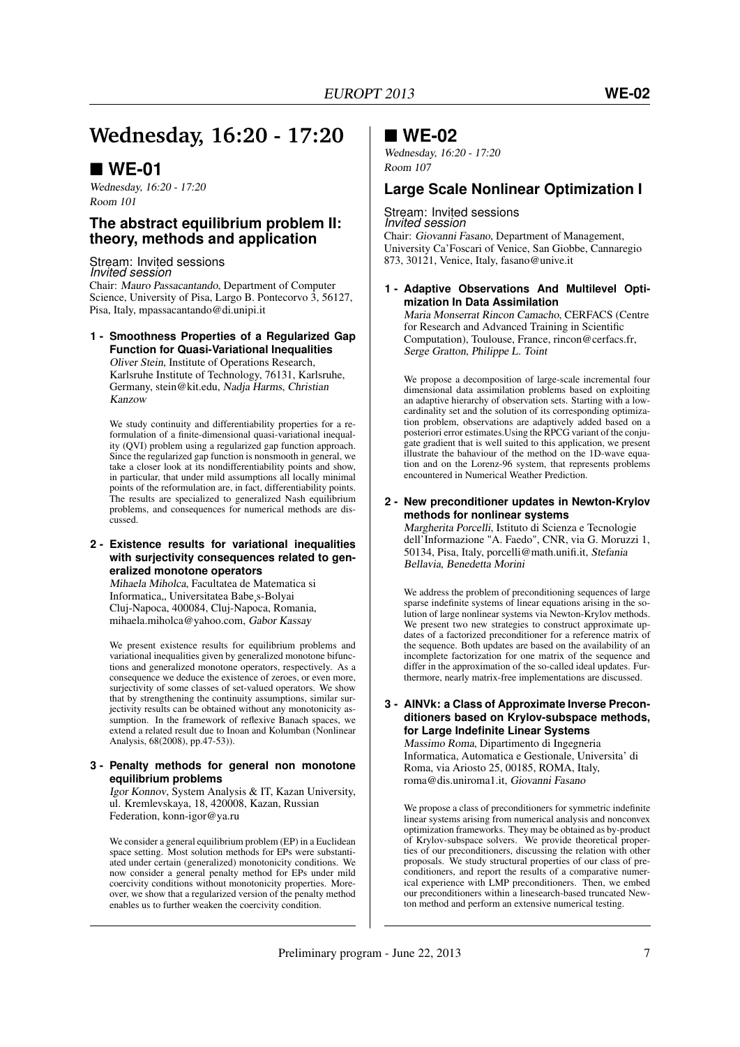# Wednesday, 16:20 - 17:20

## ■ WE-01

*Wednesday, 16:20 - 17:20*
*Room 101*

### The abstract equilibrium problem II: theory, methods and application

Stream: Invited sessions
*Invited session*
Chair: *Mauro Passacantando*, Department of Computer Science, University of Pisa, Largo B. Pontecorvo 3, 56127, Pisa, Italy, mpassacantando@di.unipi.it

**1 - Smoothness Properties of a Regularized Gap Function for Quasi-Variational Inequalities**
*Oliver Stein*, Institute of Operations Research, Karlsruhe Institute of Technology, 76131, Karlsruhe, Germany, stein@kit.edu, *Nadja Harms*, *Christian Kanzow*

We study continuity and differentiability properties for a reformulation of a finite-dimensional quasi-variational inequality (QVI) problem using a regularized gap function approach. Since the regularized gap function is nonsmooth in general, we take a closer look at its nondifferentiability points and show, in particular, that under mild assumptions all locally minimal points of the reformulation are, in fact, differentiability points. The results are specialized to generalized Nash equilibrium problems, and consequences for numerical methods are discussed.

**2 - Existence results for variational inequalities with surjectivity consequences related to generalized monotone operators**
*Mihaela Miholca*, Facultatea de Matematica si Informatica,, Universitatea Babeş-Bolyai Cluj-Napoca, 400084, Cluj-Napoca, Romania, mihaela.miholca@yahoo.com, *Gabor Kassay*

We present existence results for equilibrium problems and variational inequalities given by generalized monotone bifunctions and generalized monotone operators, respectively. As a consequence we deduce the existence of zeroes, or even more, surjectivity of some classes of set-valued operators. We show that by strengthening the continuity assumptions, similar surjectivity results can be obtained without any monotonicity assumption. In the framework of reflexive Banach spaces, we extend a related result due to Inoan and Kolumban (Nonlinear Analysis, 68(2008), pp.47-53)).

**3 - Penalty methods for general non monotone equilibrium problems**
*Igor Konnov*, System Analysis & IT, Kazan University, ul. Kremlevskaya, 18, 420008, Kazan, Russian Federation, konn-igor@ya.ru

We consider a general equilibrium problem (EP) in a Euclidean space setting. Most solution methods for EPs were substantiated under certain (generalized) monotonicity conditions. We now consider a general penalty method for EPs under mild coercivity conditions without monotonicity properties. Moreover, we show that a regularized version of the penalty method enables us to further weaken the coercivity condition.

## ■ WE-02

*Wednesday, 16:20 - 17:20*
*Room 107*

### Large Scale Nonlinear Optimization I

Stream: Invited sessions
*Invited session*
Chair: *Giovanni Fasano*, Department of Management, University Ca'Foscari of Venice, San Giobbe, Cannaregio 873, 30121, Venice, Italy, fasano@unive.it

**1 - Adaptive Observations And Multilevel Optimization In Data Assimilation**
*Maria Monserrat Rincon Camacho*, CERFACS (Centre for Research and Advanced Training in Scientific Computation), Toulouse, France, rincon@cerfacs.fr, *Serge Gratton*, *Philippe L. Toint*

We propose a decomposition of large-scale incremental four dimensional data assimilation problems based on exploiting an adaptive hierarchy of observation sets. Starting with a low-cardinality set and the solution of its corresponding optimization problem, observations are adaptively added based on a posteriori error estimates.Using the RPCG variant of the conjugate gradient that is well suited to this application, we present illustrate the bahaviour of the method on the 1D-wave equation and on the Lorenz-96 system, that represents problems encountered in Numerical Weather Prediction.

**2 - New preconditioner updates in Newton-Krylov methods for nonlinear systems**
*Margherita Porcelli*, Istituto di Scienza e Tecnologie dell'Informazione "A. Faedo", CNR, via G. Moruzzi 1, 50134, Pisa, Italy, porcelli@math.unifi.it, *Stefania Bellavia*, *Benedetta Morini*

We address the problem of preconditioning sequences of large sparse indefinite systems of linear equations arising in the solution of large nonlinear systems via Newton-Krylov methods. We present two new strategies to construct approximate updates of a factorized preconditioner for a reference matrix of the sequence. Both updates are based on the availability of an incomplete factorization for one matrix of the sequence and differ in the approximation of the so-called ideal updates. Furthermore, nearly matrix-free implementations are discussed.

**3 - AINVk: a Class of Approximate Inverse Preconditioners based on Krylov-subspace methods, for Large Indefinite Linear Systems**
*Massimo Roma*, Dipartimento di Ingegneria Informatica, Automatica e Gestionale, Universita' di Roma, via Ariosto 25, 00185, ROMA, Italy, roma@dis.uniroma1.it, *Giovanni Fasano*

We propose a class of preconditioners for symmetric indefinite linear systems arising from numerical analysis and nonconvex optimization frameworks. They may be obtained as by-product of Krylov-subspace solvers. We provide theoretical properties of our preconditioners, discussing the relation with other proposals. We study structural properties of our class of preconditioners, and report the results of a comparative numerical experience with LMP preconditioners. Then, we embed our preconditioners within a linesearch-based truncated Newton method and perform an extensive numerical testing.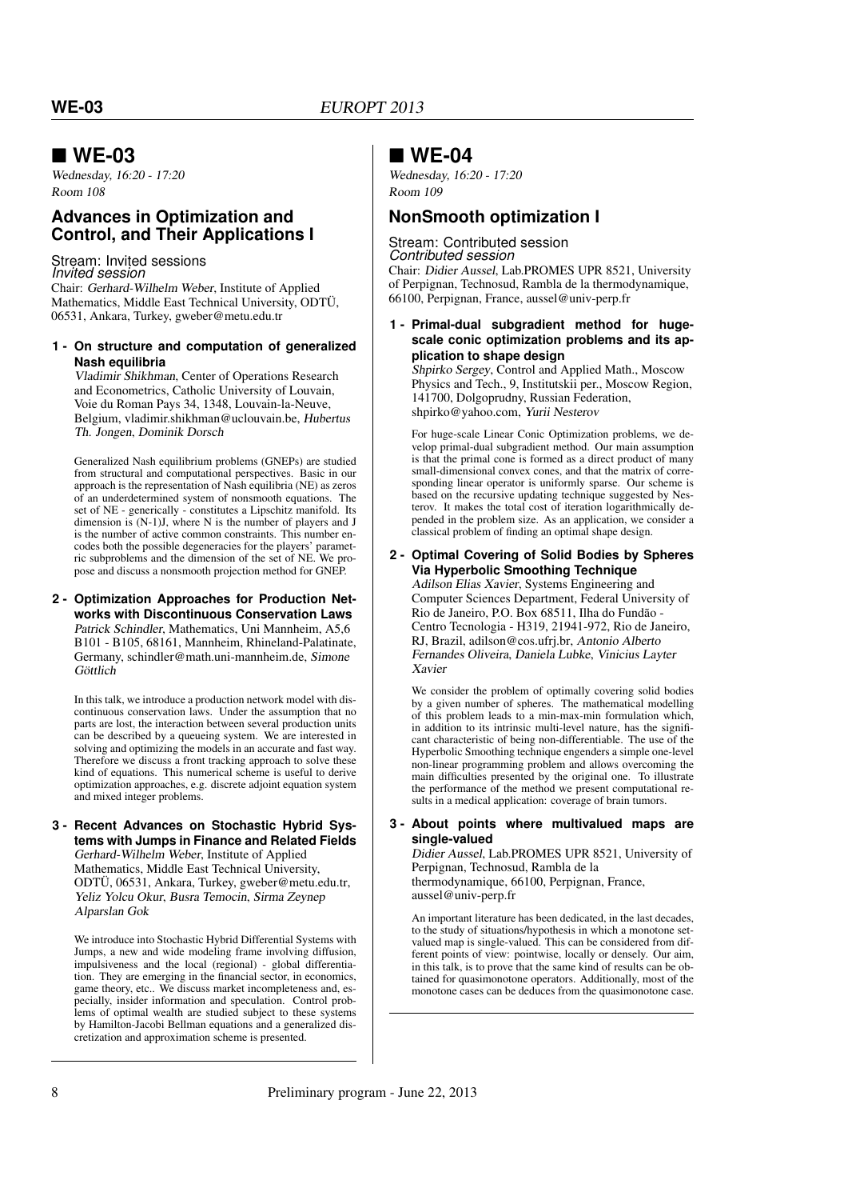## ■ WE-03

*Wednesday, 16:20 - 17:20*
*Room 108*

### Advances in Optimization and Control, and Their Applications I

Stream: Invited sessions
*Invited session*
Chair: *Gerhard-Wilhelm Weber*, Institute of Applied Mathematics, Middle East Technical University, ODTÜ, 06531, Ankara, Turkey, gweber@metu.edu.tr

**1 - On structure and computation of generalized Nash equilibria**

*Vladimir Shikhman*, Center of Operations Research and Econometrics, Catholic University of Louvain, Voie du Roman Pays 34, 1348, Louvain-la-Neuve, Belgium, vladimir.shikhman@uclouvain.be, *Hubertus Th. Jongen*, *Dominik Dorsch*

Generalized Nash equilibrium problems (GNEPs) are studied from structural and computational perspectives. Basic in our approach is the representation of Nash equilibria (NE) as zeros of an underdetermined system of nonsmooth equations. The set of NE - generically - constitutes a Lipschitz manifold. Its dimension is (N-1)J, where N is the number of players and J is the number of active common constraints. This number encodes both the possible degeneracies for the players' parametric subproblems and the dimension of the set of NE. We propose and discuss a nonsmooth projection method for GNEP.

**2 - Optimization Approaches for Production Networks with Discontinuous Conservation Laws**

*Patrick Schindler*, Mathematics, Uni Mannheim, A5,6 B101 - B105, 68161, Mannheim, Rhineland-Palatinate, Germany, schindler@math.uni-mannheim.de, *Simone Göttlich*

In this talk, we introduce a production network model with discontinuous conservation laws. Under the assumption that no parts are lost, the interaction between several production units can be described by a queueing system. We are interested in solving and optimizing the models in an accurate and fast way. Therefore we discuss a front tracking approach to solve these kind of equations. This numerical scheme is useful to derive optimization approaches, e.g. discrete adjoint equation system and mixed integer problems.

**3 - Recent Advances on Stochastic Hybrid Systems with Jumps in Finance and Related Fields**

*Gerhard-Wilhelm Weber*, Institute of Applied Mathematics, Middle East Technical University, ODTÜ, 06531, Ankara, Turkey, gweber@metu.edu.tr, *Yeliz Yolcu Okur*, *Busra Temocin*, *Sirma Zeynep Alparslan Gok*

We introduce into Stochastic Hybrid Differential Systems with Jumps, a new and wide modeling frame involving diffusion, impulsiveness and the local (regional) - global differentiation. They are emerging in the financial sector, in economics, game theory, etc.. We discuss market incompleteness and, especially, insider information and speculation. Control problems of optimal wealth are studied subject to these systems by Hamilton-Jacobi Bellman equations and a generalized discretization and approximation scheme is presented.

## ■ WE-04

*Wednesday, 16:20 - 17:20*
*Room 109*

### NonSmooth optimization I

Stream: Contributed session
*Contributed session*
Chair: *Didier Aussel*, Lab.PROMES UPR 8521, University of Perpignan, Technosud, Rambla de la thermodynamique, 66100, Perpignan, France, aussel@univ-perp.fr

**1 - Primal-dual subgradient method for huge-scale conic optimization problems and its application to shape design**

*Shpirko Sergey*, Control and Applied Math., Moscow Physics and Tech., 9, Institutskii per., Moscow Region, 141700, Dolgoprudny, Russian Federation, shpirko@yahoo.com, *Yurii Nesterov*

For huge-scale Linear Conic Optimization problems, we develop primal-dual subgradient method. Our main assumption is that the primal cone is formed as a direct product of many small-dimensional convex cones, and that the matrix of corresponding linear operator is uniformly sparse. Our scheme is based on the recursive updating technique suggested by Nesterov. It makes the total cost of iteration logarithmically depended in the problem size. As an application, we consider a classical problem of finding an optimal shape design.

**2 - Optimal Covering of Solid Bodies by Spheres Via Hyperbolic Smoothing Technique**

*Adilson Elias Xavier*, Systems Engineering and Computer Sciences Department, Federal University of Rio de Janeiro, P.O. Box 68511, Ilha do Fundão - Centro Tecnologia - H319, 21941-972, Rio de Janeiro, RJ, Brazil, adilson@cos.ufrj.br, *Antonio Alberto Fernandes Oliveira*, *Daniela Lubke*, *Vinicius Layter Xavier*

We consider the problem of optimally covering solid bodies by a given number of spheres. The mathematical modelling of this problem leads to a min-max-min formulation which, in addition to its intrinsic multi-level nature, has the significant characteristic of being non-differentiable. The use of the Hyperbolic Smoothing technique engenders a simple one-level non-linear programming problem and allows overcoming the main difficulties presented by the original one. To illustrate the performance of the method we present computational results in a medical application: coverage of brain tumors.

**3 - About points where multivalued maps are single-valued**

*Didier Aussel*, Lab.PROMES UPR 8521, University of Perpignan, Technosud, Rambla de la thermodynamique, 66100, Perpignan, France, aussel@univ-perp.fr

An important literature has been dedicated, in the last decades, to the study of situations/hypothesis in which a monotone set-valued map is single-valued. This can be considered from different points of view: pointwise, locally or densely. Our aim, in this talk, is to prove that the same kind of results can be obtained for quasimonotone operators. Additionally, most of the monotone cases can be deduces from the quasimonotone case.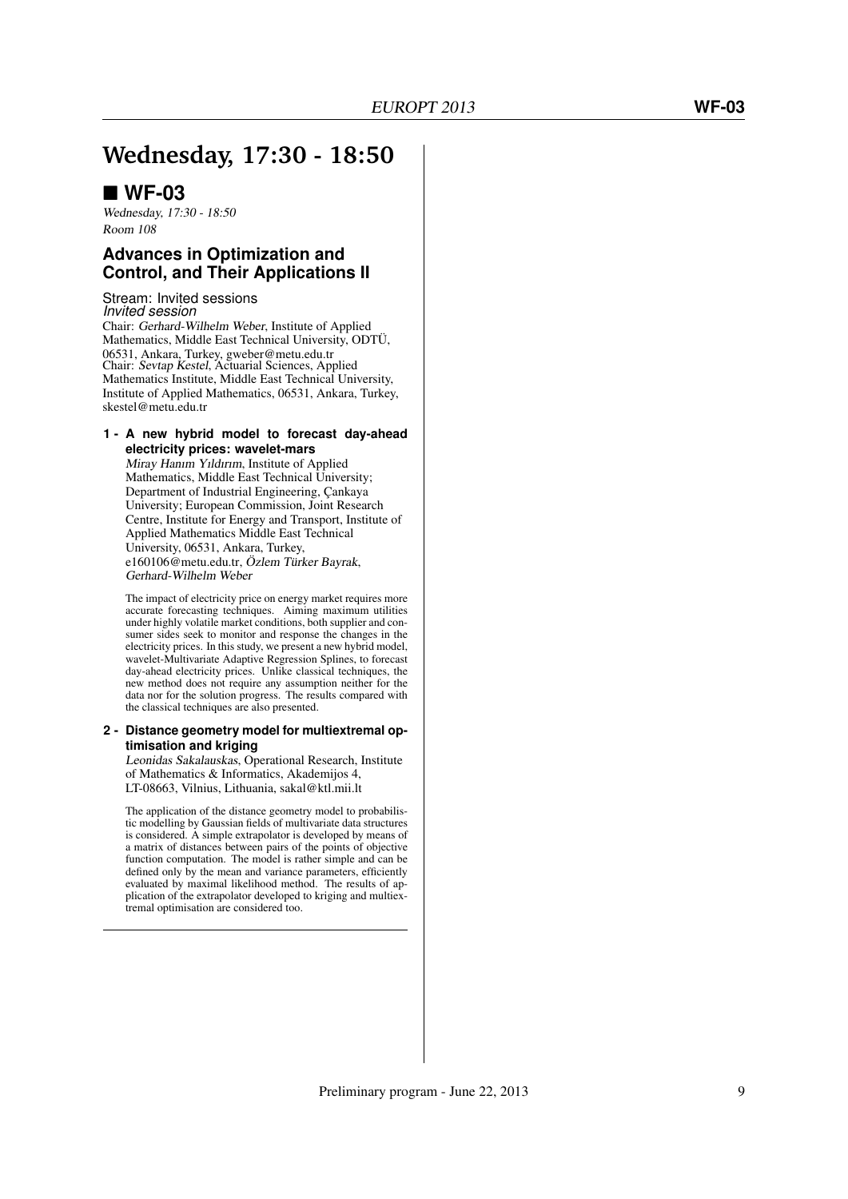# Wednesday, 17:30 - 18:50

## ■ WF-03

*Wednesday, 17:30 - 18:50*
*Room 108*

### Advances in Optimization and Control, and Their Applications II

Stream: Invited sessions
*Invited session*

Chair: *Gerhard-Wilhelm Weber*, Institute of Applied Mathematics, Middle East Technical University, ODTÜ, 06531, Ankara, Turkey, gweber@metu.edu.tr
Chair: *Sevtap Kestel*, Actuarial Sciences, Applied Mathematics Institute, Middle East Technical University, Institute of Applied Mathematics, 06531, Ankara, Turkey, skestel@metu.edu.tr

**1 - A new hybrid model to forecast day-ahead electricity prices: wavelet-mars**

*Miray Hanım Yıldırım*, Institute of Applied Mathematics, Middle East Technical University; Department of Industrial Engineering, Çankaya University; European Commission, Joint Research Centre, Institute for Energy and Transport, Institute of Applied Mathematics Middle East Technical University, 06531, Ankara, Turkey, e160106@metu.edu.tr, *Özlem Türker Bayrak*, *Gerhard-Wilhelm Weber*

The impact of electricity price on energy market requires more accurate forecasting techniques. Aiming maximum utilities under highly volatile market conditions, both supplier and consumer sides seek to monitor and response the changes in the electricity prices. In this study, we present a new hybrid model, wavelet-Multivariate Adaptive Regression Splines, to forecast day-ahead electricity prices. Unlike classical techniques, the new method does not require any assumption neither for the data nor for the solution progress. The results compared with the classical techniques are also presented.

**2 - Distance geometry model for multiextremal optimisation and kriging**

*Leonidas Sakalauskas*, Operational Research, Institute of Mathematics & Informatics, Akademijos 4, LT-08663, Vilnius, Lithuania, sakal@ktl.mii.lt

The application of the distance geometry model to probabilistic modelling by Gaussian fields of multivariate data structures is considered. A simple extrapolator is developed by means of a matrix of distances between pairs of the points of objective function computation. The model is rather simple and can be defined only by the mean and variance parameters, efficiently evaluated by maximal likelihood method. The results of application of the extrapolator developed to kriging and multiextremal optimisation are considered too.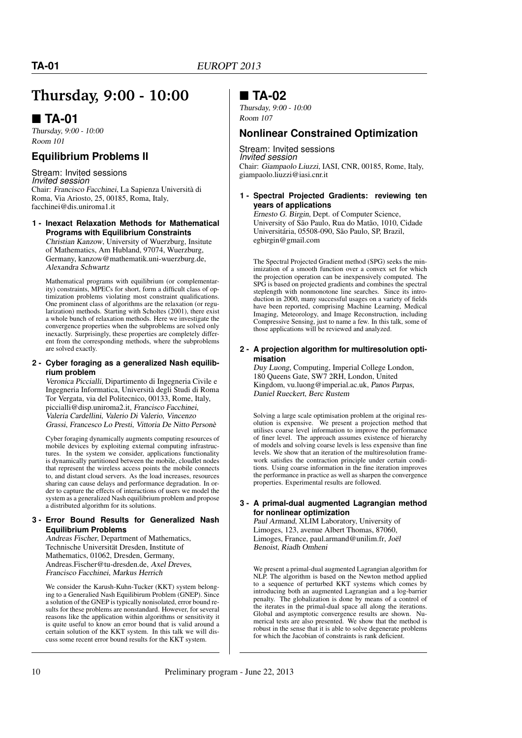# Thursday, 9:00 - 10:00

## ■ TA-01

*Thursday, 9:00 - 10:00*
*Room 101*

### Equilibrium Problems II

Stream: Invited sessions
*Invited session*
Chair: *Francisco Facchinei*, La Sapienza Università di Roma, Via Ariosto, 25, 00185, Roma, Italy, facchinei@dis.uniroma1.it

**1 - Inexact Relaxation Methods for Mathematical Programs with Equilibrium Constraints**

*Christian Kanzow*, University of Wuerzburg, Insitute of Mathematics, Am Hubland, 97074, Wuerzburg, Germany, kanzow@mathematik.uni-wuerzburg.de, *Alexandra Schwartz*

Mathematical programs with equilibrium (or complementarity) constraints, MPECs for short, form a difficult class of optimization problems violating most constraint qualifications. One prominent class of algorithms are the relaxation (or regularization) methods. Starting with Scholtes (2001), there exist a whole bunch of relaxation methods. Here we investigate the convergence properties when the subproblems are solved only inexactly. Surprisingly, these properties are completely different from the corresponding methods, where the subproblems are solved exactly.

**2 - Cyber foraging as a generalized Nash equilibrium problem**

*Veronica Piccialli*, Dipartimento di Ingegneria Civile e Ingegneria Informatica, Università degli Studi di Roma Tor Vergata, via del Politecnico, 00133, Rome, Italy, piccialli@disp.uniroma2.it, *Francisco Facchinei*, *Valeria Cardellini*, *Valerio Di Valerio*, *Vincenzo Grassi*, *Francesco Lo Presti*, *Vittoria De Nitto Personè*

Cyber foraging dynamically augments computing resources of mobile devices by exploiting external computing infrastructures. In the system we consider, applications functionality is dynamically partitioned between the mobile, cloudlet nodes that represent the wireless access points the mobile connects to, and distant cloud servers. As the load increases, resources sharing can cause delays and performance degradation. In order to capture the effects of interactions of users we model the system as a generalized Nash equilibrium problem and propose a distributed algorithm for its solutions.

**3 - Error Bound Results for Generalized Nash Equilibrium Problems**

*Andreas Fischer*, Department of Mathematics, Technische Universität Dresden, Institute of Mathematics, 01062, Dresden, Germany, Andreas.Fischer@tu-dresden.de, *Axel Dreves*, *Francisco Facchinei*, *Markus Herrich*

We consider the Karush-Kuhn-Tucker (KKT) system belonging to a Generalied Nash Equilibirum Problem (GNEP). Since a solution of the GNEP is typically nonisolated, error bound results for these problems are nonstandard. However, for several reasons like the application within algorithms or sensitivity it is quite useful to know an error bound that is valid around a certain solution of the KKT system. In this talk we will discuss some recent error bound results for the KKT system.

## ■ TA-02

*Thursday, 9:00 - 10:00*
*Room 107*

### Nonlinear Constrained Optimization

Stream: Invited sessions
*Invited session*
Chair: *Giampaolo Liuzzi*, IASI, CNR, 00185, Rome, Italy, giampaolo.liuzzi@iasi.cnr.it

**1 - Spectral Projected Gradients: reviewing ten years of applications**

*Ernesto G. Birgin*, Dept. of Computer Science, University of São Paulo, Rua do Matão, 1010, Cidade Universitária, 05508-090, São Paulo, SP, Brazil, egbirgin@gmail.com

The Spectral Projected Gradient method (SPG) seeks the minimization of a smooth function over a convex set for which the projection operation can be inexpensively computed. The SPG is based on projected gradients and combines the spectral steplength with nonmonotone line searches. Since its introduction in 2000, many successful usages on a variety of fields have been reported, comprising Machine Learning, Medical Imaging, Meteorology, and Image Reconstruction, including Compressive Sensing, just to name a few. In this talk, some of those applications will be reviewed and analyzed.

**2 - A projection algorithm for multiresolution optimisation**

*Duy Luong*, Computing, Imperial College London, 180 Queens Gate, SW7 2RH, London, United Kingdom, vu.luong@imperial.ac.uk, *Panos Parpas*, *Daniel Rueckert*, *Berc Rustem*

Solving a large scale optimisation problem at the original resolution is expensive. We present a projection method that utilises coarse level information to improve the performance of finer level. The approach assumes existence of hierarchy of models and solving coarse levels is less expensive than fine levels. We show that an iteration of the multiresolution framework satisfies the contraction principle under certain conditions. Using coarse information in the fine iteration improves the performance in practice as well as sharpen the convergence properties. Experimental results are followed.

**3 - A primal-dual augmented Lagrangian method for nonlinear optimization**

*Paul Armand*, XLIM Laboratory, University of Limoges, 123, avenue Albert Thomas, 87060, Limoges, France, paul.armand@unilim.fr, *Joël Benoist*, *Riadh Omheni*

We present a primal-dual augmented Lagrangian algorithm for NLP. The algorithm is based on the Newton method applied to a sequence of perturbed KKT systems which comes by introducing both an augmented Lagrangian and a log-barrier penalty. The globalization is done by means of a control of the iterates in the primal-dual space all along the iterations. Global and asymptotic convergence results are shown. Numerical tests are also presented. We show that the method is robust in the sense that it is able to solve degenerate problems for which the Jacobian of constraints is rank deficient.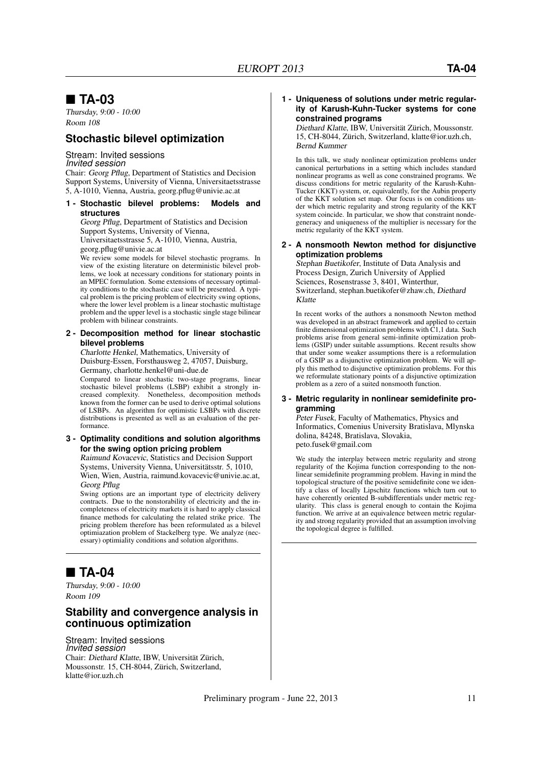## ■ TA-03

*Thursday, 9:00 - 10:00*
*Room 108*

### Stochastic bilevel optimization

Stream: Invited sessions
*Invited session*
Chair: *Georg Pflug*, Department of Statistics and Decision Support Systems, University of Vienna, Universitaetsstrasse 5, A-1010, Vienna, Austria, georg.pflug@univie.ac.at

**1 - Stochastic bilevel problems: Models and structures**

*Georg Pflug*, Department of Statistics and Decision Support Systems, University of Vienna, Universitaetsstrasse 5, A-1010, Vienna, Austria, georg.pflug@univie.ac.at

We review some models for bilevel stochastic programs. In view of the existing literature on deterministic bilevel problems, we look at necessary conditions for stationary points in an MPEC formulation. Some extensions of necessary optimality conditions to the stochastic case will be presented. A typical problem is the pricing problem of electricity swing options, where the lower level problem is a linear stochastic multistage problem and the upper level is a stochastic single stage bilinear problem with bilinear constraints.

**2 - Decomposition method for linear stochastic bilevel problems**

*Charlotte Henkel*, Mathematics, University of Duisburg-Essen, Forsthausweg 2, 47057, Duisburg, Germany, charlotte.henkel@uni-due.de

Compared to linear stochastic two-stage programs, linear stochastic bilevel problems (LSBP) exhibit a strongly increased complexity. Nonetheless, decomposition methods known from the former can be used to derive optimal solutions of LSBPs. An algorithm for optimistic LSBPs with discrete distributions is presented as well as an evaluation of the performance.

**3 - Optimality conditions and solution algorithms for the swing option pricing problem**

*Raimund Kovacevic*, Statistics and Decision Support Systems, University Vienna, Universitätsstr. 5, 1010, Wien, Wien, Austria, raimund.kovacevic@univie.ac.at, *Georg Pflug*

Swing options are an important type of electricity delivery contracts. Due to the nonstorability of electricity and the incompleteness of electricity markets it is hard to apply classical finance methods for calculating the related strike price. The pricing problem therefore has been reformulated as a bilevel optimiazation problem of Stackelberg type. We analyze (necessary) optimiality conditions and solution algorithms.

## ■ TA-04

*Thursday, 9:00 - 10:00*
*Room 109*

### Stability and convergence analysis in continuous optimization

Stream: Invited sessions
*Invited session*
Chair: *Diethard Klatte*, IBW, Universität Zürich, Moussonstr. 15, CH-8044, Zürich, Switzerland, klatte@ior.uzh.ch

**1 - Uniqueness of solutions under metric regularity of Karush-Kuhn-Tucker systems for cone constrained programs**

*Diethard Klatte*, IBW, Universität Zürich, Moussonstr. 15, CH-8044, Zürich, Switzerland, klatte@ior.uzh.ch, *Bernd Kummer*

In this talk, we study nonlinear optimization problems under canonical perturbations in a setting which includes standard nonlinear programs as well as cone constrained programs. We discuss conditions for metric regularity of the Karush-Kuhn-Tucker (KKT) system, or, equivalently, for the Aubin property of the KKT solution set map. Our focus is on conditions under which metric regularity and strong regularity of the KKT system coincide. In particular, we show that constraint nondegenerancy and uniqueness of the multiplier is necessary for the metric regularity of the KKT system.

**2 - A nonsmooth Newton method for disjunctive optimization problems**

*Stephan Buetikofer*, Institute of Data Analysis and Process Design, Zurich University of Applied Sciences, Rosenstrasse 3, 8401, Winterthur, Switzerland, stephan.buetikofer@zhaw.ch, *Diethard Klatte*

In recent works of the authors a nonsmooth Newton method was developed in an abstract framework and applied to certain finite dimensional optimization problems with C1,1 data. Such problems arise from general semi-infinite optimization problems (GSIP) under suitable assumptions. Recent results show that under some weaker assumptions there is a reformulation of a GSIP as a disjunctive optimization problem. We will apply this method to disjunctive optimization problems. For this we reformulate stationary points of a disjunctive optimization problem as a zero of a suited nonsmooth function.

**3 - Metric regularity in nonlinear semidefinite programming**

*Peter Fusek*, Faculty of Mathematics, Physics and Informatics, Comenius University Bratislava, Mlynska dolina, 84248, Bratislava, Slovakia, peto.fusek@gmail.com

We study the interplay between metric regularity and strong regularity of the Kojima function corresponding to the nonlinear semidefinite programming problem. Having in mind the topological structure of the positive semidefinite cone we identify a class of locally Lipschitz functions which turn out to have coherently oriented B-subdifferentials under metric regularity. This class is general enough to contain the Kojima function. We arrive at an equivalence between metric regularity and strong regularity provided that an assumption involving the topological degree is fulfilled.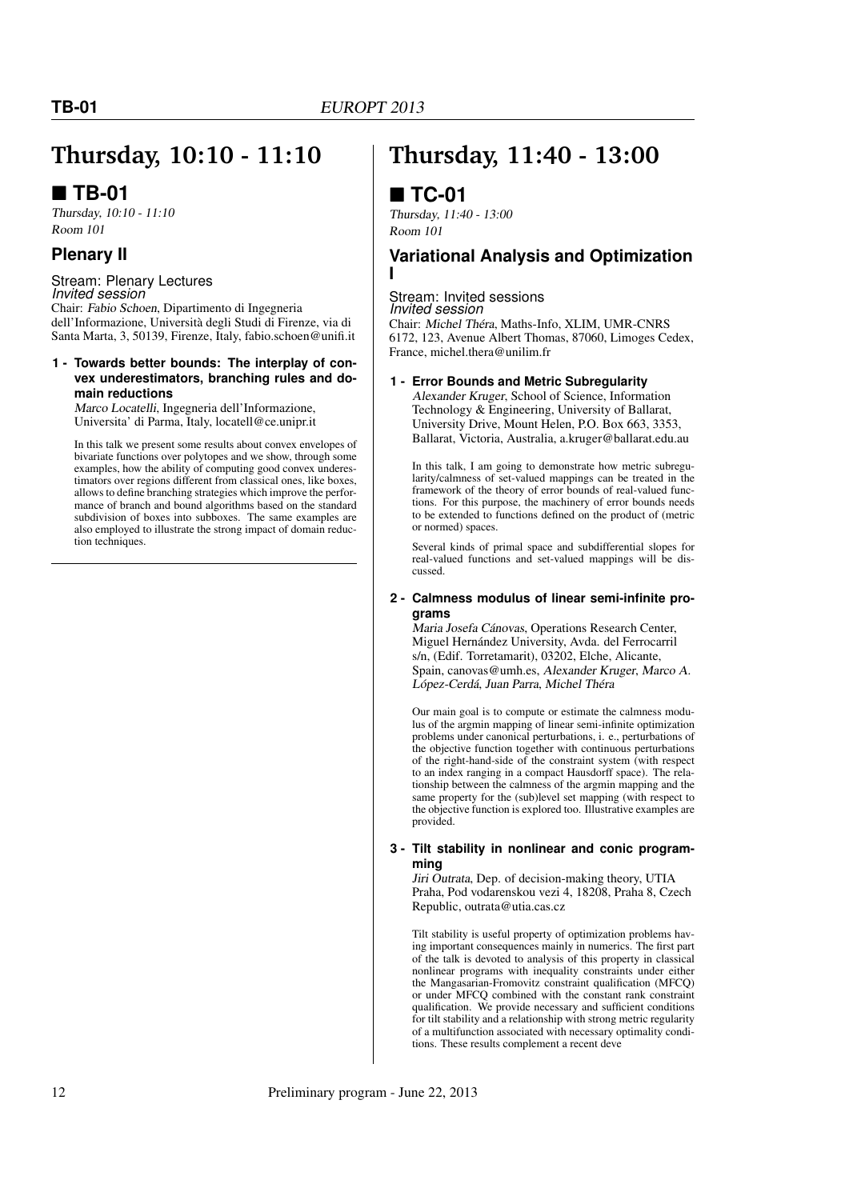# Thursday, 10:10 - 11:10

## ■ TB-01

*Thursday, 10:10 - 11:10*
*Room 101*

### Plenary II

Stream: Plenary Lectures
*Invited session*
Chair: *Fabio Schoen*, Dipartimento di Ingegneria dell'Informazione, Università degli Studi di Firenze, via di Santa Marta, 3, 50139, Firenze, Italy, fabio.schoen@unifi.it

**1 - Towards better bounds: The interplay of convex underestimators, branching rules and domain reductions**

*Marco Locatelli*, Ingegneria dell'Informazione, Universita' di Parma, Italy, locatell@ce.unipr.it

In this talk we present some results about convex envelopes of bivariate functions over polytopes and we show, through some examples, how the ability of computing good convex underestimators over regions different from classical ones, like boxes, allows to define branching strategies which improve the performance of branch and bound algorithms based on the standard subdivision of boxes into subboxes. The same examples are also employed to illustrate the strong impact of domain reduction techniques.

# Thursday, 11:40 - 13:00

## ■ TC-01

*Thursday, 11:40 - 13:00*
*Room 101*

### Variational Analysis and Optimization I

Stream: Invited sessions
*Invited session*
Chair: *Michel Théra*, Maths-Info, XLIM, UMR-CNRS 6172, 123, Avenue Albert Thomas, 87060, Limoges Cedex, France, michel.thera@unilim.fr

**1 - Error Bounds and Metric Subregularity**

*Alexander Kruger*, School of Science, Information Technology & Engineering, University of Ballarat, University Drive, Mount Helen, P.O. Box 663, 3353, Ballarat, Victoria, Australia, a.kruger@ballarat.edu.au

In this talk, I am going to demonstrate how metric subregularity/calmness of set-valued mappings can be treated in the framework of the theory of error bounds of real-valued functions. For this purpose, the machinery of error bounds needs to be extended to functions defined on the product of (metric or normed) spaces.

Several kinds of primal space and subdifferential slopes for real-valued functions and set-valued mappings will be discussed.

**2 - Calmness modulus of linear semi-infinite programs**

*Maria Josefa Cánovas*, Operations Research Center, Miguel Hernández University, Avda. del Ferrocarril s/n, (Edif. Torretamarit), 03202, Elche, Alicante, Spain, canovas@umh.es, *Alexander Kruger*, *Marco A. López-Cerdá*, *Juan Parra*, *Michel Théra*

Our main goal is to compute or estimate the calmness modulus of the argmin mapping of linear semi-infinite optimization problems under canonical perturbations, i. e., perturbations of the objective function together with continuous perturbations of the right-hand-side of the constraint system (with respect to an index ranging in a compact Hausdorff space). The relationship between the calmness of the argmin mapping and the same property for the (sub)level set mapping (with respect to the objective function is explored too. Illustrative examples are provided.

**3 - Tilt stability in nonlinear and conic programming**

*Jiri Outrata*, Dep. of decision-making theory, UTIA Praha, Pod vodarenskou vezi 4, 18208, Praha 8, Czech Republic, outrata@utia.cas.cz

Tilt stability is useful property of optimization problems having important consequences mainly in numerics. The first part of the talk is devoted to analysis of this property in classical nonlinear programs with inequality constraints under either the Mangasarian-Fromovitz constraint qualification (MFCQ) or under MFCQ combined with the constant rank constraint qualification. We provide necessary and sufficient conditions for tilt stability and a relationship with strong metric regularity of a multifunction associated with necessary optimality conditions. These results complement a recent deve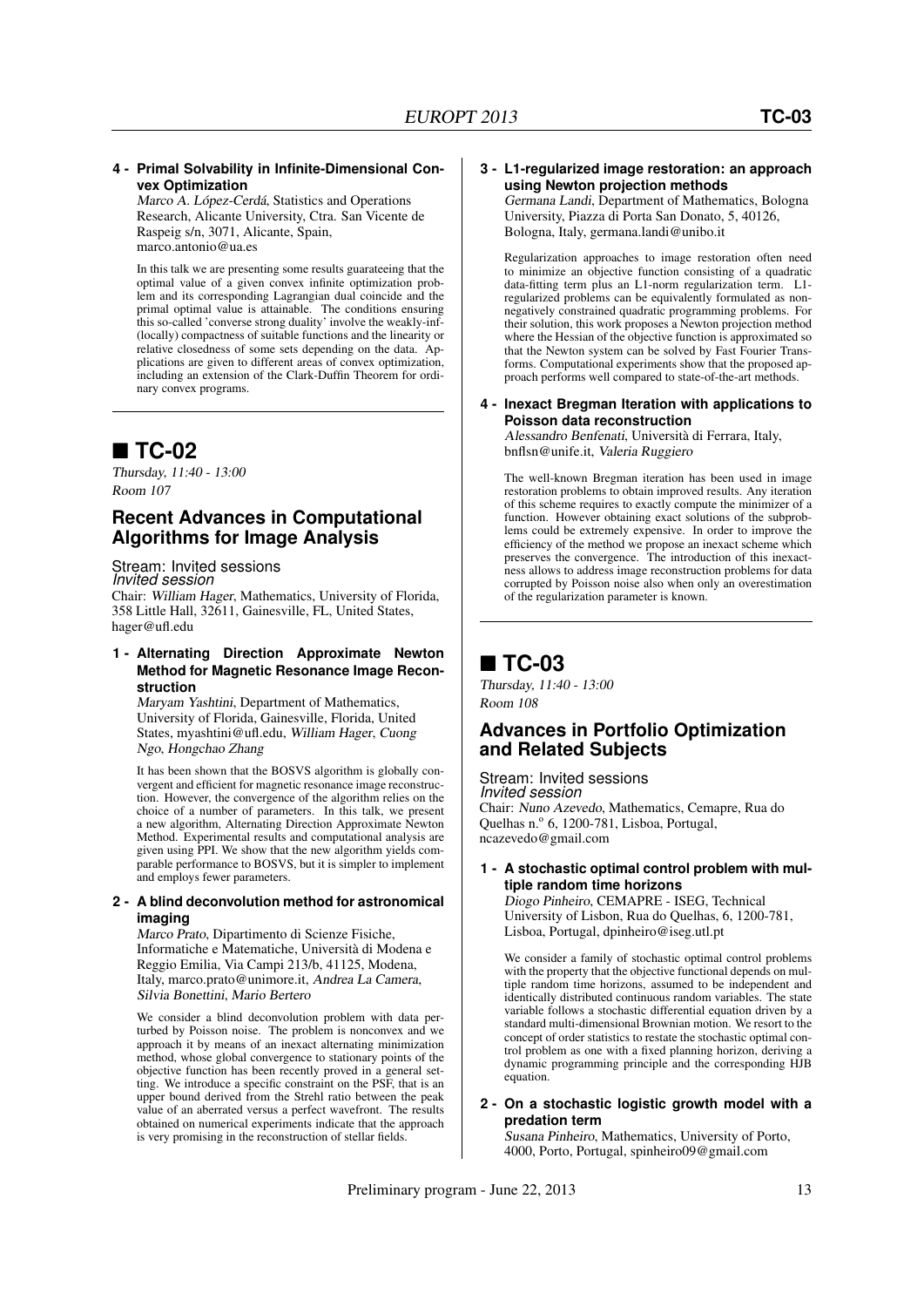**4 - Primal Solvability in Infinite-Dimensional Convex Optimization**

*Marco A. López-Cerdá*, Statistics and Operations Research, Alicante University, Ctra. San Vicente de Raspeig s/n, 3071, Alicante, Spain, marco.antonio@ua.es

In this talk we are presenting some results guarateeing that the optimal value of a given convex infinite optimization problem and its corresponding Lagrangian dual coincide and the primal optimal value is attainable. The conditions ensuring this so-called 'converse strong duality' involve the weakly-inf-(locally) compactness of suitable functions and the linearity or relative closedness of some sets depending on the data. Applications are given to different areas of convex optimization, including an extension of the Clark-Duffin Theorem for ordinary convex programs.

# ■ TC-02

*Thursday, 11:40 - 13:00*
*Room 107*

## Recent Advances in Computational Algorithms for Image Analysis

Stream: Invited sessions
*Invited session*
Chair: *William Hager*, Mathematics, University of Florida, 358 Little Hall, 32611, Gainesville, FL, United States, hager@ufl.edu

**1 - Alternating Direction Approximate Newton Method for Magnetic Resonance Image Reconstruction**

*Maryam Yashtini*, Department of Mathematics, University of Florida, Gainesville, Florida, United States, myashtini@ufl.edu, *William Hager*, *Cuong Ngo*, *Hongchao Zhang*

It has been shown that the BOSVS algorithm is globally convergent and efficient for magnetic resonance image reconstruction. However, the convergence of the algorithm relies on the choice of a number of parameters. In this talk, we present a new algorithm, Alternating Direction Approximate Newton Method. Experimental results and computational analysis are given using PPI. We show that the new algorithm yields comparable performance to BOSVS, but it is simpler to implement and employs fewer parameters.

**2 - A blind deconvolution method for astronomical imaging**

*Marco Prato*, Dipartimento di Scienze Fisiche, Informatiche e Matematiche, Università di Modena e Reggio Emilia, Via Campi 213/b, 41125, Modena, Italy, marco.prato@unimore.it, *Andrea La Camera*, *Silvia Bonettini*, *Mario Bertero*

We consider a blind deconvolution problem with data perturbed by Poisson noise. The problem is nonconvex and we approach it by means of an inexact alternating minimization method, whose global convergence to stationary points of the objective function has been recently proved in a general setting. We introduce a specific constraint on the PSF, that is an upper bound derived from the Strehl ratio between the peak value of an aberrated versus a perfect wavefront. The results obtained on numerical experiments indicate that the approach is very promising in the reconstruction of stellar fields.

**3 - L1-regularized image restoration: an approach using Newton projection methods**

*Germana Landi*, Department of Mathematics, Bologna University, Piazza di Porta San Donato, 5, 40126, Bologna, Italy, germana.landi@unibo.it

Regularization approaches to image restoration often need to minimize an objective function consisting of a quadratic data-fitting term plus an L1-norm regularization term. L1-regularized problems can be equivalently formulated as nonnegatively constrained quadratic programming problems. For their solution, this work proposes a Newton projection method where the Hessian of the objective function is approximated so that the Newton system can be solved by Fast Fourier Transforms. Computational experiments show that the proposed approach performs well compared to state-of-the-art methods.

**4 - Inexact Bregman Iteration with applications to Poisson data reconstruction**

*Alessandro Benfenati*, Università di Ferrara, Italy, bnflsn@unife.it, *Valeria Ruggiero*

The well-known Bregman iteration has been used in image restoration problems to obtain improved results. Any iteration of this scheme requires to exactly compute the minimizer of a function. However obtaining exact solutions of the subproblems could be extremely expensive. In order to improve the efficiency of the method we propose an inexact scheme which preserves the convergence. The introduction of this inexactness allows to address image reconstruction problems for data corrupted by Poisson noise also when only an overestimation of the regularization parameter is known.

# ■ TC-03

*Thursday, 11:40 - 13:00*
*Room 108*

## Advances in Portfolio Optimization and Related Subjects

Stream: Invited sessions
*Invited session*
Chair: *Nuno Azevedo*, Mathematics, Cemapre, Rua do Quelhas n.º 6, 1200-781, Lisboa, Portugal, ncazevedo@gmail.com

**1 - A stochastic optimal control problem with multiple random time horizons**

*Diogo Pinheiro*, CEMAPRE - ISEG, Technical University of Lisbon, Rua do Quelhas, 6, 1200-781, Lisboa, Portugal, dpinheiro@iseg.utl.pt

We consider a family of stochastic optimal control problems with the property that the objective functional depends on multiple random time horizons, assumed to be independent and identically distributed continuous random variables. The state variable follows a stochastic differential equation driven by a standard multi-dimensional Brownian motion. We resort to the concept of order statistics to restate the stochastic optimal control problem as one with a fixed planning horizon, deriving a dynamic programming principle and the corresponding HJB equation.

**2 - On a stochastic logistic growth model with a predation term**

*Susana Pinheiro*, Mathematics, University of Porto, 4000, Porto, Portugal, spinheiro09@gmail.com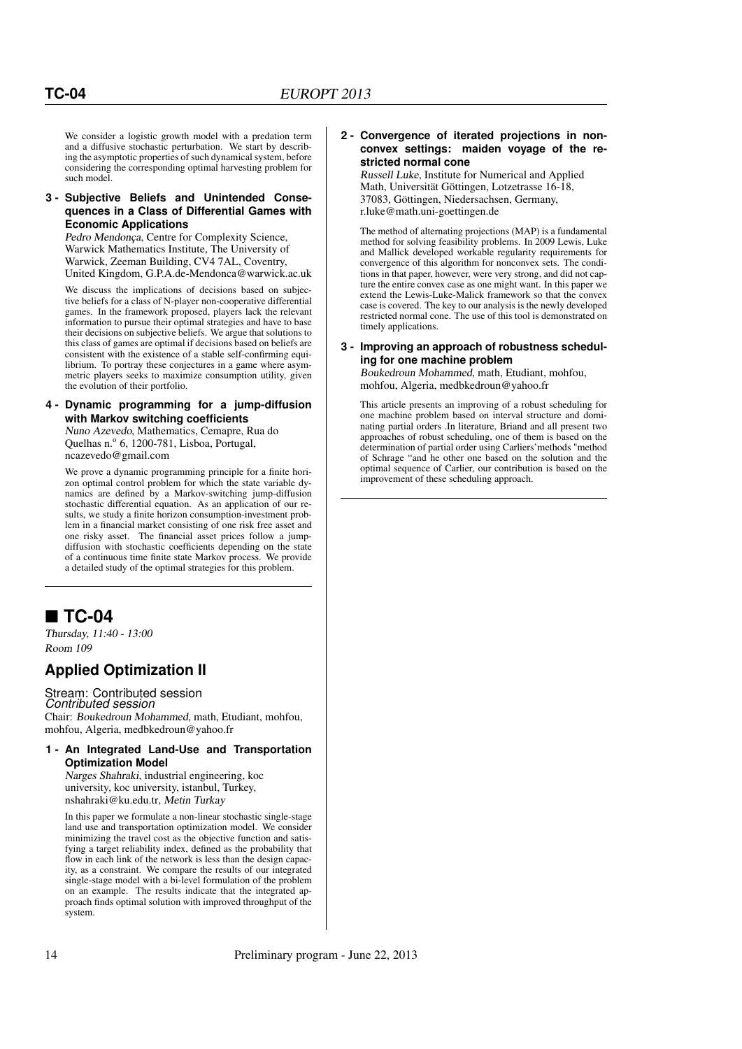We consider a logistic growth model with a predation term and a diffusive stochastic perturbation. We start by describing the asymptotic properties of such dynamical system, before considering the corresponding optimal harvesting problem for such model.

**3 - Subjective Beliefs and Unintended Consequences in a Class of Differential Games with Economic Applications**

*Pedro Mendonça*, Centre for Complexity Science, Warwick Mathematics Institute, The University of Warwick, Zeeman Building, CV4 7AL, Coventry, United Kingdom, G.P.A.de-Mendonca@warwick.ac.uk

We discuss the implications of decisions based on subjective beliefs for a class of N-player non-cooperative differential games. In the framework proposed, players lack the relevant information to pursue their optimal strategies and have to base their decisions on subjective beliefs. We argue that solutions to this class of games are optimal if decisions based on beliefs are consistent with the existence of a stable self-confirming equilibrium. To portray these conjectures in a game where asymmetric players seeks to maximize consumption utility, given the evolution of their portfolio.

**4 - Dynamic programming for a jump-diffusion with Markov switching coefficients**

*Nuno Azevedo*, Mathematics, Cemapre, Rua do Quelhas n.º 6, 1200-781, Lisboa, Portugal, ncazevedo@gmail.com

We prove a dynamic programming principle for a finite horizon optimal control problem for which the state variable dynamics are defined by a Markov-switching jump-diffusion stochastic differential equation. As an application of our results, we study a finite horizon consumption-investment problem in a financial market consisting of one risk free asset and one risky asset. The financial asset prices follow a jump-diffusion with stochastic coefficients depending on the state of a continuous time finite state Markov process. We provide a detailed study of the optimal strategies for this problem.

## ■ TC-04

*Thursday, 11:40 - 13:00*
*Room 109*

### Applied Optimization II

Stream: Contributed session
*Contributed session*
Chair: *Boukedroun Mohammed*, math, Etudiant, mohfou, mohfou, Algeria, medbkedroun@yahoo.fr

**1 - An Integrated Land-Use and Transportation Optimization Model**

*Narges Shahraki*, industrial engineering, koc university, koc university, istanbul, Turkey, nshahraki@ku.edu.tr, *Metin Turkay*

In this paper we formulate a non-linear stochastic single-stage land use and transportation optimization model. We consider minimizing the travel cost as the objective function and satisfying a target reliability index, defined as the probability that flow in each link of the network is less than the design capacity, as a constraint. We compare the results of our integrated single-stage model with a bi-level formulation of the problem on an example. The results indicate that the integrated approach finds optimal solution with improved throughput of the system.

**2 - Convergence of iterated projections in nonconvex settings: maiden voyage of the restricted normal cone**

*Russell Luke*, Institute for Numerical and Applied Math, Universität Göttingen, Lotzetrasse 16-18, 37083, Göttingen, Niedersachsen, Germany, r.luke@math.uni-goettingen.de

The method of alternating projections (MAP) is a fundamental method for solving feasibility problems. In 2009 Lewis, Luke and Mallick developed workable regularity requirements for convergence of this algorithm for nonconvex sets. The conditions in that paper, however, were very strong, and did not capture the entire convex case as one might want. In this paper we extend the Lewis-Luke-Malick framework so that the convex case is covered. The key to our analysis is the newly developed restricted normal cone. The use of this tool is demonstrated on timely applications.

**3 - Improving an approach of robustness scheduling for one machine problem**

*Boukedroun Mohammed*, math, Etudiant, mohfou, mohfou, Algeria, medbkedroun@yahoo.fr

This article presents an improving of a robust scheduling for one machine problem based on interval structure and dominating partial orders .In literature, Briand and all present two approaches of robust scheduling, one of them is based on the determination of partial order using Carliers'methods "method of Schrage "and he other one based on the solution and the optimal sequence of Carlier, our contribution is based on the improvement of these scheduling approach.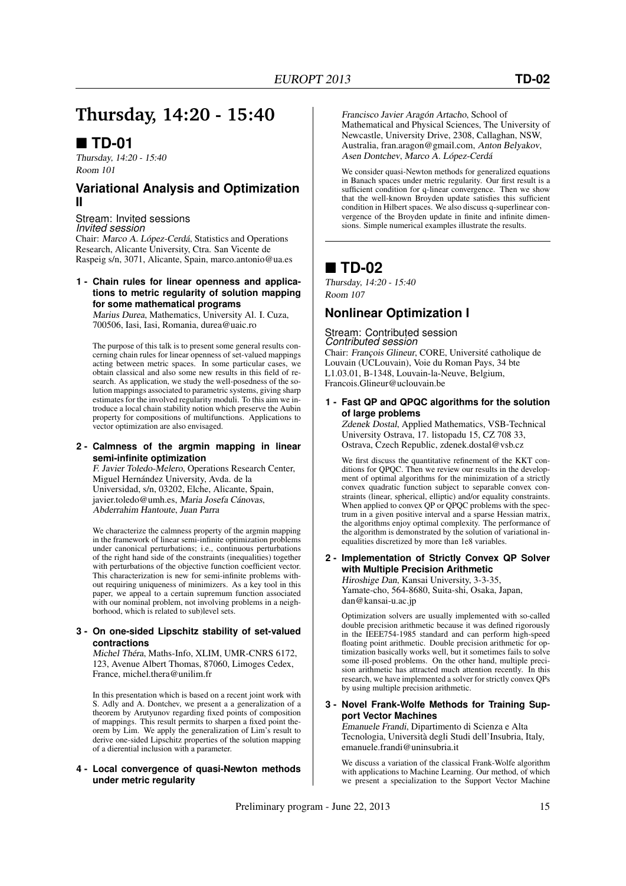# Thursday, 14:20 - 15:40

## ■ TD-01

*Thursday, 14:20 - 15:40*
*Room 101*

### Variational Analysis and Optimization II

Stream: Invited sessions
*Invited session*
Chair: *Marco A. López-Cerdá*, Statistics and Operations Research, Alicante University, Ctra. San Vicente de Raspeig s/n, 3071, Alicante, Spain, marco.antonio@ua.es

**1 - Chain rules for linear openness and applications to metric regularity of solution mapping for some mathematical programs**

*Marius Durea*, Mathematics, University Al. I. Cuza, 700506, Iasi, Iasi, Romania, durea@uaic.ro

The purpose of this talk is to present some general results concerning chain rules for linear openness of set-valued mappings acting between metric spaces. In some particular cases, we obtain classical and also some new results in this field of research. As application, we study the well-posedness of the solution mappings associated to parametric systems, giving sharp estimates for the involved regularity moduli. To this aim we introduce a local chain stability notion which preserve the Aubin property for compositions of multifunctions. Applications to vector optimization are also envisaged.

**2 - Calmness of the argmin mapping in linear semi-infinite optimization**

*F. Javier Toledo-Melero*, Operations Research Center, Miguel Hernández University, Avda. de la Universidad, s/n, 03202, Elche, Alicante, Spain, javier.toledo@umh.es, *Maria Josefa Cánovas*, *Abderrahim Hantoute*, *Juan Parra*

We characterize the calmness property of the argmin mapping in the framework of linear semi-infinite optimization problems under canonical perturbations; i.e., continuous perturbations of the right hand side of the constraints (inequalities) together with perturbations of the objective function coefficient vector. This characterization is new for semi-infinite problems without requiring uniqueness of minimizers. As a key tool in this paper, we appeal to a certain supremum function associated with our nominal problem, not involving problems in a neighborhood, which is related to sub)level sets.

**3 - On one-sided Lipschitz stability of set-valued contractions**

*Michel Théra*, Maths-Info, XLIM, UMR-CNRS 6172, 123, Avenue Albert Thomas, 87060, Limoges Cedex, France, michel.thera@unilim.fr

In this presentation which is based on a recent joint work with S. Adly and A. Dontchev, we present a a generalization of a theorem by Arutyunov regarding fixed points of composition of mappings. This result permits to sharpen a fixed point theorem by Lim. We apply the generalization of Lim's result to derive one-sided Lipschitz properties of the solution mapping of a dierential inclusion with a parameter.

**4 - Local convergence of quasi-Newton methods under metric regularity**

*Francisco Javier Aragón Artacho*, School of Mathematical and Physical Sciences, The University of Newcastle, University Drive, 2308, Callaghan, NSW, Australia, fran.aragon@gmail.com, *Anton Belyakov*, *Asen Dontchev*, *Marco A. López-Cerdá*

We consider quasi-Newton methods for generalized equations in Banach spaces under metric regularity. Our first result is a sufficient condition for q-linear convergence. Then we show that the well-known Broyden update satisfies this sufficient condition in Hilbert spaces. We also discuss q-superlinear convergence of the Broyden update in finite and infinite dimensions. Simple numerical examples illustrate the results.

## ■ TD-02

*Thursday, 14:20 - 15:40*
*Room 107*

### Nonlinear Optimization I

Stream: Contributed session
*Contributed session*
Chair: *François Glineur*, CORE, Université catholique de Louvain (UCLouvain), Voie du Roman Pays, 34 bte L1.03.01, B-1348, Louvain-la-Neuve, Belgium, Francois.Glineur@uclouvain.be

**1 - Fast QP and QPQC algorithms for the solution of large problems**

*Zdenek Dostal*, Applied Mathematics, VSB-Technical University Ostrava, 17. listopadu 15, CZ 708 33, Ostrava, Czech Republic, zdenek.dostal@vsb.cz

We first discuss the quantitative refinement of the KKT conditions for QPQC. Then we review our results in the development of optimal algorithms for the minimization of a strictly convex quadratic function subject to separable convex constraints (linear, spherical, elliptic) and/or equality constraints. When applied to convex QP or QPQC problems with the spectrum in a given positive interval and a sparse Hessian matrix, the algorithms enjoy optimal complexity. The performance of the algorithm is demonstrated by the solution of variational inequalities discretized by more than 1e8 variables.

**2 - Implementation of Strictly Convex QP Solver with Multiple Precision Arithmetic**

*Hiroshige Dan*, Kansai University, 3-3-35, Yamate-cho, 564-8680, Suita-shi, Osaka, Japan, dan@kansai-u.ac.jp

Optimization solvers are usually implemented with so-called double precision arithmetic because it was defined rigorously in the IEEE754-1985 standard and can perform high-speed floating point arithmetic. Double precision arithmetic for optimization basically works well, but it sometimes fails to solve some ill-posed problems. On the other hand, multiple precision arithmetic has attracted much attention recently. In this research, we have implemented a solver for strictly convex QPs by using multiple precision arithmetic.

**3 - Novel Frank-Wolfe Methods for Training Support Vector Machines**

*Emanuele Frandi*, Dipartimento di Scienza e Alta Tecnologia, Università degli Studi dell'Insubria, Italy, emanuele.frandi@uninsubria.it

We discuss a variation of the classical Frank-Wolfe algorithm with applications to Machine Learning. Our method, of which we present a specialization to the Support Vector Machine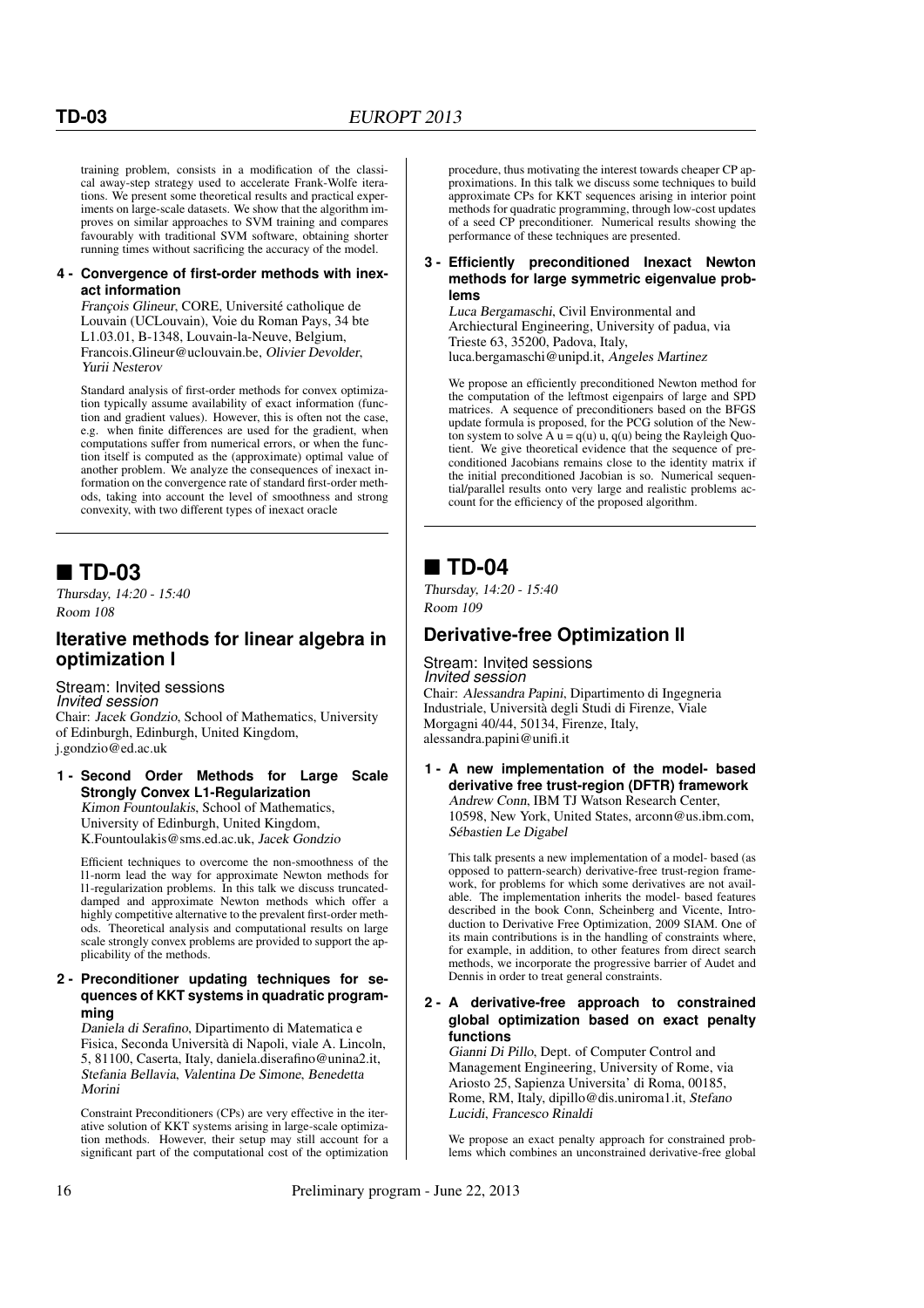training problem, consists in a modification of the classical away-step strategy used to accelerate Frank-Wolfe iterations. We present some theoretical results and practical experiments on large-scale datasets. We show that the algorithm improves on similar approaches to SVM training and compares favourably with traditional SVM software, obtaining shorter running times without sacrificing the accuracy of the model.

**4 - Convergence of first-order methods with inexact information**

*François Glineur*, CORE, Université catholique de Louvain (UCLouvain), Voie du Roman Pays, 34 bte L1.03.01, B-1348, Louvain-la-Neuve, Belgium, Francois.Glineur@uclouvain.be, *Olivier Devolder*, *Yurii Nesterov*

Standard analysis of first-order methods for convex optimization typically assume availability of exact information (function and gradient values). However, this is often not the case, e.g. when finite differences are used for the gradient, when computations suffer from numerical errors, or when the function itself is computed as the (approximate) optimal value of another problem. We analyze the consequences of inexact information on the convergence rate of standard first-order methods, taking into account the level of smoothness and strong convexity, with two different types of inexact oracle

## ■ TD-03

*Thursday, 14:20 - 15:40*
*Room 108*

### Iterative methods for linear algebra in optimization I

Stream: Invited sessions
*Invited session*
Chair: *Jacek Gondzio*, School of Mathematics, University of Edinburgh, Edinburgh, United Kingdom, j.gondzio@ed.ac.uk

**1 - Second Order Methods for Large Scale Strongly Convex L1-Regularization**

*Kimon Fountoulakis*, School of Mathematics, University of Edinburgh, United Kingdom, K.Fountoulakis@sms.ed.ac.uk, *Jacek Gondzio*

Efficient techniques to overcome the non-smoothness of the l1-norm lead the way for approximate Newton methods for l1-regularization problems. In this talk we discuss truncated-damped and approximate Newton methods which offer a highly competitive alternative to the prevalent first-order methods. Theoretical analysis and computational results on large scale strongly convex problems are provided to support the applicability of the methods.

**2 - Preconditioner updating techniques for sequences of KKT systems in quadratic programming**

*Daniela di Serafino*, Dipartimento di Matematica e Fisica, Seconda Università di Napoli, viale A. Lincoln, 5, 81100, Caserta, Italy, daniela.diserafino@unina2.it, *Stefania Bellavia*, *Valentina De Simone*, *Benedetta Morini*

Constraint Preconditioners (CPs) are very effective in the iterative solution of KKT systems arising in large-scale optimization methods. However, their setup may still account for a significant part of the computational cost of the optimization procedure, thus motivating the interest towards cheaper CP approximations. In this talk we discuss some techniques to build approximate CPs for KKT sequences arising in interior point methods for quadratic programming, through low-cost updates of a seed CP preconditioner. Numerical results showing the performance of these techniques are presented.

**3 - Efficiently preconditioned Inexact Newton methods for large symmetric eigenvalue problems**

*Luca Bergamaschi*, Civil Environmental and Archiectural Engineering, University of padua, via Trieste 63, 35200, Padova, Italy, luca.bergamaschi@unipd.it, *Angeles Martinez*

We propose an efficiently preconditioned Newton method for the computation of the leftmost eigenpairs of large and SPD matrices. A sequence of preconditioners based on the BFGS update formula is proposed, for the PCG solution of the Newton system to solve $A u = q(u) u$, $q(u)$ being the Rayleigh Quotient. We give theoretical evidence that the sequence of preconditioned Jacobians remains close to the identity matrix if the initial preconditioned Jacobian is so. Numerical sequential/parallel results onto very large and realistic problems account for the efficiency of the proposed algorithm.

## ■ TD-04

*Thursday, 14:20 - 15:40*
*Room 109*

### Derivative-free Optimization II

Stream: Invited sessions
*Invited session*
Chair: *Alessandra Papini*, Dipartimento di Ingegneria Industriale, Università degli Studi di Firenze, Viale Morgagni 40/44, 50134, Firenze, Italy, alessandra.papini@unifi.it

**1 - A new implementation of the model- based derivative free trust-region (DFTR) framework**

*Andrew Conn*, IBM TJ Watson Research Center, 10598, New York, United States, arconn@us.ibm.com, *Sébastien Le Digabel*

This talk presents a new implementation of a model- based (as opposed to pattern-search) derivative-free trust-region framework, for problems for which some derivatives are not available. The implementation inherits the model- based features described in the book Conn, Scheinberg and Vicente, Introduction to Derivative Free Optimization, 2009 SIAM. One of its main contributions is in the handling of constraints where, for example, in addition, to other features from direct search methods, we incorporate the progressive barrier of Audet and Dennis in order to treat general constraints.

**2 - A derivative-free approach to constrained global optimization based on exact penalty functions**

*Gianni Di Pillo*, Dept. of Computer Control and Management Engineering, University of Rome, via Ariosto 25, Sapienza Universita' di Roma, 00185, Rome, RM, Italy, dipillo@dis.uniroma1.it, *Stefano Lucidi*, *Francesco Rinaldi*

We propose an exact penalty approach for constrained problems which combines an unconstrained derivative-free global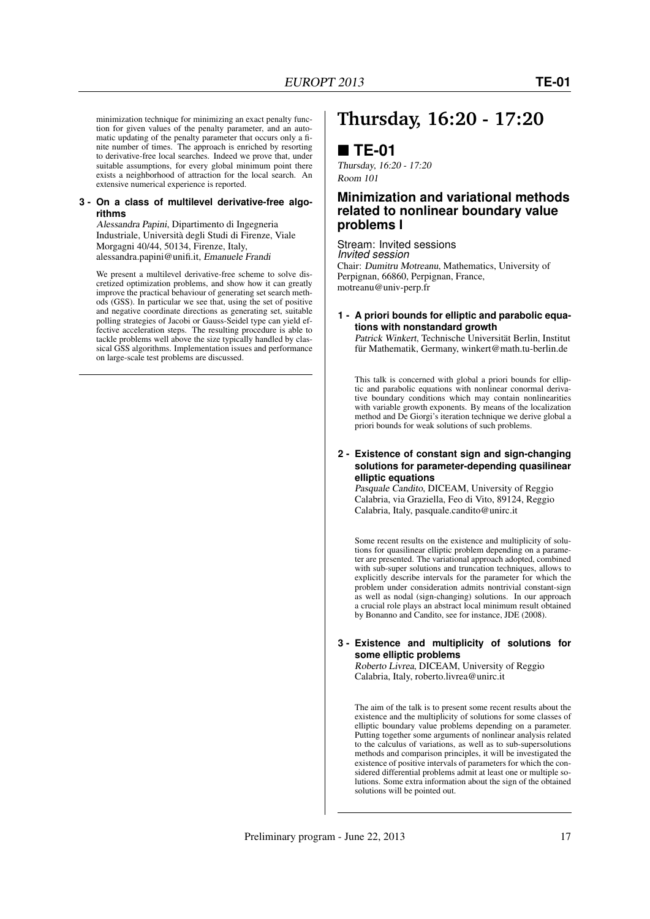minimization technique for minimizing an exact penalty function for given values of the penalty parameter, and an automatic updating of the penalty parameter that occurs only a finite number of times. The approach is enriched by resorting to derivative-free local searches. Indeed we prove that, under suitable assumptions, for every global minimum point there exists a neighborhood of attraction for the local search. An extensive numerical experience is reported.

**3 - On a class of multilevel derivative-free algorithms**

*Alessandra Papini*, Dipartimento di Ingegneria Industriale, Università degli Studi di Firenze, Viale Morgagni 40/44, 50134, Firenze, Italy, alessandra.papini@unifi.it, *Emanuele Frandi*

We present a multilevel derivative-free scheme to solve discretized optimization problems, and show how it can greatly improve the practical behaviour of generating set search methods (GSS). In particular we see that, using the set of positive and negative coordinate directions as generating set, suitable polling strategies of Jacobi or Gauss-Seidel type can yield effective acceleration steps. The resulting procedure is able to tackle problems well above the size typically handled by classical GSS algorithms. Implementation issues and performance on large-scale test problems are discussed.

# Thursday, 16:20 - 17:20

## ■ TE-01

*Thursday, 16:20 - 17:20*
*Room 101*

### Minimization and variational methods related to nonlinear boundary value problems I

Stream: Invited sessions
*Invited session*
Chair: *Dumitru Motreanu*, Mathematics, University of Perpignan, 66860, Perpignan, France, motreanu@univ-perp.fr

**1 - A priori bounds for elliptic and parabolic equations with nonstandard growth**

*Patrick Winkert*, Technische Universität Berlin, Institut für Mathematik, Germany, winkert@math.tu-berlin.de

This talk is concerned with global a priori bounds for elliptic and parabolic equations with nonlinear conormal derivative boundary conditions which may contain nonlinearities with variable growth exponents. By means of the localization method and De Giorgi's iteration technique we derive global a priori bounds for weak solutions of such problems.

**2 - Existence of constant sign and sign-changing solutions for parameter-depending quasilinear elliptic equations**

*Pasquale Candito*, DICEAM, University of Reggio Calabria, via Graziella, Feo di Vito, 89124, Reggio Calabria, Italy, pasquale.candito@unirc.it

Some recent results on the existence and multiplicity of solutions for quasilinear elliptic problem depending on a parameter are presented. The variational approach adopted, combined with sub-super solutions and truncation techniques, allows to explicitly describe intervals for the parameter for which the problem under consideration admits nontrivial constant-sign as well as nodal (sign-changing) solutions. In our approach a crucial role plays an abstract local minimum result obtained by Bonanno and Candito, see for instance, JDE (2008).

**3 - Existence and multiplicity of solutions for some elliptic problems**

*Roberto Livrea*, DICEAM, University of Reggio Calabria, Italy, roberto.livrea@unirc.it

The aim of the talk is to present some recent results about the existence and the multiplicity of solutions for some classes of elliptic boundary value problems depending on a parameter. Putting together some arguments of nonlinear analysis related to the calculus of variations, as well as to sub-supersolutions methods and comparison principles, it will be investigated the existence of positive intervals of parameters for which the considered differential problems admit at least one or multiple solutions. Some extra information about the sign of the obtained solutions will be pointed out.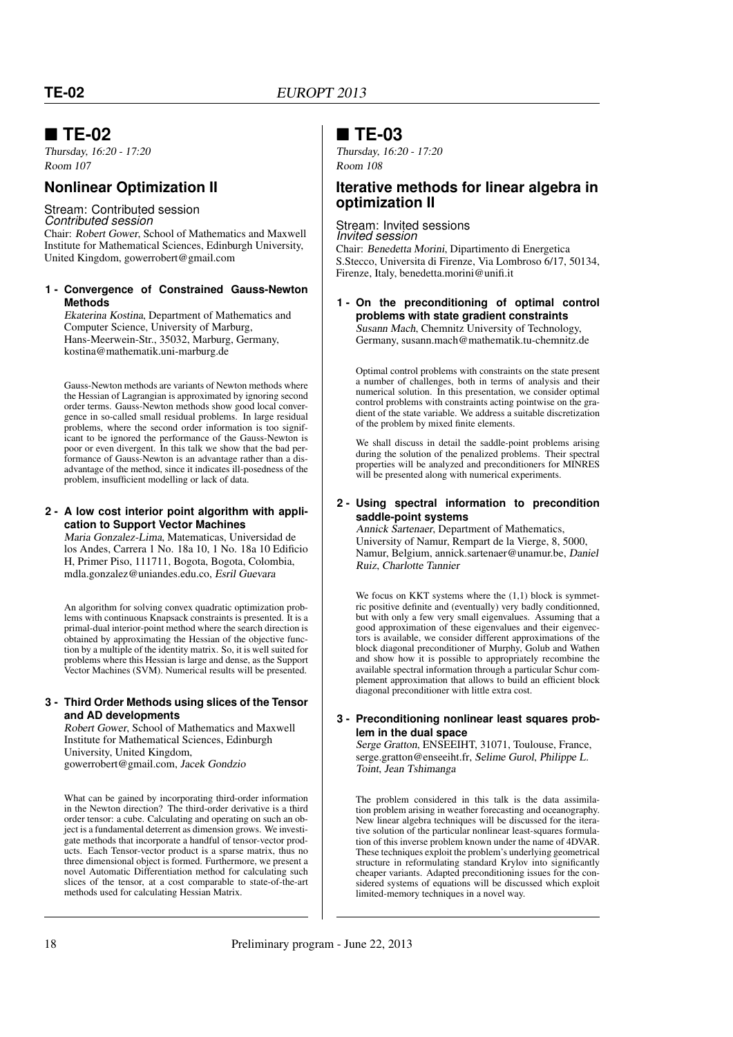## ■ TE-02

*Thursday, 16:20 - 17:20*
*Room 107*

### Nonlinear Optimization II

Stream: Contributed session
*Contributed session*
Chair: *Robert Gower*, School of Mathematics and Maxwell Institute for Mathematical Sciences, Edinburgh University, United Kingdom, gowerrobert@gmail.com

**1 - Convergence of Constrained Gauss-Newton Methods**

*Ekaterina Kostina*, Department of Mathematics and Computer Science, University of Marburg, Hans-Meerwein-Str., 35032, Marburg, Germany, kostina@mathematik.uni-marburg.de

Gauss-Newton methods are variants of Newton methods where the Hessian of Lagrangian is approximated by ignoring second order terms. Gauss-Newton methods show good local convergence in so-called small residual problems. In large residual problems, where the second order information is too significant to be ignored the performance of the Gauss-Newton is poor or even divergent. In this talk we show that the bad performance of Gauss-Newton is an advantage rather than a disadvantage of the method, since it indicates ill-posedness of the problem, insufficient modelling or lack of data.

**2 - A low cost interior point algorithm with application to Support Vector Machines**

*Maria Gonzalez-Lima*, Matematicas, Universidad de los Andes, Carrera 1 No. 18a 10, 1 No. 18a 10 Edificio H, Primer Piso, 111711, Bogota, Bogota, Colombia, mdla.gonzalez@uniandes.edu.co, *Esril Guevara*

An algorithm for solving convex quadratic optimization problems with continuous Knapsack constraints is presented. It is a primal-dual interior-point method where the search direction is obtained by approximating the Hessian of the objective function by a multiple of the identity matrix. So, it is well suited for problems where this Hessian is large and dense, as the Support Vector Machines (SVM). Numerical results will be presented.

**3 - Third Order Methods using slices of the Tensor and AD developments**

*Robert Gower*, School of Mathematics and Maxwell Institute for Mathematical Sciences, Edinburgh University, United Kingdom, gowerrobert@gmail.com, *Jacek Gondzio*

What can be gained by incorporating third-order information in the Newton direction? The third-order derivative is a third order tensor: a cube. Calculating and operating on such an object is a fundamental deterrent as dimension grows. We investigate methods that incorporate a handful of tensor-vector products. Each Tensor-vector product is a sparse matrix, thus no three dimensional object is formed. Furthermore, we present a novel Automatic Differentiation method for calculating such slices of the tensor, at a cost comparable to state-of-the-art methods used for calculating Hessian Matrix.

## ■ TE-03

*Thursday, 16:20 - 17:20*
*Room 108*

### Iterative methods for linear algebra in optimization II

Stream: Invited sessions
*Invited session*
Chair: *Benedetta Morini*, Dipartimento di Energetica S.Stecco, Universita di Firenze, Via Lombroso 6/17, 50134, Firenze, Italy, benedetta.morini@unifi.it

**1 - On the preconditioning of optimal control problems with state gradient constraints**

*Susann Mach*, Chemnitz University of Technology, Germany, susann.mach@mathematik.tu-chemnitz.de

Optimal control problems with constraints on the state present a number of challenges, both in terms of analysis and their numerical solution. In this presentation, we consider optimal control problems with constraints acting pointwise on the gradient of the state variable. We address a suitable discretization of the problem by mixed finite elements.

We shall discuss in detail the saddle-point problems arising during the solution of the penalized problems. Their spectral properties will be analyzed and preconditioners for MINRES will be presented along with numerical experiments.

**2 - Using spectral information to precondition saddle-point systems**

*Annick Sartenaer*, Department of Mathematics, University of Namur, Rempart de la Vierge, 8, 5000, Namur, Belgium, annick.sartenaer@unamur.be, *Daniel Ruiz*, *Charlotte Tannier*

We focus on KKT systems where the (1,1) block is symmetric positive definite and (eventually) very badly conditionned, but with only a few very small eigenvalues. Assuming that a good approximation of these eigenvalues and their eigenvectors is available, we consider different approximations of the block diagonal preconditioner of Murphy, Golub and Wathen and show how it is possible to appropriately recombine the available spectral information through a particular Schur complement approximation that allows to build an efficient block diagonal preconditioner with little extra cost.

**3 - Preconditioning nonlinear least squares problem in the dual space**

*Serge Gratton*, ENSEEIHT, 31071, Toulouse, France, serge.gratton@enseeiht.fr, *Selime Gurol*, *Philippe L. Toint*, *Jean Tshimanga*

The problem considered in this talk is the data assimilation problem arising in weather forecasting and oceanography. New linear algebra techniques will be discussed for the iterative solution of the particular nonlinear least-squares formulation of this inverse problem known under the name of 4DVAR. These techniques exploit the problem's underlying geometrical structure in reformulating standard Krylov into significantly cheaper variants. Adapted preconditioning issues for the considered systems of equations will be discussed which exploit limited-memory techniques in a novel way.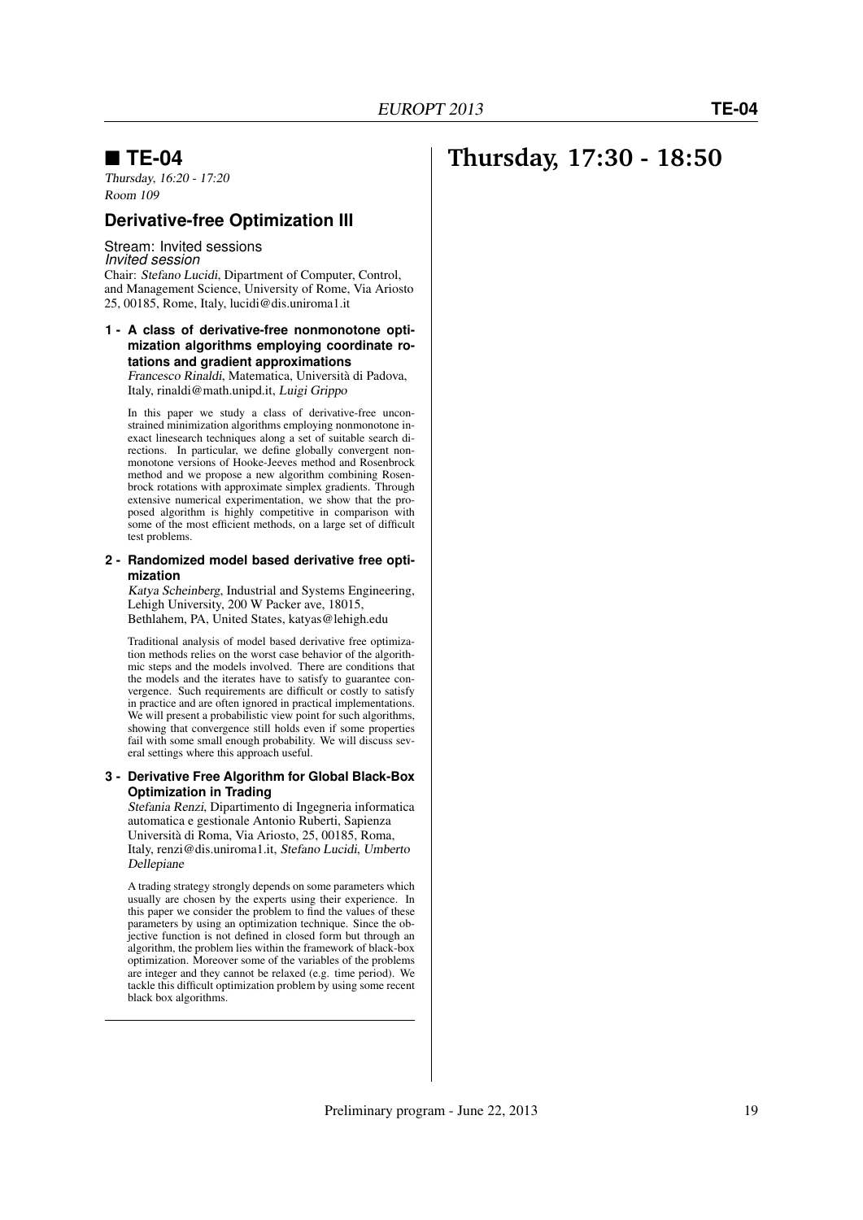## ■ TE-04

*Thursday, 16:20 - 17:20*
*Room 109*

### Derivative-free Optimization III

Stream: Invited sessions
*Invited session*
Chair: *Stefano Lucidi*, Dipartment of Computer, Control, and Management Science, University of Rome, Via Ariosto 25, 00185, Rome, Italy, lucidi@dis.uniroma1.it

**1 - A class of derivative-free nonmonotone optimization algorithms employing coordinate rotations and gradient approximations**

*Francesco Rinaldi*, Matematica, Università di Padova, Italy, rinaldi@math.unipd.it, *Luigi Grippo*

In this paper we study a class of derivative-free unconstrained minimization algorithms employing nonmonotone inexact linesearch techniques along a set of suitable search directions. In particular, we define globally convergent nonmonotone versions of Hooke-Jeeves method and Rosenbrock method and we propose a new algorithm combining Rosenbrock rotations with approximate simplex gradients. Through extensive numerical experimentation, we show that the proposed algorithm is highly competitive in comparison with some of the most efficient methods, on a large set of difficult test problems.

**2 - Randomized model based derivative free optimization**

*Katya Scheinberg*, Industrial and Systems Engineering, Lehigh University, 200 W Packer ave, 18015, Bethlahem, PA, United States, katyas@lehigh.edu

Traditional analysis of model based derivative free optimization methods relies on the worst case behavior of the algorithmic steps and the models involved. There are conditions that the models and the iterates have to satisfy to guarantee convergence. Such requirements are difficult or costly to satisfy in practice and are often ignored in practical implementations. We will present a probabilistic view point for such algorithms, showing that convergence still holds even if some properties fail with some small enough probability. We will discuss several settings where this approach useful.

**3 - Derivative Free Algorithm for Global Black-Box Optimization in Trading**

*Stefania Renzi*, Dipartimento di Ingegneria informatica automatica e gestionale Antonio Ruberti, Sapienza Università di Roma, Via Ariosto, 25, 00185, Roma, Italy, renzi@dis.uniroma1.it, *Stefano Lucidi*, *Umberto Dellepiane*

A trading strategy strongly depends on some parameters which usually are chosen by the experts using their experience. In this paper we consider the problem to find the values of these parameters by using an optimization technique. Since the objective function is not defined in closed form but through an algorithm, the problem lies within the framework of black-box optimization. Moreover some of the variables of the problems are integer and they cannot be relaxed (e.g. time period). We tackle this difficult optimization problem by using some recent black box algorithms.

# Thursday, 17:30 - 18:50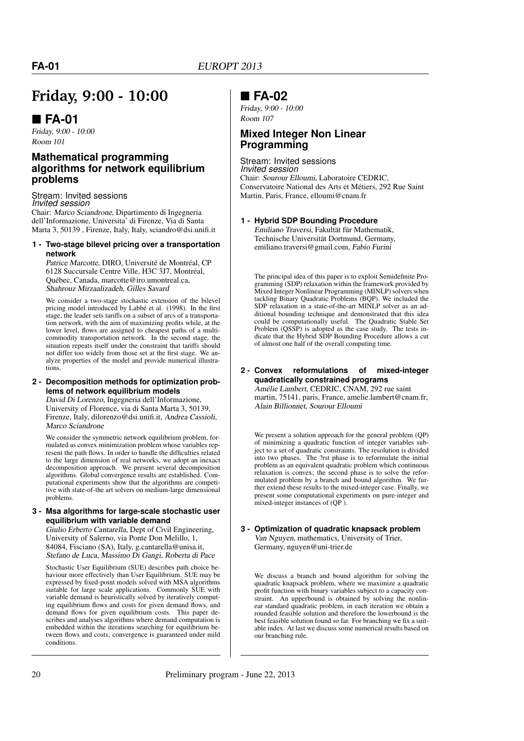# Friday, 9:00 - 10:00

## ■ FA-01

*Friday, 9:00 - 10:00*
*Room 101*

### Mathematical programming algorithms for network equilibrium problems

Stream: Invited sessions
*Invited session*
Chair: *Marco Sciandrone*, Dipartimento di Ingegneria dell'Informazione, Universita' di Firenze, Via di Santa Marta 3, 50139 , Firenze, Italy, Italy, sciandro@dsi.unifi.it

**1 - Two-stage bilevel pricing over a transportation network**

*Patrice Marcotte*, DIRO, Université de Montréal, CP 6128 Succursale Centre Ville, H3C 3J7, Montréal, Québec, Canada, marcotte@iro.umontreal.ca, *Shahrouz Mirzaalizadeh*, *Gilles Savard*

We consider a two-stage stochastic extension of the bilevel pricing model introduced by Labbé et al. (1998). In the first stage, the leader sets tariffs on a subset of arcs of a transportation network, with the aim of maximizing profits while, at the lower level, flows are assigned to cheapest paths of a multicommodity transportation network. In the second stage, the situation repeats itself under the constraint that tariffs should not differ too widely from those set at the first stage. We analyze properties of the model and provide numerical illustrations.

**2 - Decomposition methods for optimization problems of network equilibrium models**

*David Di Lorenzo*, Ingegneria dell'Informazione, University of Florence, via di Santa Marta 3, 50139, Firenze, Italy, dilorenzo@dsi.unifi.it, *Andrea Cassioli*, *Marco Sciandrone*

We consider the symmetric network equilibrium problem, formulated as convex minimization problem whose variables represent the path flows. In order to handle the difficulties related to the large dimension of real networks, we adopt an inexact decomposition approach. We present several decomposition algorithms. Global convergence results are established. Computational experiments show that the algorithms are competitive with state-of-the art solvers on medium-large dimensional problems.

**3 - Msa algorithms for large-scale stochastic user equilibrium with variable demand**

*Giulio Erberto Cantarella*, Dept of Civil Engineering, University of Salerno, via Ponte Don Melillo, 1, 84084, Fisciano (SA), Italy, g.cantarella@unisa.it, *Stefano de Luca*, *Massimo Di Gangi*, *Roberta di Pace*

Stochastic User Equilibrium (SUE) describes path choice behaviour more effectively than User Equilibrium. SUE may be expressed by fixed-point models solved with MSA algorithms suitable for large scale applications. Commonly SUE with variable demand is heuristically solved by iteratively computing equilibrium flows and costs for given demand flows, and demand flows for given equilibrium costs. This paper describes and analyses algorithms where demand computation is embedded within the iterations searching for equilibrium between flows and costs; convergence is guaranteed under mild conditions.

## ■ FA-02

*Friday, 9:00 - 10:00*
*Room 107*

### Mixed Integer Non Linear Programming

Stream: Invited sessions
*Invited session*
Chair: *Sourour Elloumi*, Laboratoire CEDRIC, Conservatoire National des Arts et Métiers, 292 Rue Saint Martin, Paris, France, elloumi@cnam.fr

**1 - Hybrid SDP Bounding Procedure**

*Emiliano Traversi*, Fakultät für Mathematik, Technische Universität Dortmund, Germany, emiliano.traversi@gmail.com, *Fabio Furini*

The principal idea of this paper is to exploit Semidefinite Programming (SDP) relaxation within the framework provided by Mixed Integer Nonlinear Programming (MINLP) solvers when tackling Binary Quadratic Problems (BQP). We included the SDP relaxation in a state-of-the-art MINLP solver as an additional bounding technique and demonstrated that this idea could be computationally useful. The Quadratic Stable Set Problem (QSSP) is adopted as the case study. The tests indicate that the Hybrid SDP Bounding Procedure allows a cut of almost one half of the overall computing time.

**2 - Convex reformulations of mixed-integer quadratically constrained programs**

*Amélie Lambert*, CEDRIC, CNAM, 292 rue saint martin, 75141, paris, France, amelie.lambert@cnam.fr, *Alain Billionnet*, *Sourour Elloumi*

We present a solution approach for the general problem (QP) of minimizing a quadratic function of integer variables subject to a set of quadratic constraints. The resolution is divided into two phases. The ?rst phase is to reformulate the initial problem as an equivalent quadratic problem which continuous relaxation is convex; the second phase is to solve the reformulated problem by a branch and bound algorithm. We further extend these results to the mixed-integer case. Finally, we present some computational experiments on pure-integer and mixed-integer instances of (QP ).

**3 - Optimization of quadratic knapsack problem**

*Van Nguyen*, mathematics, University of Trier, Germany, nguyen@uni-trier.de

We discuss a branch and bound algorithm for solving the quadratic knapsack problem, where we maximize a quadratic profit function with binary variables subject to a capacity constraint. An upperbound is obtained by solving the nonlinear standard quadratic problem, in each iteration we obtain a rounded feasible solution and therefore the lowerbound is the best feasible solution found so far. For branching we fix a suitable index. At last we discuss some numerical results based on our branching rule.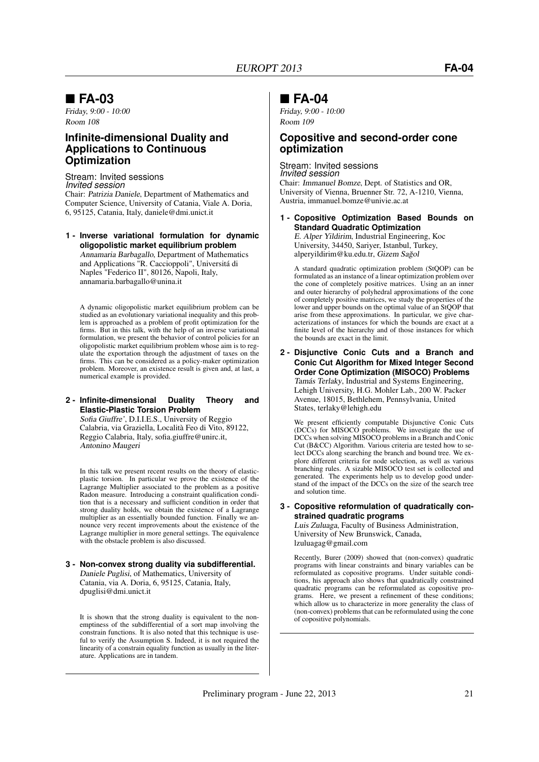## ■ FA-03

*Friday, 9:00 - 10:00*
*Room 108*

### Infinite-dimensional Duality and Applications to Continuous Optimization

Stream: Invited sessions
*Invited session*
Chair: *Patrizia Daniele*, Department of Mathematics and Computer Science, University of Catania, Viale A. Doria, 6, 95125, Catania, Italy, daniele@dmi.unict.it

**1 - Inverse variational formulation for dynamic oligopolistic market equilibrium problem**
*Annamaria Barbagallo*, Department of Mathematics and Applications "R. Caccioppoli", Universitá di Naples "Federico II", 80126, Napoli, Italy, annamaria.barbagallo@unina.it

A dynamic oligopolistic market equilibrium problem can be studied as an evolutionary variational inequality and this problem is approached as a problem of profit optimization for the firms. But in this talk, with the help of an inverse variational formulation, we present the behavior of control policies for an oligopolistic market equilibrium problem whose aim is to regulate the exportation through the adjustment of taxes on the firms. This can be considered as a policy-maker optimization problem. Moreover, an existence result is given and, at last, a numerical example is provided.

**2 - Infinite-dimensional Duality Theory and Elastic-Plastic Torsion Problem**
*Sofia Giuffre'*, D.I.I.E.S., University of Reggio Calabria, via Graziella, Località Feo di Vito, 89122, Reggio Calabria, Italy, sofia.giuffre@unirc.it, *Antonino Maugeri*

In this talk we present recent results on the theory of elastic-plastic torsion. In particular we prove the existence of the Lagrange Multiplier associated to the problem as a positive Radon measure. Introducing a constraint qualification condition that is a necessary and sufficient condition in order that strong duality holds, we obtain the existence of a Lagrange multiplier as an essentially bounded function. Finally we announce very recent improvements about the existence of the Lagrange multiplier in more general settings. The equivalence with the obstacle problem is also discussed.

**3 - Non-convex strong duality via subdifferential.**
*Daniele Puglisi*, of Mathematics, University of Catania, via A. Doria, 6, 95125, Catania, Italy, dpuglisi@dmi.unict.it

It is shown that the strong duality is equivalent to the non-emptiness of the subdifferential of a sort map involving the constrain functions. It is also noted that this technique is useful to verify the Assumption S. Indeed, it is not required the linearity of a constrain equality function as usually in the literature. Applications are in tandem.

## ■ FA-04

*Friday, 9:00 - 10:00*
*Room 109*

### Copositive and second-order cone optimization

Stream: Invited sessions
*Invited session*
Chair: *Immanuel Bomze*, Dept. of Statistics and OR, University of Vienna, Bruenner Str. 72, A-1210, Vienna, Austria, immanuel.bomze@univie.ac.at

**1 - Copositive Optimization Based Bounds on Standard Quadratic Optimization**
*E. Alper Yildirim*, Industrial Engineering, Koc University, 34450, Sariyer, Istanbul, Turkey, alperyildirim@ku.edu.tr, *Gizem Sağol*

A standard quadratic optimization problem (StQOP) can be formulated as an instance of a linear optimization problem over the cone of completely positive matrices. Using an an inner and outer hierarchy of polyhedral approximations of the cone of completely positive matrices, we study the properties of the lower and upper bounds on the optimal value of an StQOP that arise from these approximations. In particular, we give characterizations of instances for which the bounds are exact at a finite level of the hierarchy and of those instances for which the bounds are exact in the limit.

**2 - Disjunctive Conic Cuts and a Branch and Conic Cut Algorithm for Mixed Integer Second Order Cone Optimization (MISOCO) Problems**
*Tamás Terlaky*, Industrial and Systems Engineering, Lehigh University, H.G. Mohler Lab., 200 W. Packer Avenue, 18015, Bethlehem, Pennsylvania, United States, terlaky@lehigh.edu

We present efficiently computable Disjunctive Conic Cuts (DCCs) for MISOCO problems. We investigate the use of DCCs when solving MISOCO problems in a Branch and Conic Cut (B&CC) Algorithm. Various criteria are tested how to select DCCs along searching the branch and bound tree. We explore different criteria for node selection, as well as various branching rules. A sizable MISOCO test set is collected and generated. The experiments help us to develop good understand of the impact of the DCCs on the size of the search tree and solution time.

**3 - Copositive reformulation of quadratically constrained quadratic programs**
*Luis Zuluaga*, Faculty of Business Administration, University of New Brunswick, Canada, lzuluagag@gmail.com

Recently, Burer (2009) showed that (non-convex) quadratic programs with linear constraints and binary variables can be reformulated as copositive programs. Under suitable conditions, his approach also shows that quadratically constrained quadratic programs can be reformulated as copositive programs. Here, we present a refinement of these conditions; which allow us to characterize in more generality the class of (non-convex) problems that can be reformulated using the cone of copositive polynomials.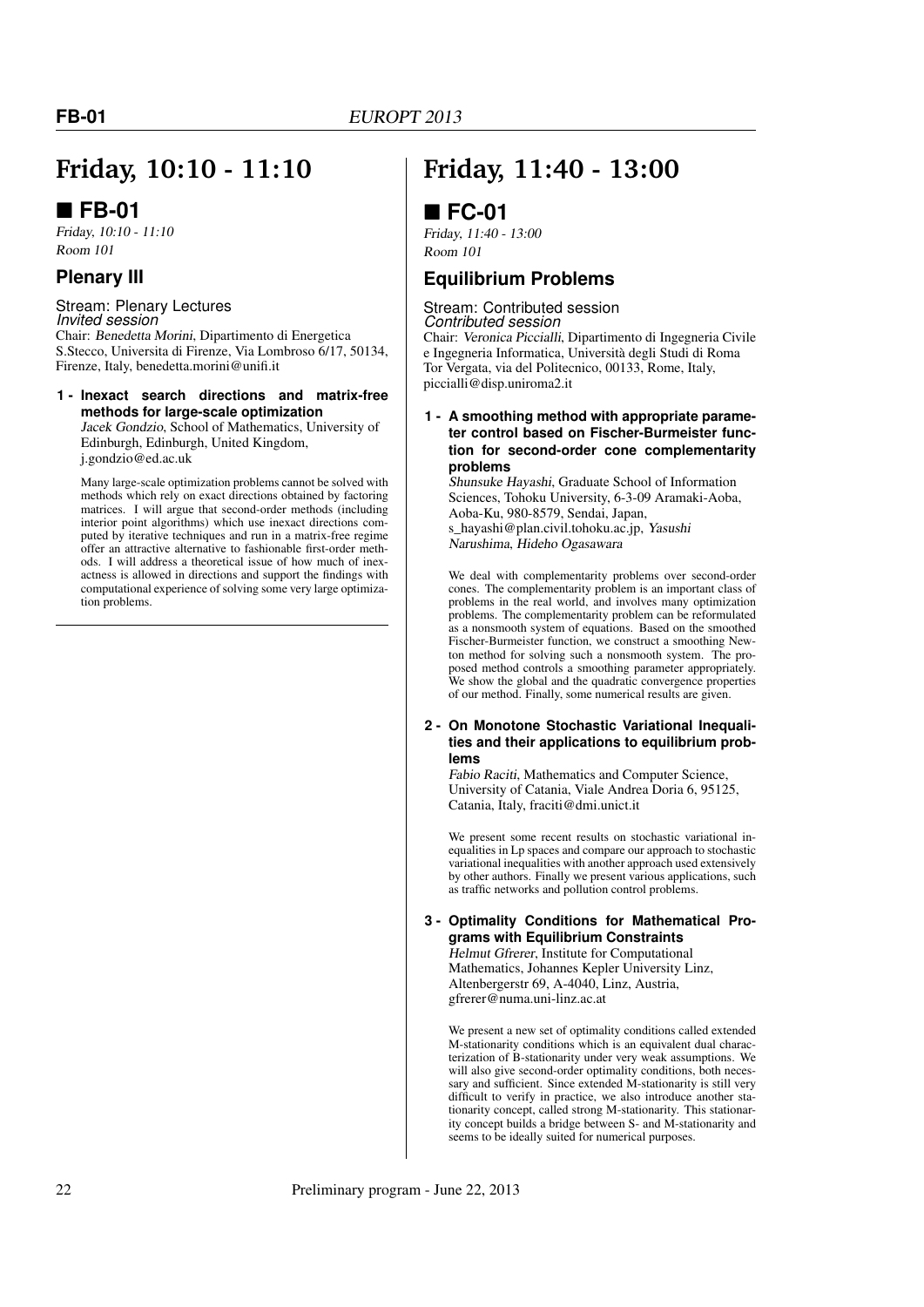# Friday, 10:10 - 11:10

## ■ FB-01

*Friday, 10:10 - 11:10*
*Room 101*

### Plenary III

Stream: Plenary Lectures
*Invited session*
Chair: *Benedetta Morini*, Dipartimento di Energetica S.Stecco, Universita di Firenze, Via Lombroso 6/17, 50134, Firenze, Italy, benedetta.morini@unifi.it

**1 - Inexact search directions and matrix-free methods for large-scale optimization**
*Jacek Gondzio*, School of Mathematics, University of Edinburgh, Edinburgh, United Kingdom, j.gondzio@ed.ac.uk

Many large-scale optimization problems cannot be solved with methods which rely on exact directions obtained by factoring matrices. I will argue that second-order methods (including interior point algorithms) which use inexact directions computed by iterative techniques and run in a matrix-free regime offer an attractive alternative to fashionable first-order methods. I will address a theoretical issue of how much of inexactness is allowed in directions and support the findings with computational experience of solving some very large optimization problems.

# Friday, 11:40 - 13:00

## ■ FC-01

*Friday, 11:40 - 13:00*
*Room 101*

### Equilibrium Problems

Stream: Contributed session
*Contributed session*
Chair: *Veronica Piccialli*, Dipartimento di Ingegneria Civile e Ingegneria Informatica, Università degli Studi di Roma Tor Vergata, via del Politecnico, 00133, Rome, Italy, piccialli@disp.uniroma2.it

**1 - A smoothing method with appropriate parameter control based on Fischer-Burmeister function for second-order cone complementarity problems**
*Shunsuke Hayashi*, Graduate School of Information Sciences, Tohoku University, 6-3-09 Aramaki-Aoba, Aoba-Ku, 980-8579, Sendai, Japan, s_hayashi@plan.civil.tohoku.ac.jp, *Yasushi Narushima*, *Hideho Ogasawara*

We deal with complementarity problems over second-order cones. The complementarity problem is an important class of problems in the real world, and involves many optimization problems. The complementarity problem can be reformulated as a nonsmooth system of equations. Based on the smoothed Fischer-Burmeister function, we construct a smoothing Newton method for solving such a nonsmooth system. The proposed method controls a smoothing parameter appropriately. We show the global and the quadratic convergence properties of our method. Finally, some numerical results are given.

**2 - On Monotone Stochastic Variational Inequalities and their applications to equilibrium problems**
*Fabio Raciti*, Mathematics and Computer Science, University of Catania, Viale Andrea Doria 6, 95125, Catania, Italy, fraciti@dmi.unict.it

We present some recent results on stochastic variational inequalities in Lp spaces and compare our approach to stochastic variational inequalities with another approach used extensively by other authors. Finally we present various applications, such as traffic networks and pollution control problems.

**3 - Optimality Conditions for Mathematical Programs with Equilibrium Constraints**
*Helmut Gfrerer*, Institute for Computational Mathematics, Johannes Kepler University Linz, Altenbergerstr 69, A-4040, Linz, Austria, gfrerer@numa.uni-linz.ac.at

We present a new set of optimality conditions called extended M-stationarity conditions which is an equivalent dual characterization of B-stationarity under very weak assumptions. We will also give second-order optimality conditions, both necessary and sufficient. Since extended M-stationarity is still very difficult to verify in practice, we also introduce another stationarity concept, called strong M-stationarity. This stationarity concept builds a bridge between S- and M-stationarity and seems to be ideally suited for numerical purposes.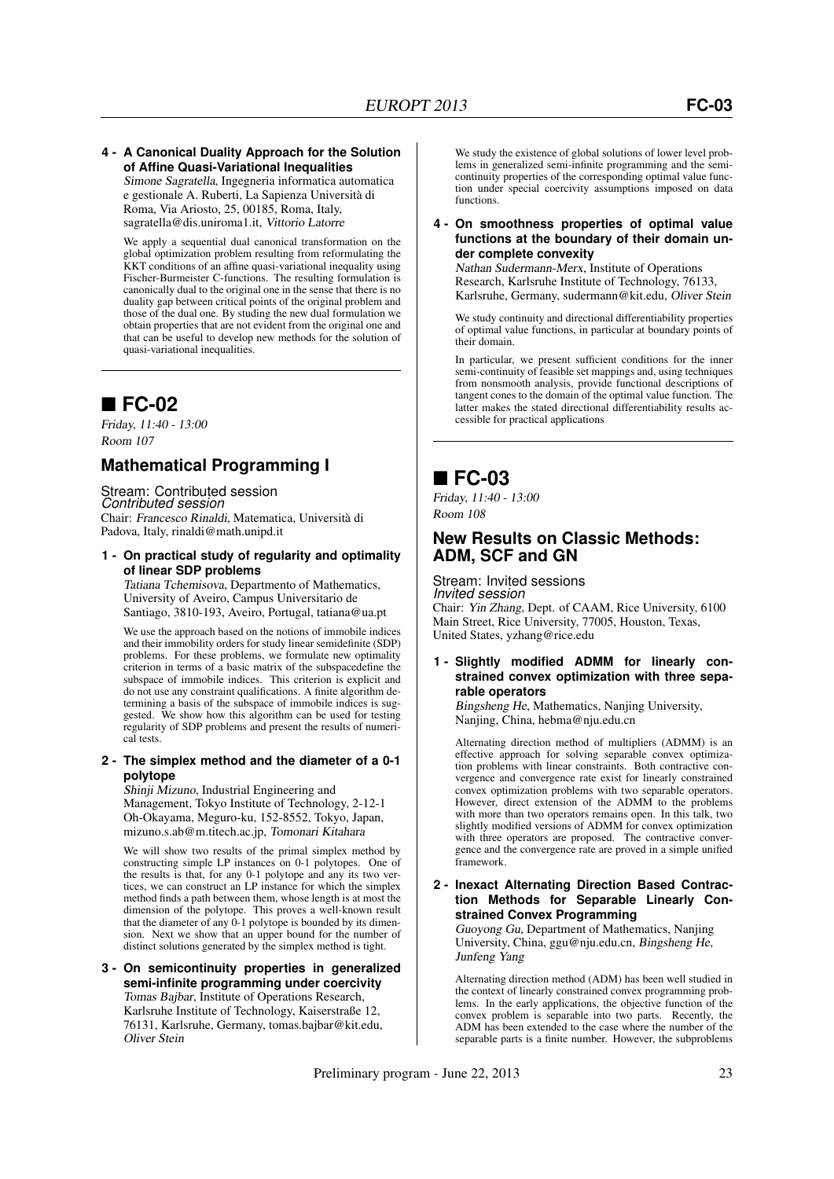**4 - A Canonical Duality Approach for the Solution of Affine Quasi-Variational Inequalities**

*Simone Sagratella*, Ingegneria informatica automatica e gestionale A. Ruberti, La Sapienza Università di Roma, Via Ariosto, 25, 00185, Roma, Italy, sagratella@dis.uniroma1.it, *Vittorio Latorre*

We apply a sequential dual canonical transformation on the global optimization problem resulting from reformulating the KKT conditions of an affine quasi-variational inequality using Fischer-Burmeister C-functions. The resulting formulation is canonically dual to the original one in the sense that there is no duality gap between critical points of the original problem and those of the dual one. By studing the new dual formulation we obtain properties that are not evident from the original one and that can be useful to develop new methods for the solution of quasi-variational inequalities.

---

## ■ FC-02

*Friday, 11:40 - 13:00*
*Room 107*

### Mathematical Programming I

Stream: Contributed session
*Contributed session*
Chair: *Francesco Rinaldi*, Matematica, Università di Padova, Italy, rinaldi@math.unipd.it

**1 - On practical study of regularity and optimality of linear SDP problems**

*Tatiana Tchemisova*, Departmento of Mathematics, University of Aveiro, Campus Universitario de Santiago, 3810-193, Aveiro, Portugal, tatiana@ua.pt

We use the approach based on the notions of immobile indices and their immobility orders for study linear semidefinite (SDP) problems. For these problems, we formulate new optimality criterion in terms of a basic matrix of the subspacedefine the subspace of immobile indices. This criterion is explicit and do not use any constraint qualifications. A finite algorithm determining a basis of the subspace of immobile indices is suggested. We show how this algorithm can be used for testing regularity of SDP problems and present the results of numerical tests.

**2 - The simplex method and the diameter of a 0-1 polytope**

*Shinji Mizuno*, Industrial Engineering and Management, Tokyo Institute of Technology, 2-12-1 Oh-Okayama, Meguro-ku, 152-8552, Tokyo, Japan, mizuno.s.ab@m.titech.ac.jp, *Tomonari Kitahara*

We will show two results of the primal simplex method by constructing simple LP instances on 0-1 polytopes. One of the results is that, for any 0-1 polytope and any its two vertices, we can construct an LP instance for which the simplex method finds a path between them, whose length is at most the dimension of the polytope. This proves a well-known result that the diameter of any 0-1 polytope is bounded by its dimension. Next we show that an upper bound for the number of distinct solutions generated by the simplex method is tight.

**3 - On semicontinuity properties in generalized semi-infinite programming under coercivity**

*Tomas Bajbar*, Institute of Operations Research, Karlsruhe Institute of Technology, Kaiserstraße 12, 76131, Karlsruhe, Germany, tomas.bajbar@kit.edu, *Oliver Stein*

We study the existence of global solutions of lower level problems in generalized semi-infinite programming and the semi-continuity properties of the corresponding optimal value function under special coercivity assumptions imposed on data functions.

**4 - On smoothness properties of optimal value functions at the boundary of their domain under complete convexity**

*Nathan Sudermann-Merx*, Institute of Operations Research, Karlsruhe Institute of Technology, 76133, Karlsruhe, Germany, sudermann@kit.edu, *Oliver Stein*

We study continuity and directional differentiability properties of optimal value functions, in particular at boundary points of their domain.

In particular, we present sufficient conditions for the inner semi-continuity of feasible set mappings and, using techniques from nonsmooth analysis, provide functional descriptions of tangent cones to the domain of the optimal value function. The latter makes the stated directional differentiability results accessible for practical applications

---

## ■ FC-03

*Friday, 11:40 - 13:00*
*Room 108*

### New Results on Classic Methods: ADM, SCF and GN

Stream: Invited sessions
*Invited session*
Chair: *Yin Zhang*, Dept. of CAAM, Rice University, 6100 Main Street, Rice University, 77005, Houston, Texas, United States, yzhang@rice.edu

**1 - Slightly modified ADMM for linearly constrained convex optimization with three separable operators**

*Bingsheng He*, Mathematics, Nanjing University, Nanjing, China, hebma@nju.edu.cn

Alternating direction method of multipliers (ADMM) is an effective approach for solving separable convex optimization problems with linear constraints. Both contractive convergence and convergence rate exist for linearly constrained convex optimization problems with two separable operators. However, direct extension of the ADMM to the problems with more than two operators remains open. In this talk, two slightly modified versions of ADMM for convex optimization with three operators are proposed. The contractive convergence and the convergence rate are proved in a simple unified framework.

**2 - Inexact Alternating Direction Based Contraction Methods for Separable Linearly Constrained Convex Programming**

*Guoyong Gu*, Department of Mathematics, Nanjing University, China, ggu@nju.edu.cn, *Bingsheng He*, *Junfeng Yang*

Alternating direction method (ADM) has been well studied in the context of linearly constrained convex programming problems. In the early applications, the objective function of the convex problem is separable into two parts. Recently, the ADM has been extended to the case where the number of the separable parts is a finite number. However, the subproblems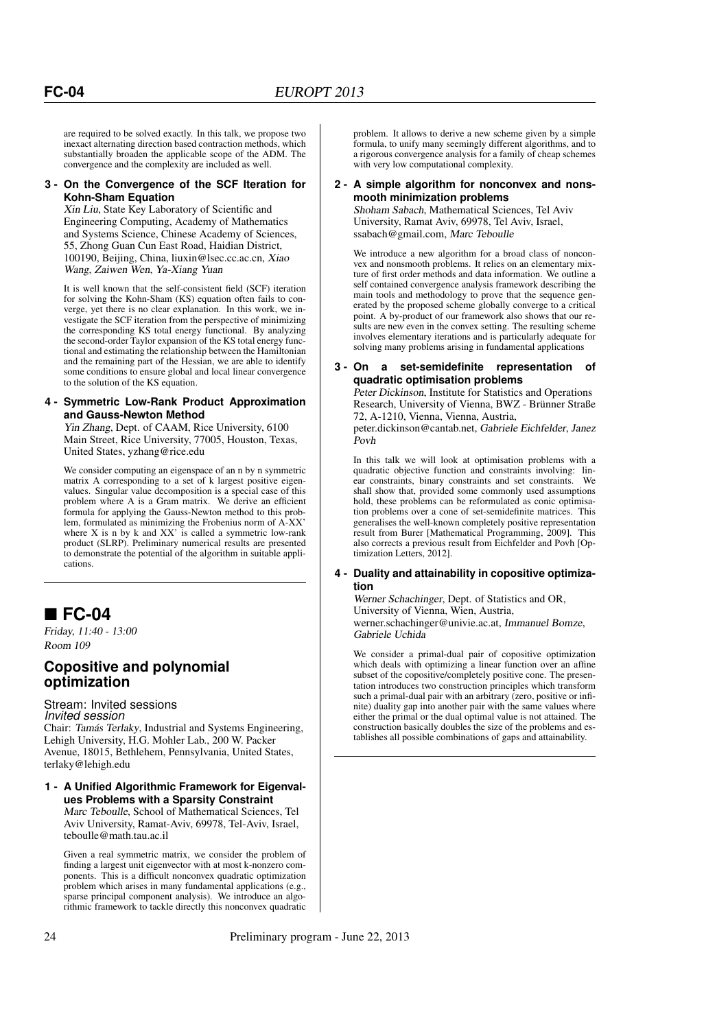are required to be solved exactly. In this talk, we propose two inexact alternating direction based contraction methods, which substantially broaden the applicable scope of the ADM. The convergence and the complexity are included as well.

**3 - On the Convergence of the SCF Iteration for Kohn-Sham Equation**

*Xin Liu*, State Key Laboratory of Scientific and Engineering Computing, Academy of Mathematics and Systems Science, Chinese Academy of Sciences, 55, Zhong Guan Cun East Road, Haidian District, 100190, Beijing, China, liuxin@lsec.cc.ac.cn, *Xiao Wang*, *Zaiwen Wen*, *Ya-Xiang Yuan*

It is well known that the self-consistent field (SCF) iteration for solving the Kohn-Sham (KS) equation often fails to converge, yet there is no clear explanation. In this work, we investigate the SCF iteration from the perspective of minimizing the corresponding KS total energy functional. By analyzing the second-order Taylor expansion of the KS total energy functional and estimating the relationship between the Hamiltonian and the remaining part of the Hessian, we are able to identify some conditions to ensure global and local linear convergence to the solution of the KS equation.

**4 - Symmetric Low-Rank Product Approximation and Gauss-Newton Method**

*Yin Zhang*, Dept. of CAAM, Rice University, 6100 Main Street, Rice University, 77005, Houston, Texas, United States, yzhang@rice.edu

We consider computing an eigenspace of an n by n symmetric matrix A corresponding to a set of k largest positive eigenvalues. Singular value decomposition is a special case of this problem where A is a Gram matrix. We derive an efficient formula for applying the Gauss-Newton method to this problem, formulated as minimizing the Frobenius norm of A-XX' where X is n by k and XX' is called a symmetric low-rank product (SLRP). Preliminary numerical results are presented to demonstrate the potential of the algorithm in suitable applications.

## FC-04

*Friday, 11:40 - 13:00*
*Room 109*

### Copositive and polynomial optimization

Stream: Invited sessions
*Invited session*

Chair: *Tamás Terlaky*, Industrial and Systems Engineering, Lehigh University, H.G. Mohler Lab., 200 W. Packer Avenue, 18015, Bethlehem, Pennsylvania, United States, terlaky@lehigh.edu

**1 - A Unified Algorithmic Framework for Eigenvalues Problems with a Sparsity Constraint**

*Marc Teboulle*, School of Mathematical Sciences, Tel Aviv University, Ramat-Aviv, 69978, Tel-Aviv, Israel, teboulle@math.tau.ac.il

Given a real symmetric matrix, we consider the problem of finding a largest unit eigenvector with at most k-nonzero components. This is a difficult nonconvex quadratic optimization problem which arises in many fundamental applications (e.g., sparse principal component analysis). We introduce an algorithmic framework to tackle directly this nonconvex quadratic problem. It allows to derive a new scheme given by a simple formula, to unify many seemingly different algorithms, and to a rigorous convergence analysis for a family of cheap schemes with very low computational complexity.

**2 - A simple algorithm for nonconvex and nonsmooth minimization problems**

*Shoham Sabach*, Mathematical Sciences, Tel Aviv University, Ramat Aviv, 69978, Tel Aviv, Israel, ssabach@gmail.com, *Marc Teboulle*

We introduce a new algorithm for a broad class of nonconvex and nonsmooth problems. It relies on an elementary mixture of first order methods and data information. We outline a self contained convergence analysis framework describing the main tools and methodology to prove that the sequence generated by the proposed scheme globally converge to a critical point. A by-product of our framework also shows that our results are new even in the convex setting. The resulting scheme involves elementary iterations and is particularly adequate for solving many problems arising in fundamental applications

**3 - On a set-semidefinite representation of quadratic optimisation problems**

*Peter Dickinson*, Institute for Statistics and Operations Research, University of Vienna, BWZ - Brünner Straße 72, A-1210, Vienna, Vienna, Austria, peter.dickinson@cantab.net, *Gabriele Eichfelder*, *Janez Povh*

In this talk we will look at optimisation problems with a quadratic objective function and constraints involving: linear constraints, binary constraints and set constraints. We shall show that, provided some commonly used assumptions hold, these problems can be reformulated as conic optimisation problems over a cone of set-semidefinite matrices. This generalises the well-known completely positive representation result from Burer [Mathematical Programming, 2009]. This also corrects a previous result from Eichfelder and Povh [Optimization Letters, 2012].

**4 - Duality and attainability in copositive optimization**

*Werner Schachinger*, Dept. of Statistics and OR, University of Vienna, Wien, Austria, werner.schachinger@univie.ac.at, *Immanuel Bomze*, *Gabriele Uchida*

We consider a primal-dual pair of copositive optimization which deals with optimizing a linear function over an affine subset of the copositive/completely positive cone. The presentation introduces two construction principles which transform such a primal-dual pair with an arbitrary (zero, positive or infinite) duality gap into another pair with the same values where either the primal or the dual optimal value is not attained. The construction basically doubles the size of the problems and establishes all possible combinations of gaps and attainability.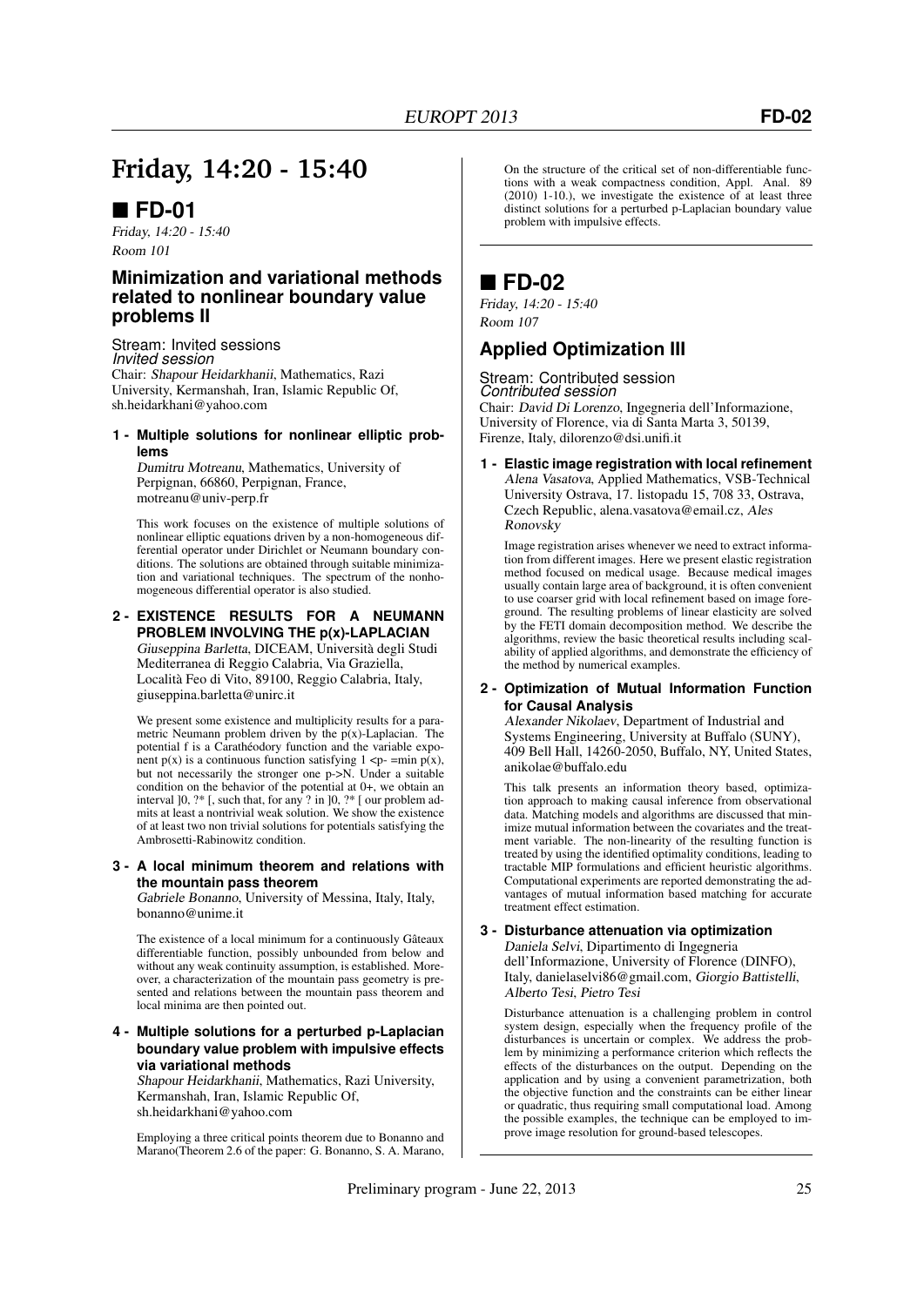# Friday, 14:20 - 15:40

## ■ FD-01

*Friday, 14:20 - 15:40*
*Room 101*

### Minimization and variational methods related to nonlinear boundary value problems II

Stream: Invited sessions
*Invited session*
Chair: *Shapour Heidarkhanii*, Mathematics, Razi University, Kermanshah, Iran, Islamic Republic Of, sh.heidarkhani@yahoo.com

**1 - Multiple solutions for nonlinear elliptic problems**

*Dumitru Motreanu*, Mathematics, University of Perpignan, 66860, Perpignan, France, motreanu@univ-perp.fr

This work focuses on the existence of multiple solutions of nonlinear elliptic equations driven by a non-homogeneous differential operator under Dirichlet or Neumann boundary conditions. The solutions are obtained through suitable minimization and variational techniques. The spectrum of the nonhomogeneous differential operator is also studied.

**2 - EXISTENCE RESULTS FOR A NEUMANN PROBLEM INVOLVING THE p(x)-LAPLACIAN**

*Giuseppina Barletta*, DICEAM, Università degli Studi Mediterranea di Reggio Calabria, Via Graziella, Località Feo di Vito, 89100, Reggio Calabria, Italy, giuseppina.barletta@unirc.it

We present some existence and multiplicity results for a parametric Neumann problem driven by the p(x)-Laplacian. The potential f is a Carathéodory function and the variable exponent p(x) is a continuous function satisfying 1 <p- =min p(x), but not necessarily the stronger one p->N. Under a suitable condition on the behavior of the potential at 0+, we obtain an interval ]0, ?* [, such that, for any ? in ]0, ?* [ our problem admits at least a nontrivial weak solution. We show the existence of at least two non trivial solutions for potentials satisfying the Ambrosetti-Rabinowitz condition.

**3 - A local minimum theorem and relations with the mountain pass theorem**

*Gabriele Bonanno*, University of Messina, Italy, Italy, bonanno@unime.it

The existence of a local minimum for a continuously Gâteaux differentiable function, possibly unbounded from below and without any weak continuity assumption, is established. Moreover, a characterization of the mountain pass geometry is presented and relations between the mountain pass theorem and local minima are then pointed out.

**4 - Multiple solutions for a perturbed p-Laplacian boundary value problem with impulsive effects via variational methods**

*Shapour Heidarkhanii*, Mathematics, Razi University, Kermanshah, Iran, Islamic Republic Of, sh.heidarkhani@yahoo.com

Employing a three critical points theorem due to Bonanno and Marano(Theorem 2.6 of the paper: G. Bonanno, S. A. Marano, On the structure of the critical set of non-differentiable functions with a weak compactness condition, Appl. Anal. 89 (2010) 1-10.), we investigate the existence of at least three distinct solutions for a perturbed p-Laplacian boundary value problem with impulsive effects.

## ■ FD-02

*Friday, 14:20 - 15:40*
*Room 107*

### Applied Optimization III

Stream: Contributed session
*Contributed session*
Chair: *David Di Lorenzo*, Ingegneria dell'Informazione, University of Florence, via di Santa Marta 3, 50139, Firenze, Italy, dilorenzo@dsi.unifi.it

**1 - Elastic image registration with local refinement**

*Alena Vasatova*, Applied Mathematics, VSB-Technical University Ostrava, 17. listopadu 15, 708 33, Ostrava, Czech Republic, alena.vasatova@email.cz, *Ales Ronovsky*

Image registration arises whenever we need to extract information from different images. Here we present elastic registration method focused on medical usage. Because medical images usually contain large area of background, it is often convenient to use coarser grid with local refinement based on image foreground. The resulting problems of linear elasticity are solved by the FETI domain decomposition method. We describe the algorithms, review the basic theoretical results including scalability of applied algorithms, and demonstrate the efficiency of the method by numerical examples.

**2 - Optimization of Mutual Information Function for Causal Analysis**

*Alexander Nikolaev*, Department of Industrial and Systems Engineering, University at Buffalo (SUNY), 409 Bell Hall, 14260-2050, Buffalo, NY, United States, anikolae@buffalo.edu

This talk presents an information theory based, optimization approach to making causal inference from observational data. Matching models and algorithms are discussed that minimize mutual information between the covariates and the treatment variable. The non-linearity of the resulting function is treated by using the identified optimality conditions, leading to tractable MIP formulations and efficient heuristic algorithms. Computational experiments are reported demonstrating the advantages of mutual information based matching for accurate treatment effect estimation.

**3 - Disturbance attenuation via optimization**

*Daniela Selvi*, Dipartimento di Ingegneria dell'Informazione, University of Florence (DINFO), Italy, danielaselvi86@gmail.com, *Giorgio Battistelli*, *Alberto Tesi*, *Pietro Tesi*

Disturbance attenuation is a challenging problem in control system design, especially when the frequency profile of the disturbances is uncertain or complex. We address the problem by minimizing a performance criterion which reflects the effects of the disturbances on the output. Depending on the application and by using a convenient parametrization, both the objective function and the constraints can be either linear or quadratic, thus requiring small computational load. Among the possible examples, the technique can be employed to improve image resolution for ground-based telescopes.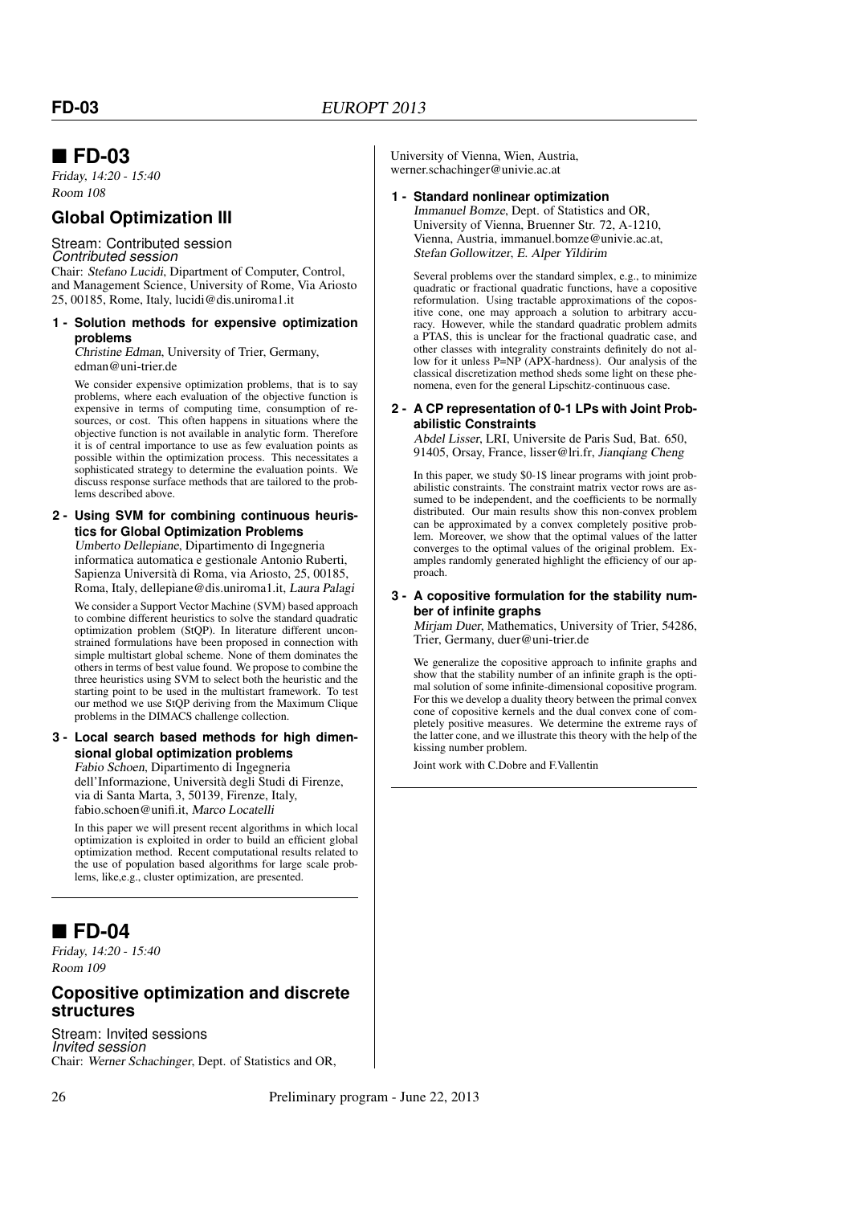## ■ FD-03

*Friday, 14:20 - 15:40*
*Room 108*

### Global Optimization III

Stream: Contributed session
*Contributed session*
Chair: *Stefano Lucidi*, Dipartment of Computer, Control, and Management Science, University of Rome, Via Ariosto 25, 00185, Rome, Italy, lucidi@dis.uniroma1.it

**1 - Solution methods for expensive optimization problems**

*Christine Edman*, University of Trier, Germany, edman@uni-trier.de

We consider expensive optimization problems, that is to say problems, where each evaluation of the objective function is expensive in terms of computing time, consumption of resources, or cost. This often happens in situations where the objective function is not available in analytic form. Therefore it is of central importance to use as few evaluation points as possible within the optimization process. This necessitates a sophisticated strategy to determine the evaluation points. We discuss response surface methods that are tailored to the problems described above.

**2 - Using SVM for combining continuous heuristics for Global Optimization Problems**

*Umberto Dellepiane*, Dipartimento di Ingegneria informatica automatica e gestionale Antonio Ruberti, Sapienza Università di Roma, via Ariosto, 25, 00185, Roma, Italy, dellepiane@dis.uniroma1.it, *Laura Palagi*

We consider a Support Vector Machine (SVM) based approach to combine different heuristics to solve the standard quadratic optimization problem (StQP). In literature different unconstrained formulations have been proposed in connection with simple multistart global scheme. None of them dominates the others in terms of best value found. We propose to combine the three heuristics using SVM to select both the heuristic and the starting point to be used in the multistart framework. To test our method we use StQP deriving from the Maximum Clique problems in the DIMACS challenge collection.

**3 - Local search based methods for high dimensional global optimization problems**

*Fabio Schoen*, Dipartimento di Ingegneria dell'Informazione, Università degli Studi di Firenze, via di Santa Marta, 3, 50139, Firenze, Italy, fabio.schoen@unifi.it, *Marco Locatelli*

In this paper we will present recent algorithms in which local optimization is exploited in order to build an efficient global optimization method. Recent computational results related to the use of population based algorithms for large scale problems, like,e.g., cluster optimization, are presented.

## ■ FD-04

*Friday, 14:20 - 15:40*
*Room 109*

### Copositive optimization and discrete structures

Stream: Invited sessions
*Invited session*
Chair: *Werner Schachinger*, Dept. of Statistics and OR, University of Vienna, Wien, Austria, werner.schachinger@univie.ac.at

**1 - Standard nonlinear optimization**

*Immanuel Bomze*, Dept. of Statistics and OR, University of Vienna, Bruenner Str. 72, A-1210, Vienna, Austria, immanuel.bomze@univie.ac.at, *Stefan Gollowitzer*, *E. Alper Yildirim*

Several problems over the standard simplex, e.g., to minimize quadratic or fractional quadratic functions, have a copositive reformulation. Using tractable approximations of the copositive cone, one may approach a solution to arbitrary accuracy. However, while the standard quadratic problem admits a PTAS, this is unclear for the fractional quadratic case, and other classes with integrality constraints definitely do not allow for it unless P=NP (APX-hardness). Our analysis of the classical discretization method sheds some light on these phenomena, even for the general Lipschitz-continuous case.

**2 - A CP representation of 0-1 LPs with Joint Probabilistic Constraints**

*Abdel Lisser*, LRI, Universite de Paris Sud, Bat. 650, 91405, Orsay, France, lisser@lri.fr, *Jianqiang Cheng*

In this paper, we study $0-1$ linear programs with joint probabilistic constraints. The constraint matrix vector rows are assumed to be independent, and the coefficients to be normally distributed. Our main results show this non-convex problem can be approximated by a convex completely positive problem. Moreover, we show that the optimal values of the latter converges to the optimal values of the original problem. Examples randomly generated highlight the efficiency of our approach.

**3 - A copositive formulation for the stability number of infinite graphs**

*Mirjam Duer*, Mathematics, University of Trier, 54286, Trier, Germany, duer@uni-trier.de

We generalize the copositive approach to infinite graphs and show that the stability number of an infinite graph is the optimal solution of some infinite-dimensional copositive program. For this we develop a duality theory between the primal convex cone of copositive kernels and the dual convex cone of completely positive measures. We determine the extreme rays of the latter cone, and we illustrate this theory with the help of the kissing number problem.

Joint work with C.Dobre and F.Vallentin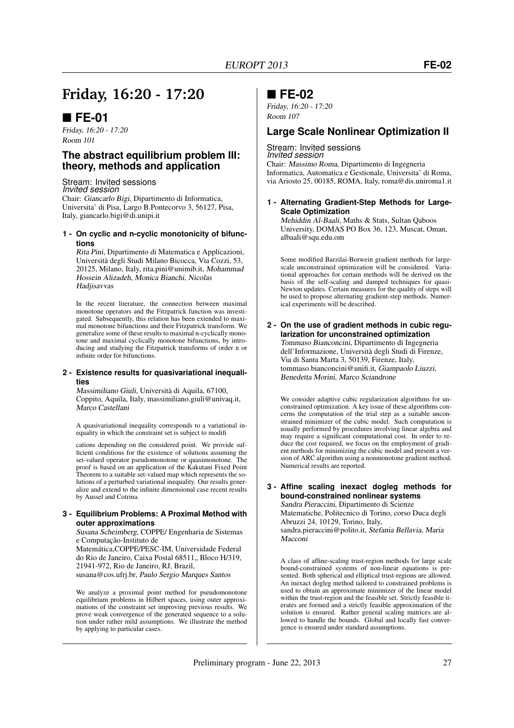# Friday, 16:20 - 17:20

## ■ FE-01

*Friday, 16:20 - 17:20*
*Room 101*

### The abstract equilibrium problem III: theory, methods and application

Stream: Invited sessions
*Invited session*
Chair: *Giancarlo Bigi*, Dipartimento di Informatica, Universita' di Pisa, Largo B.Pontecorvo 3, 56127, Pisa, Italy, giancarlo.bigi@di.unipi.it

**1 - On cyclic and n-cyclic monotonicity of bifunctions**

*Rita Pini*, Dipartimento di Matematica e Applicazioni, Università degli Studi Milano Bicocca, Via Cozzi, 53, 20125, Milano, Italy, rita.pini@unimib.it, *Mohammad Hossein Alizadeh*, *Monica Bianchi*, *Nicolas Hadjisavvas*

In the recent literature, the connection between maximal monotone operators and the Fitzpatrick function was investigated. Subsequently, this relation has been extended to maximal monotone bifunctions and their Fitzpatrick transform. We generalize some of these results to maximal n-cyclically monotone and maximal cyclically monotone bifunctions, by introducing and studying the Fitzpatrick transforms of order n or infinite order for bifunctions.

**2 - Existence results for quasivariational inequalities**

*Massimiliano Giuli*, Università di Aquila, 67100, Coppito, Aquila, Italy, massimiliano.giuli@univaq.it, *Marco Castellani*

A quasivariational inequality corresponds to a variational inequality in which the constraint set is subject to modifi

cations depending on the considered point. We provide sufficient conditions for the existence of solutions assuming the set-valued operator pseudomonotone or quasimonotone. The proof is based on an application of the Kakutani Fixed Point Theorem to a suitable set-valued map which represents the solutions of a perturbed variational inequality. Our results generalize and extend to the infinite dimensional case recent results by Aussel and Cotrina.

**3 - Equilibrium Problems: A Proximal Method with outer approximations**

*Susana Scheimberg*, COPPE/ Engenharia de Sistemas e Computação-Instituto de Matemática,COPPE/PESC-IM, Universidade Federal do Rio de Janeiro, Caixa Postal 68511,, Bloco H/319, 21941-972, Rio de Janeiro, RJ, Brazil, susana@cos.ufrj.br, *Paulo Sergio Marques Santos*

We analyze a proximal point method for pseudomonotone equilibrium problems in Hilbert spaces, using outer approximations of the constraint set improving previous results. We prove weak convergence of the generated sequence to a solution under rather mild assumptions. We illustrate the method by applying to particular cases.

## ■ FE-02

*Friday, 16:20 - 17:20*
*Room 107*

### Large Scale Nonlinear Optimization II

Stream: Invited sessions
*Invited session*
Chair: *Massimo Roma*, Dipartimento di Ingegneria Informatica, Automatica e Gestionale, Universita' di Roma, via Ariosto 25, 00185, ROMA, Italy, roma@dis.uniroma1.it

**1 - Alternating Gradient-Step Methods for Large-Scale Optimization**

*Mehiddin Al-Baali*, Maths & Stats, Sultan Qaboos University, DOMAS PO Box 36, 123, Muscat, Oman, albaali@squ.edu.om

Some modified Barzilai-Borwein gradient methods for large-scale unconstrained optimization will be considered. Variational approaches for certain methods will be derived on the basis of the self-scaling and damped techniques for quasi-Newton updates. Certain measures for the quality of steps will be used to propose alternating gradient-step methods. Numerical experiments will be described.

**2 - On the use of gradient methods in cubic regularization for unconstrained optimization**

*Tommaso Bianconcini*, Dipartimento di Ingegneria dell'Informazione, Università degli Studi di Firenze, Via di Santa Marta 3, 50139, Firenze, Italy, tommaso.bianconcini@unifi.it, *Giampaolo Liuzzi*, *Benedetta Morini*, *Marco Sciandrone*

We consider adaptive cubic regularization algorithms for unconstrained optimization. A key issue of these algorithms concerns the computation of the trial step as a suitable unconstrained minimizer of the cubic model. Such computation is usually performed by procedures involving linear algebra and may require a significant computational cost. In order to reduce the cost required, we focus on the employment of gradient methods for minimizing the cubic model and present a version of ARC algorithm using a nonmonotone gradient method. Numerical results are reported.

**3 - Affine scaling inexact dogleg methods for bound-constrained nonlinear systems**

*Sandra Pieraccini*, Dipartimento di Scienze Matematiche, Politecnico di Torino, corso Duca degli Abruzzi 24, 10129, Torino, Italy, sandra.pieraccini@polito.it, *Stefania Bellavia*, *Maria Macconi*

A class of affine-scaling trust-region methods for large scale bound-constrained systems of non-linear equations is presented. Both spherical and elliptical trust-regions are allowed. An inexact dogleg method tailored to constrained problems is used to obtain an approximate minimizer of the linear model within the trust-region and the feasible set. Strictly feasible iterates are formed and a strictly feasible approximation of the solution is ensured. Rather general scaling matrices are allowed to handle the bounds. Global and locally fast convergence is ensured under standard assumptions.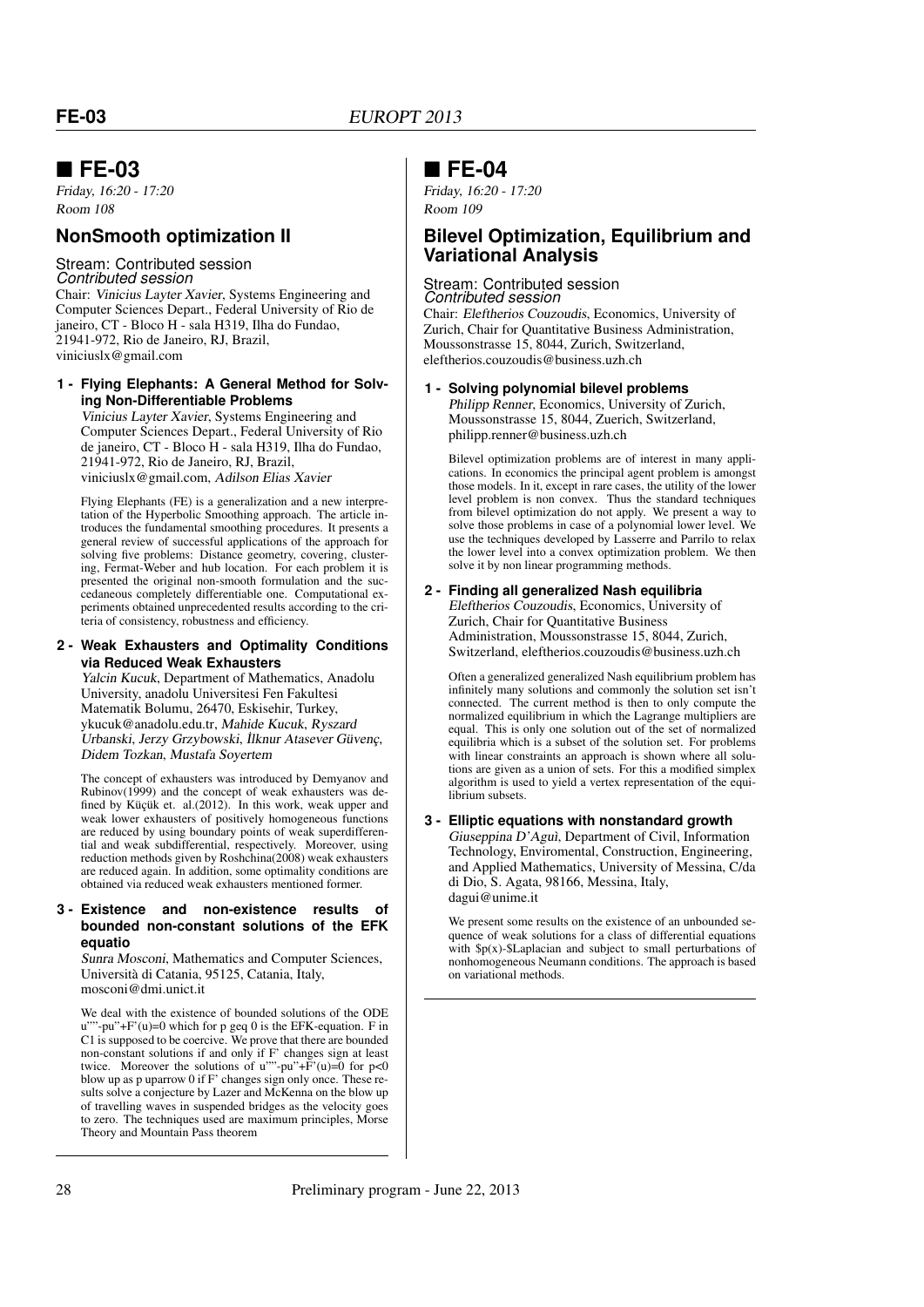## ■ FE-03

*Friday, 16:20 - 17:20*
*Room 108*

### NonSmooth optimization II

Stream: Contributed session
*Contributed session*
Chair: *Vinicius Layter Xavier*, Systems Engineering and Computer Sciences Depart., Federal University of Rio de janeiro, CT - Bloco H - sala H319, Ilha do Fundao, 21941-972, Rio de Janeiro, RJ, Brazil, viniciuslx@gmail.com

**1 - Flying Elephants: A General Method for Solving Non-Differentiable Problems**

*Vinicius Layter Xavier*, Systems Engineering and Computer Sciences Depart., Federal University of Rio de janeiro, CT - Bloco H - sala H319, Ilha do Fundao, 21941-972, Rio de Janeiro, RJ, Brazil, viniciuslx@gmail.com, *Adilson Elias Xavier*

Flying Elephants (FE) is a generalization and a new interpretation of the Hyperbolic Smoothing approach. The article introduces the fundamental smoothing procedures. It presents a general review of successful applications of the approach for solving five problems: Distance geometry, covering, clustering, Fermat-Weber and hub location. For each problem it is presented the original non-smooth formulation and the succedaneous completely differentiable one. Computational experiments obtained unprecedented results according to the criteria of consistency, robustness and efficiency.

**2 - Weak Exhausters and Optimality Conditions via Reduced Weak Exhausters**

*Yalcin Kucuk*, Department of Mathematics, Anadolu University, anadolu Universitesi Fen Fakultesi Matematik Bolumu, 26470, Eskisehir, Turkey, ykucuk@anadolu.edu.tr, *Mahide Kucuk*, *Ryszard Urbanski*, *Jerzy Grzybowski*, *İlknur Atasever Güvenç*, *Didem Tozkan*, *Mustafa Soyertem*

The concept of exhausters was introduced by Demyanov and Rubinov(1999) and the concept of weak exhausters was defined by Küçük et. al.(2012). In this work, weak upper and weak lower exhausters of positively homogeneous functions are reduced by using boundary points of weak superdifferential and weak subdifferential, respectively. Moreover, using reduction methods given by Roshchina(2008) weak exhausters are reduced again. In addition, some optimality conditions are obtained via reduced weak exhausters mentioned former.

**3 - Existence and non-existence results of bounded non-constant solutions of the EFK equatio**

*Sunra Mosconi*, Mathematics and Computer Sciences, Università di Catania, 95125, Catania, Italy, mosconi@dmi.unict.it

We deal with the existence of bounded solutions of the ODE u""-pu"+F'(u)=0 which for p geq 0 is the EFK-equation. F in C1 is supposed to be coercive. We prove that there are bounded non-constant solutions if and only if F' changes sign at least twice. Moreover the solutions of u""-pu"+F'(u)=0 for p<0 blow up as p uparrow 0 if F' changes sign only once. These results solve a conjecture by Lazer and McKenna on the blow up of travelling waves in suspended bridges as the velocity goes to zero. The techniques used are maximum principles, Morse Theory and Mountain Pass theorem

## ■ FE-04

*Friday, 16:20 - 17:20*
*Room 109*

### Bilevel Optimization, Equilibrium and Variational Analysis

Stream: Contributed session
*Contributed session*
Chair: *Eleftherios Couzoudis*, Economics, University of Zurich, Chair for Quantitative Business Administration, Moussonstrasse 15, 8044, Zurich, Switzerland, eleftherios.couzoudis@business.uzh.ch

**1 - Solving polynomial bilevel problems**

*Philipp Renner*, Economics, University of Zurich, Moussonstrasse 15, 8044, Zuerich, Switzerland, philipp.renner@business.uzh.ch

Bilevel optimization problems are of interest in many applications. In economics the principal agent problem is amongst those models. In it, except in rare cases, the utility of the lower level problem is non convex. Thus the standard techniques from bilevel optimization do not apply. We present a way to solve those problems in case of a polynomial lower level. We use the techniques developed by Lasserre and Parrilo to relax the lower level into a convex optimization problem. We then solve it by non linear programming methods.

**2 - Finding all generalized Nash equilibria**

*Eleftherios Couzoudis*, Economics, University of Zurich, Chair for Quantitative Business Administration, Moussonstrasse 15, 8044, Zurich, Switzerland, eleftherios.couzoudis@business.uzh.ch

Often a generalized generalized Nash equilibrium problem has infinitely many solutions and commonly the solution set isn't connected. The current method is then to only compute the normalized equilibrium in which the Lagrange multipliers are equal. This is only one solution out of the set of normalized equilibria which is a subset of the solution set. For problems with linear constraints an approach is shown where all solutions are given as a union of sets. For this a modified simplex algorithm is used to yield a vertex representation of the equilibrium subsets.

**3 - Elliptic equations with nonstandard growth**

*Giuseppina D'Aguì*, Department of Civil, Information Technology, Enviromental, Construction, Engineering, and Applied Mathematics, University of Messina, C/da di Dio, S. Agata, 98166, Messina, Italy, dagui@unime.it

We present some results on the existence of an unbounded sequence of weak solutions for a class of differential equations with $p(x)-$Laplacian and subject to small perturbations of nonhomogeneous Neumann conditions. The approach is based on variational methods.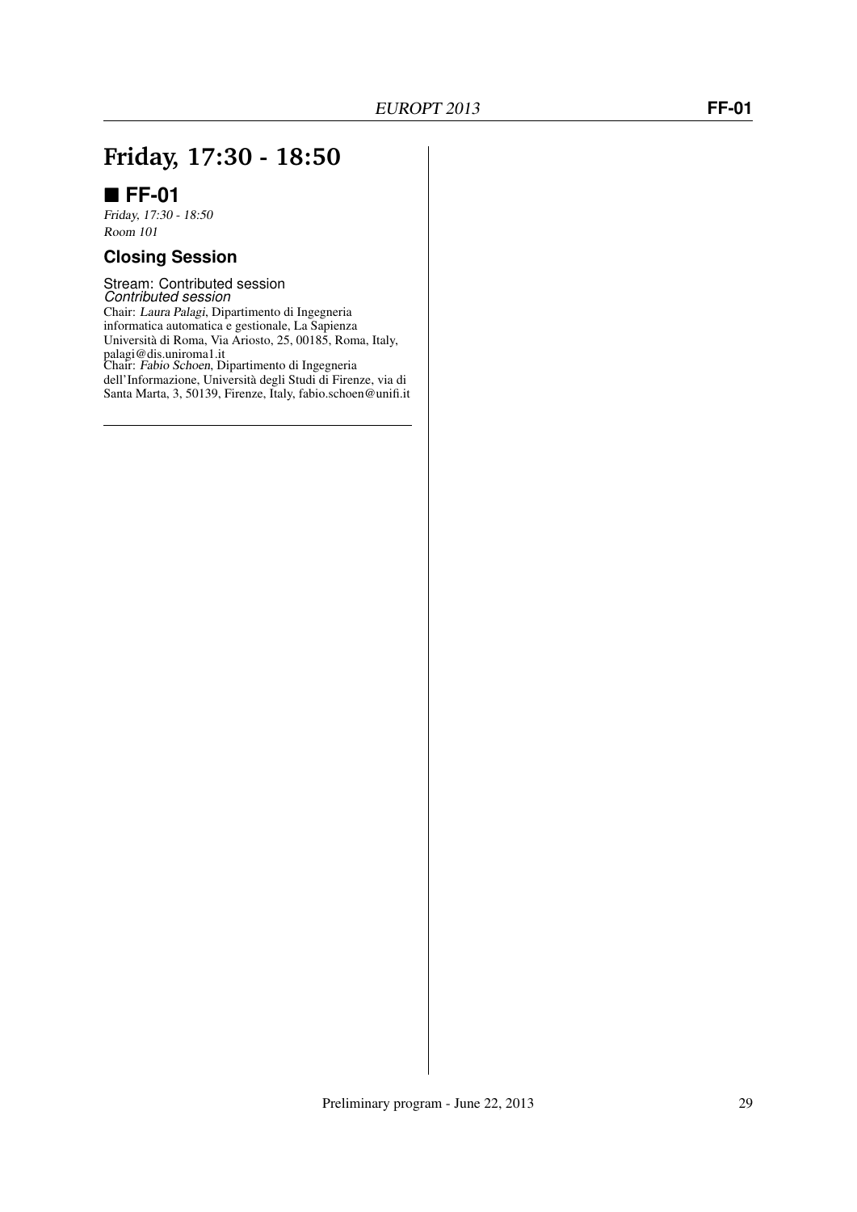# Friday, 17:30 - 18:50

## ■ FF-01

*Friday, 17:30 - 18:50*
*Room 101*

### Closing Session

Stream: Contributed session
*Contributed session*
Chair: *Laura Palagi*, Dipartimento di Ingegneria informatica automatica e gestionale, La Sapienza Università di Roma, Via Ariosto, 25, 00185, Roma, Italy, palagi@dis.uniroma1.it
Chair: *Fabio Schoen*, Dipartimento di Ingegneria dell'Informazione, Università degli Studi di Firenze, via di Santa Marta, 3, 50139, Firenze, Italy, fabio.schoen@unifi.it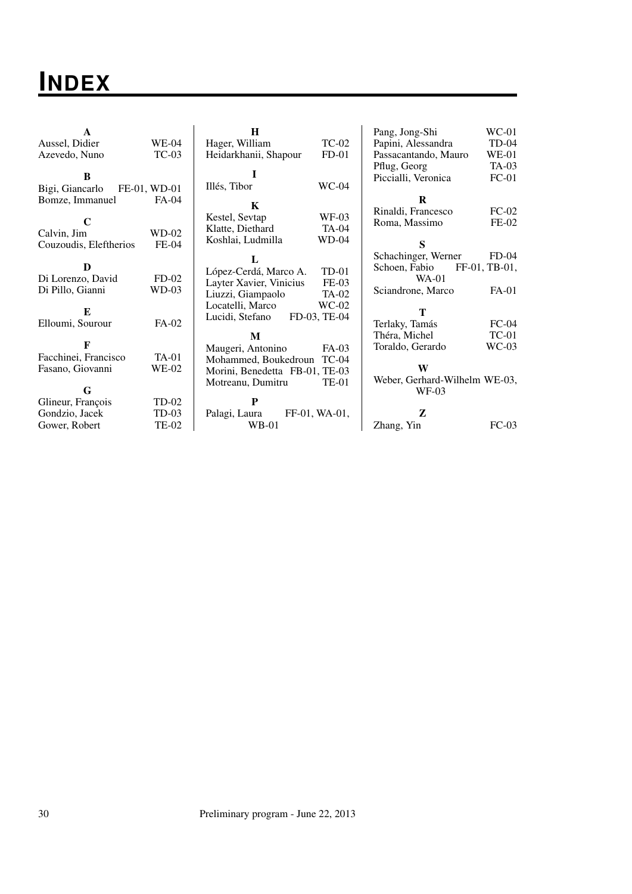# INDEX

**A**

Aussel, Didier WE-04
Azevedo, Nuno TC-03

**B**

Bigi, Giancarlo FE-01, WD-01
Bomze, Immanuel FA-04

**C**

Calvin, Jim WD-02
Couzoudis, Eleftherios FE-04

**D**

Di Lorenzo, David FD-02
Di Pillo, Gianni WD-03

**E**

Elloumi, Sourour FA-02

**F**

Facchinei, Francisco TA-01
Fasano, Giovanni WE-02

**G**

Glineur, François TD-02
Gondzio, Jacek TD-03
Gower, Robert TE-02

**H**

Hager, William TC-02
Heidarkhanii, Shapour FD-01

**I**

Illés, Tibor WC-04

**K**

Kestel, Sevtap WF-03
Klatte, Diethard TA-04
Koshlai, Ludmilla WD-04

**L**

López-Cerdá, Marco A. TD-01
Layter Xavier, Vinicius FE-03
Liuzzi, Giampaolo TA-02
Locatelli, Marco WC-02
Lucidi, Stefano FD-03, TE-04

**M**

Maugeri, Antonino FA-03
Mohammed, Boukedroun TC-04
Morini, Benedetta FB-01, TE-03
Motreanu, Dumitru TE-01

**P**

Palagi, Laura FF-01, WA-01, WB-01
Pang, Jong-Shi WC-01
Papini, Alessandra TD-04
Passacantando, Mauro WE-01
Pflug, Georg TA-03
Piccialli, Veronica FC-01

**R**

Rinaldi, Francesco FC-02
Roma, Massimo FE-02

**S**

Schachinger, Werner FD-04
Schoen, Fabio FF-01, TB-01, WA-01
Sciandrone, Marco FA-01

**T**

Terlaky, Tamás FC-04
Théra, Michel TC-01
Toraldo, Gerardo WC-03

**W**

Weber, Gerhard-Wilhelm WE-03, WF-03

**Z**

Zhang, Yin FC-03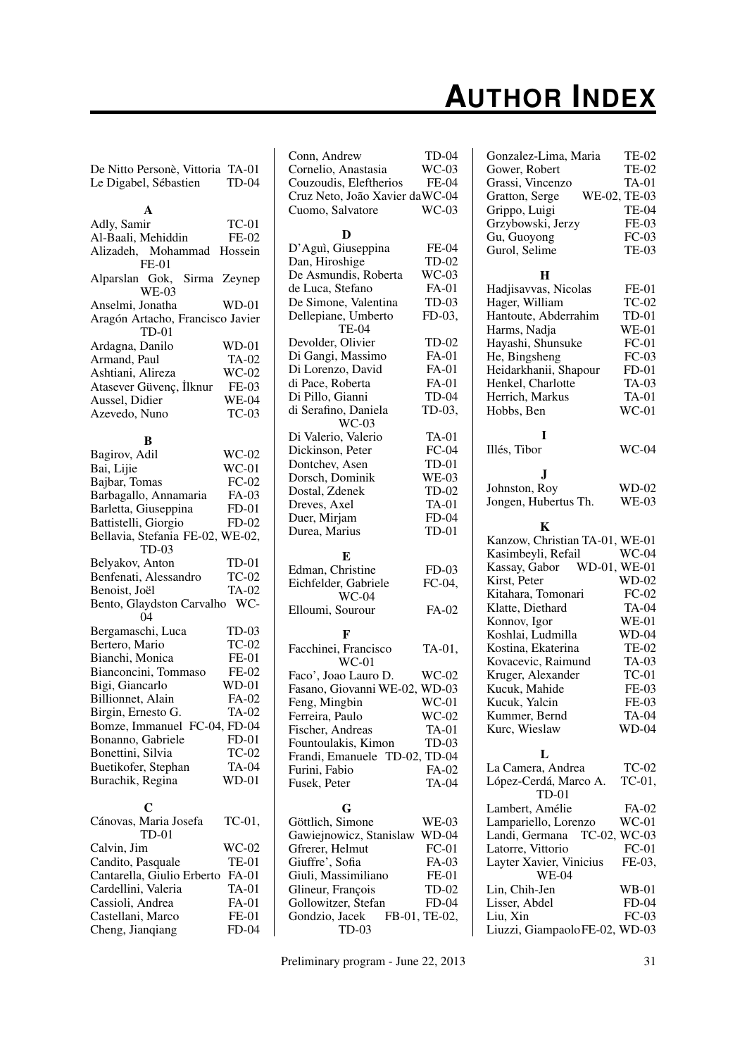# AUTHOR INDEX

De Nitto Personè, Vittoria TA-01
Le Digabel, Sébastien TD-04

**A**

Adly, Samir TC-01
Al-Baali, Mehiddin FE-02
Alizadeh, Mohammad Hossein FE-01
Alparslan Gok, Sirma Zeynep WE-03
Anselmi, Jonatha WD-01
Aragón Artacho, Francisco Javier TD-01
Ardagna, Danilo WD-01
Armand, Paul TA-02
Ashtiani, Alireza WC-02
Atasever Güvenç, İlknur FE-03
Aussel, Didier WE-04
Azevedo, Nuno TC-03

**B**

Bagirov, Adil WC-02
Bai, Lijie WC-01
Bajbar, Tomas FC-02
Barbagallo, Annamaria FA-03
Barletta, Giuseppina FD-01
Battistelli, Giorgio FD-02
Bellavia, Stefania FE-02, WE-02, TD-03
Belyakov, Anton TD-01
Benfenati, Alessandro TC-02
Benoist, Joël TA-02
Bento, Glaydston Carvalho WC-04
Bergamaschi, Luca TD-03
Bertero, Mario TC-02
Bianchi, Monica FE-01
Bianconcini, Tommaso FE-02
Bigi, Giancarlo WD-01
Billionnet, Alain FA-02
Birgin, Ernesto G. TA-02
Bomze, Immanuel FC-04, FD-04
Bonanno, Gabriele FD-01
Bonettini, Silvia TC-02
Buetikofer, Stephan TA-04
Burachik, Regina WD-01

**C**

Cánovas, Maria Josefa TC-01, TD-01
Calvin, Jim WC-02
Candito, Pasquale TE-01
Cantarella, Giulio Erberto FA-01
Cardellini, Valeria TA-01
Cassioli, Andrea FA-01
Castellani, Marco FE-01
Cheng, Jianqiang FD-04
Conn, Andrew TD-04
Cornelio, Anastasia WC-03
Couzoudis, Eleftherios FE-04
Cruz Neto, João Xavier da WC-04
Cuomo, Salvatore WC-03

**D**

D'Aguì, Giuseppina FE-04
Dan, Hiroshige TD-02
De Asmundis, Roberta WC-03
de Luca, Stefano FA-01
De Simone, Valentina TD-03
Dellepiane, Umberto FD-03, TE-04
Devolder, Olivier TD-02
Di Gangi, Massimo FA-01
Di Lorenzo, David FA-01
di Pace, Roberta FA-01
Di Pillo, Gianni TD-04
di Serafino, Daniela TD-03, WC-03
Di Valerio, Valerio TA-01
Dickinson, Peter FC-04
Dontchev, Asen TD-01
Dorsch, Dominik WE-03
Dostal, Zdenek TD-02
Dreves, Axel TA-01
Duer, Mirjam FD-04
Durea, Marius TD-01

**E**

Edman, Christine FD-03
Eichfelder, Gabriele FC-04, WC-04
Elloumi, Sourour FA-02

**F**

Facchinei, Francisco TA-01, WC-01
Faco', Joao Lauro D. WC-02
Fasano, Giovanni WE-02, WD-03
Feng, Mingbin WC-01
Ferreira, Paulo WC-02
Fischer, Andreas TA-01
Fountoulakis, Kimon TD-03
Frandi, Emanuele TD-02, TD-04
Furini, Fabio FA-02
Fusek, Peter TA-04

**G**

Göttlich, Simone WE-03
Gawiejnowicz, Stanislaw WD-04
Gfrerer, Helmut FC-01
Giuffre', Sofia FA-03
Giuli, Massimiliano FE-01
Glineur, François TD-02
Gollowitzer, Stefan FD-04
Gondzio, Jacek FB-01, TE-02, TD-03
Gonzalez-Lima, Maria TE-02
Gower, Robert TE-02
Grassi, Vincenzo TA-01
Gratton, Serge WE-02, TE-03
Grippo, Luigi TE-04
Grzybowski, Jerzy FE-03
Gu, Guoyong FC-03
Gurol, Selime TE-03

**H**

Hadjisavvas, Nicolas FE-01
Hager, William TC-02
Hantoute, Abderrahim TD-01
Harms, Nadja WE-01
Hayashi, Shunsuke FC-01
He, Bingsheng FC-03
Heidarkhanii, Shapour FD-01
Henkel, Charlotte TA-03
Herrich, Markus TA-01
Hobbs, Ben WC-01

**I**

Illés, Tibor WC-04

**J**

Johnston, Roy WD-02
Jongen, Hubertus Th. WE-03

**K**

Kanzow, Christian TA-01, WE-01
Kasimbeyli, Refail WC-04
Kassay, Gabor WD-01, WE-01
Kirst, Peter WD-02
Kitahara, Tomonari FC-02
Klatte, Diethard TA-04
Konnov, Igor WE-01
Koshlai, Ludmilla WD-04
Kostina, Ekaterina TE-02
Kovacevic, Raimund TA-03
Kruger, Alexander TC-01
Kucuk, Mahide FE-03
Kucuk, Yalcin FE-03
Kummer, Bernd TA-04
Kurc, Wieslaw WD-04

**L**

La Camera, Andrea TC-02
López-Cerdá, Marco A. TC-01, TD-01
Lambert, Amélie FA-02
Lampariello, Lorenzo WC-01
Landi, Germana TC-02, WC-03
Latorre, Vittorio FC-01
Layter Xavier, Vinicius FE-03, WE-04
Lin, Chih-Jen WB-01
Lisser, Abdel FD-04
Liu, Xin FC-03
Liuzzi, Giampaolo FE-02, WD-03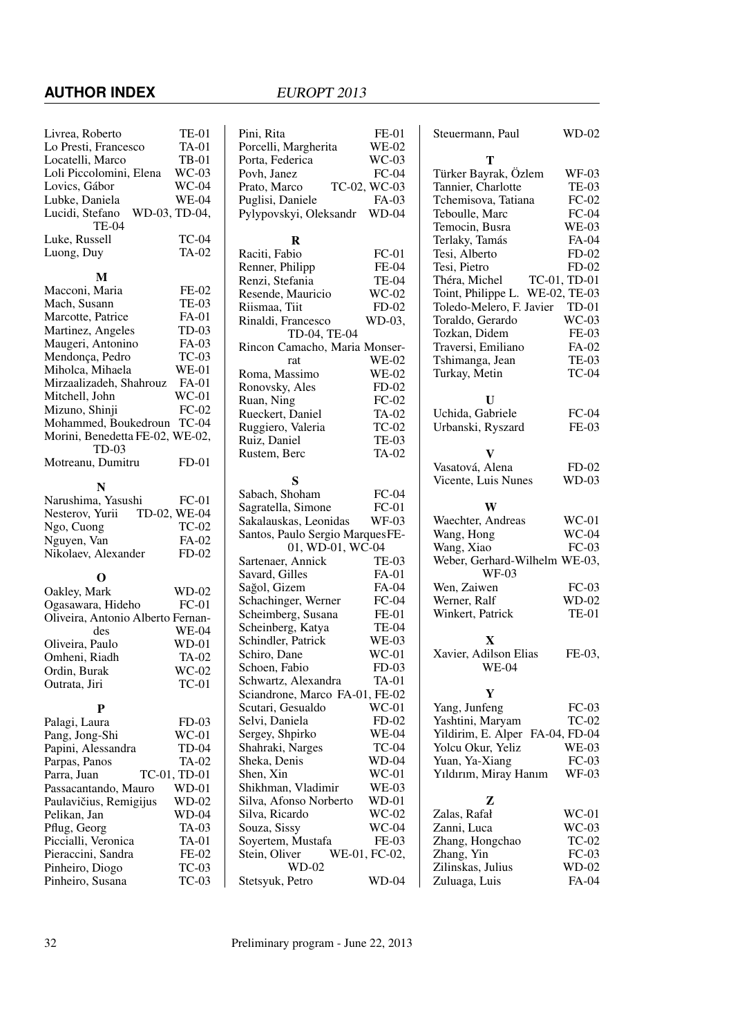Livrea, Roberto TE-01
Lo Presti, Francesco TA-01
Locatelli, Marco TB-01
Loli Piccolomini, Elena WC-03
Lovics, Gábor WC-04
Lubke, Daniela WE-04
Lucidi, Stefano WD-03, TD-04, TE-04
Luke, Russell TC-04
Luong, Duy TA-02

### M

Macconi, Maria FE-02
Mach, Susann TE-03
Marcotte, Patrice FA-01
Martinez, Angeles TD-03
Maugeri, Antonino FA-03
Mendonça, Pedro TC-03
Miholca, Mihaela WE-01
Mirzaalizadeh, Shahrouz FA-01
Mitchell, John WC-01
Mizuno, Shinji FC-02
Mohammed, Boukedroun TC-04
Morini, Benedetta FE-02, WE-02, TD-03
Motreanu, Dumitru FD-01

### N

Narushima, Yasushi FC-01
Nesterov, Yurii TD-02, WE-04
Ngo, Cuong TC-02
Nguyen, Van FA-02
Nikolaev, Alexander FD-02

### O

Oakley, Mark WD-02
Ogasawara, Hideho FC-01
Oliveira, Antonio Alberto Fernandes WE-04
Oliveira, Paulo WD-01
Omheni, Riadh TA-02
Ordin, Burak WC-02
Outrata, Jiri TC-01

### P

Palagi, Laura FD-03
Pang, Jong-Shi WC-01
Papini, Alessandra TD-04
Parpas, Panos TA-02
Parra, Juan TC-01, TD-01
Passacantando, Mauro WD-01
Paulavičius, Remigijus WD-02
Pelikan, Jan WD-04
Pflug, Georg TA-03
Piccialli, Veronica TA-01
Pieraccini, Sandra FE-02
Pinheiro, Diogo TC-03
Pinheiro, Susana TC-03
Pini, Rita FE-01
Porcelli, Margherita WE-02
Porta, Federica WC-03
Povh, Janez FC-04
Prato, Marco TC-02, WC-03
Puglisi, Daniele FA-03
Pylypovskyi, Oleksandr WD-04

### R

Raciti, Fabio FC-01
Renner, Philipp FE-04
Renzi, Stefania TE-04
Resende, Mauricio WC-02
Riismaa, Tiit FD-02
Rinaldi, Francesco WD-03, TD-04, TE-04
Rincon Camacho, Maria Monserrat WE-02
Roma, Massimo WE-02
Ronovsky, Ales FD-02
Ruan, Ning FC-02
Rueckert, Daniel TA-02
Ruggiero, Valeria TC-02
Ruiz, Daniel TE-03
Rustem, Berc TA-02

### S

Sabach, Shoham FC-04
Sagratella, Simone FC-01
Sakalauskas, Leonidas WF-03
Santos, Paulo Sergio Marques FE-01, WD-01, WC-04
Sartenaer, Annick TE-03
Savard, Gilles FA-01
Sağol, Gizem FA-04
Schachinger, Werner FC-04
Scheimberg, Susana FE-01
Scheinberg, Katya TE-04
Schindler, Patrick WE-03
Schiro, Dane WC-01
Schoen, Fabio FD-03
Schwartz, Alexandra TA-01
Sciandrone, Marco FA-01, FE-02
Scutari, Gesualdo WC-01
Selvi, Daniela FD-02
Sergey, Shpirko WE-04
Shahraki, Narges TC-04
Sheka, Denis WD-04
Shen, Xin WC-01
Shikhman, Vladimir WE-03
Silva, Afonso Norberto WD-01
Silva, Ricardo WC-02
Souza, Sissy WC-04
Soyertem, Mustafa FE-03
Stein, Oliver WE-01, FC-02, WD-02
Stetsyuk, Petro WD-04
Steuermann, Paul WD-02

### T

Türker Bayrak, Özlem WF-03
Tannier, Charlotte TE-03
Tchemisova, Tatiana FC-02
Teboulle, Marc FC-04
Temocin, Busra WE-03
Terlaky, Tamás FA-04
Tesi, Alberto FD-02
Tesi, Pietro FD-02
Théra, Michel TC-01, TD-01
Toint, Philippe L. WE-02, TE-03
Toledo-Melero, F. Javier TD-01
Toraldo, Gerardo WC-03
Tozkan, Didem FE-03
Traversi, Emiliano FA-02
Tshimanga, Jean TE-03
Turkay, Metin TC-04

### U

Uchida, Gabriele FC-04
Urbanski, Ryszard FE-03

### V

Vasatová, Alena FD-02
Vicente, Luis Nunes WD-03

### W

Waechter, Andreas WC-01
Wang, Hong WC-04
Wang, Xiao FC-03
Weber, Gerhard-Wilhelm WE-03, WF-03
Wen, Zaiwen FC-03
Werner, Ralf WD-02
Winkert, Patrick TE-01

### X

Xavier, Adilson Elias FE-03, WE-04

### Y

Yang, Junfeng FC-03
Yashtini, Maryam TC-02
Yildirim, E. Alper FA-04, FD-04
Yolcu Okur, Yeliz WE-03
Yuan, Ya-Xiang FC-03
Yıldırım, Miray Hanım WF-03

### Z

Zalas, Rafał WC-01
Zanni, Luca WC-03
Zhang, Hongchao TC-02
Zhang, Yin FC-03
Zilinskas, Julius WD-02
Zuluaga, Luis FA-04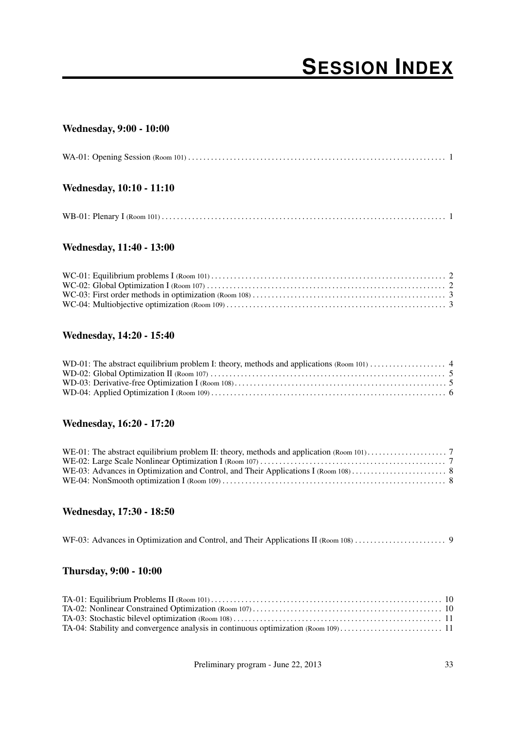# SESSION INDEX

### Wednesday, 9:00 - 10:00

WA-01: Opening Session (Room 101) .................................................................... 1

### Wednesday, 10:10 - 11:10

WB-01: Plenary I (Room 101) .................................................................... 1

### Wednesday, 11:40 - 13:00

WC-01: Equilibrium problems I (Room 101) .................................................................... 2
WC-02: Global Optimization I (Room 107) .................................................................... 2
WC-03: First order methods in optimization (Room 108) .................................................................... 3
WC-04: Multiobjective optimization (Room 109) .................................................................... 3

### Wednesday, 14:20 - 15:40

WD-01: The abstract equilibrium problem I: theory, methods and applications (Room 101) .................... 4
WD-02: Global Optimization II (Room 107) .................................................................... 5
WD-03: Derivative-free Optimization I (Room 108) .................................................................... 5
WD-04: Applied Optimization I (Room 109) .................................................................... 6

### Wednesday, 16:20 - 17:20

WE-01: The abstract equilibrium problem II: theory, methods and application (Room 101) .................... 7
WE-02: Large Scale Nonlinear Optimization I (Room 107) .................................................................... 7
WE-03: Advances in Optimization and Control, and Their Applications I (Room 108) .................... 8
WE-04: NonSmooth optimization I (Room 109) .................................................................... 8

### Wednesday, 17:30 - 18:50

WF-03: Advances in Optimization and Control, and Their Applications II (Room 108) .................... 9

### Thursday, 9:00 - 10:00

TA-01: Equilibrium Problems II (Room 101) .................................................................... 10
TA-02: Nonlinear Constrained Optimization (Room 107) .................................................................... 10
TA-03: Stochastic bilevel optimization (Room 108) .................................................................... 11
TA-04: Stability and convergence analysis in continuous optimization (Room 109) .................... 11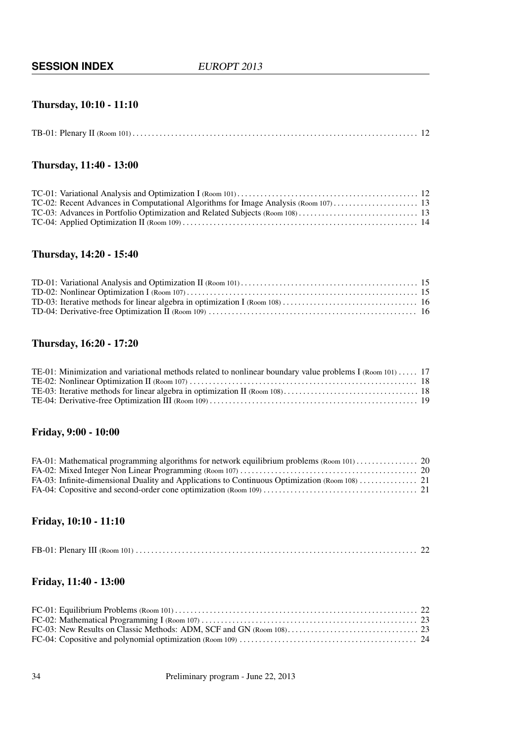## Thursday, 10:10 - 11:10

TB-01: Plenary II (Room 101) . . . . . . . . . . 12

## Thursday, 11:40 - 13:00

TC-01: Variational Analysis and Optimization I (Room 101) . . . . . . . . . . 12
TC-02: Recent Advances in Computational Algorithms for Image Analysis (Room 107) . . . . . . . . . . 13
TC-03: Advances in Portfolio Optimization and Related Subjects (Room 108) . . . . . . . . . . 13
TC-04: Applied Optimization II (Room 109) . . . . . . . . . . 14

## Thursday, 14:20 - 15:40

TD-01: Variational Analysis and Optimization II (Room 101) . . . . . . . . . . 15
TD-02: Nonlinear Optimization I (Room 107) . . . . . . . . . . 15
TD-03: Iterative methods for linear algebra in optimization I (Room 108) . . . . . . . . . . 16
TD-04: Derivative-free Optimization II (Room 109) . . . . . . . . . . 16

## Thursday, 16:20 - 17:20

TE-01: Minimization and variational methods related to nonlinear boundary value problems I (Room 101) . . . . . 17
TE-02: Nonlinear Optimization II (Room 107) . . . . . . . . . . 18
TE-03: Iterative methods for linear algebra in optimization II (Room 108) . . . . . . . . . . 18
TE-04: Derivative-free Optimization III (Room 109) . . . . . . . . . . 19

## Friday, 9:00 - 10:00

FA-01: Mathematical programming algorithms for network equilibrium problems (Room 101) . . . . . . . . . . 20
FA-02: Mixed Integer Non Linear Programming (Room 107) . . . . . . . . . . 20
FA-03: Infinite-dimensional Duality and Applications to Continuous Optimization (Room 108) . . . . . . . . . . 21
FA-04: Copositive and second-order cone optimization (Room 109) . . . . . . . . . . 21

## Friday, 10:10 - 11:10

FB-01: Plenary III (Room 101) . . . . . . . . . . 22

## Friday, 11:40 - 13:00

FC-01: Equilibrium Problems (Room 101) . . . . . . . . . . 22
FC-02: Mathematical Programming I (Room 107) . . . . . . . . . . 23
FC-03: New Results on Classic Methods: ADM, SCF and GN (Room 108) . . . . . . . . . . 23
FC-04: Copositive and polynomial optimization (Room 109) . . . . . . . . . . 24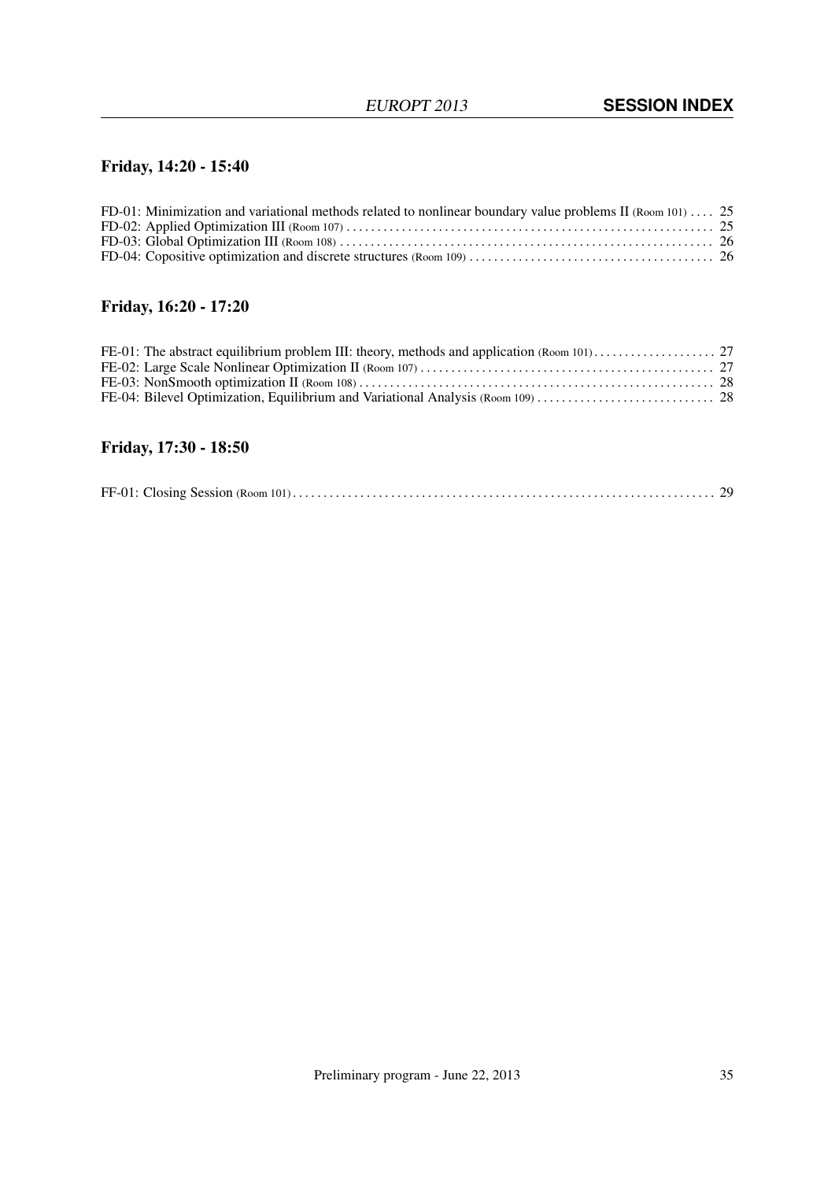## Friday, 14:20 - 15:40

FD-01: Minimization and variational methods related to nonlinear boundary value problems II (Room 101) .... 25
FD-02: Applied Optimization III (Room 107) .... 25
FD-03: Global Optimization III (Room 108) .... 26
FD-04: Copositive optimization and discrete structures (Room 109) .... 26

## Friday, 16:20 - 17:20

FE-01: The abstract equilibrium problem III: theory, methods and application (Room 101) .... 27
FE-02: Large Scale Nonlinear Optimization II (Room 107) .... 27
FE-03: NonSmooth optimization II (Room 108) .... 28
FE-04: Bilevel Optimization, Equilibrium and Variational Analysis (Room 109) .... 28

## Friday, 17:30 - 18:50

FF-01: Closing Session (Room 101) .... 29